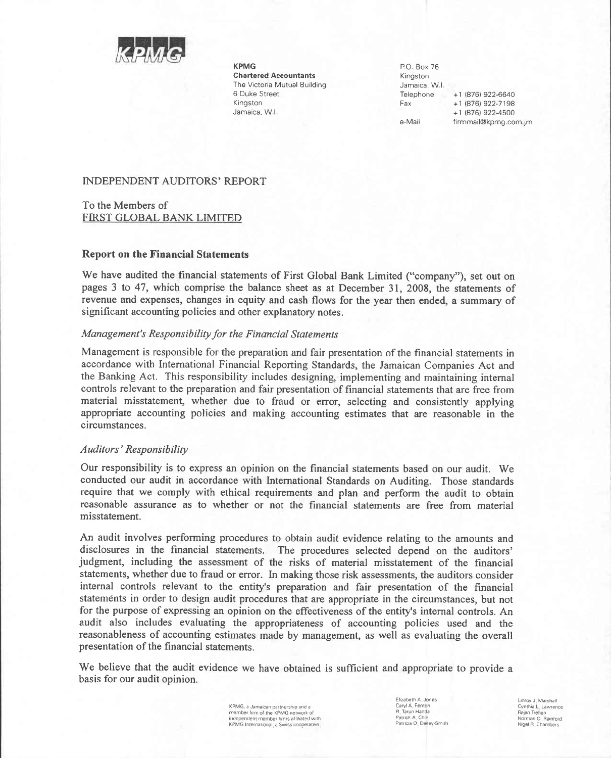KPMG
**Chartered Accountants**
The Victoria Mutual Building
6 Duke Street
Kingston
Jamaica, W.I.

P.O. Box 76
Kingston
Jamaica, W.I.
Telephone +1 (876) 922-6640
Fax +1 (876) 922-7198
+1 (876) 922-4500
e-Mail firmmail@kpmg.com.jm

# INDEPENDENT AUDITORS' REPORT

To the Members of
FIRST GLOBAL BANK LIMITED

## Report on the Financial Statements

We have audited the financial statements of First Global Bank Limited ("company"), set out on pages 3 to 47, which comprise the balance sheet as at December 31, 2008, the statements of revenue and expenses, changes in equity and cash flows for the year then ended, a summary of significant accounting policies and other explanatory notes.

### *Management's Responsibility for the Financial Statements*

Management is responsible for the preparation and fair presentation of the financial statements in accordance with International Financial Reporting Standards, the Jamaican Companies Act and the Banking Act. This responsibility includes designing, implementing and maintaining internal controls relevant to the preparation and fair presentation of financial statements that are free from material misstatement, whether due to fraud or error, selecting and consistently applying appropriate accounting policies and making accounting estimates that are reasonable in the circumstances.

### *Auditors' Responsibility*

Our responsibility is to express an opinion on the financial statements based on our audit. We conducted our audit in accordance with International Standards on Auditing. Those standards require that we comply with ethical requirements and plan and perform the audit to obtain reasonable assurance as to whether or not the financial statements are free from material misstatement.

An audit involves performing procedures to obtain audit evidence relating to the amounts and disclosures in the financial statements. The procedures selected depend on the auditors' judgment, including the assessment of the risks of material misstatement of the financial statements, whether due to fraud or error. In making those risk assessments, the auditors consider internal controls relevant to the entity's preparation and fair presentation of the financial statements in order to design audit procedures that are appropriate in the circumstances, but not for the purpose of expressing an opinion on the effectiveness of the entity's internal controls. An audit also includes evaluating the appropriateness of accounting policies used and the reasonableness of accounting estimates made by management, as well as evaluating the overall presentation of the financial statements.

We believe that the audit evidence we have obtained is sufficient and appropriate to provide a basis for our audit opinion.

KPMG, a Jamaican partnership and a member firm of the KPMG network of independent member firms affiliated with KPMG International, a Swiss cooperative.

Elizabeth A. Jones
Caryl A. Fenton
R. Tarun Handa
Patrick A. Chin
Patricia O. Dailey-Smith

Linroy J. Marshall
Cynthia L. Lawrence
Rajan Trehan
Norman O. Rainford
Nigel R. Chambers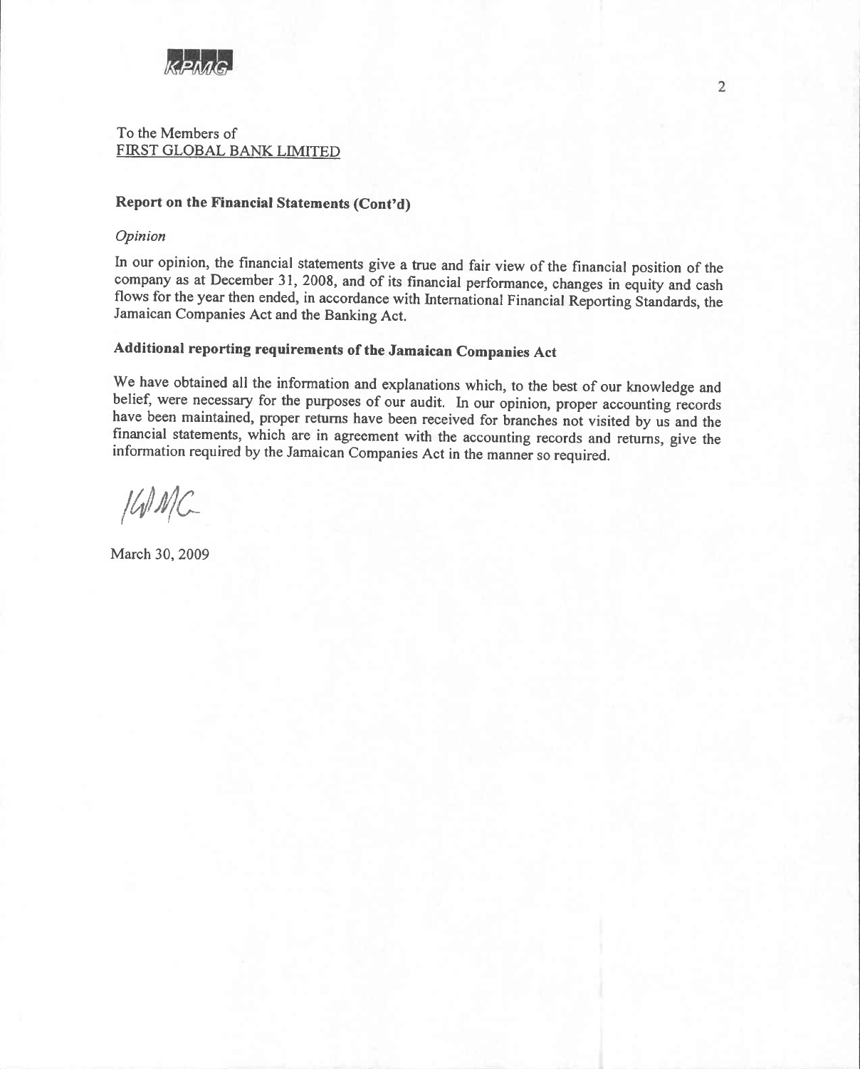To the Members of
FIRST GLOBAL BANK LIMITED

## Report on the Financial Statements (Cont'd)

*Opinion*

In our opinion, the financial statements give a true and fair view of the financial position of the company as at December 31, 2008, and of its financial performance, changes in equity and cash flows for the year then ended, in accordance with International Financial Reporting Standards, the Jamaican Companies Act and the Banking Act.

## Additional reporting requirements of the Jamaican Companies Act

We have obtained all the information and explanations which, to the best of our knowledge and belief, were necessary for the purposes of our audit. In our opinion, proper accounting records have been maintained, proper returns have been received for branches not visited by us and the financial statements, which are in agreement with the accounting records and returns, give the information required by the Jamaican Companies Act in the manner so required.

KPMG

March 30, 2009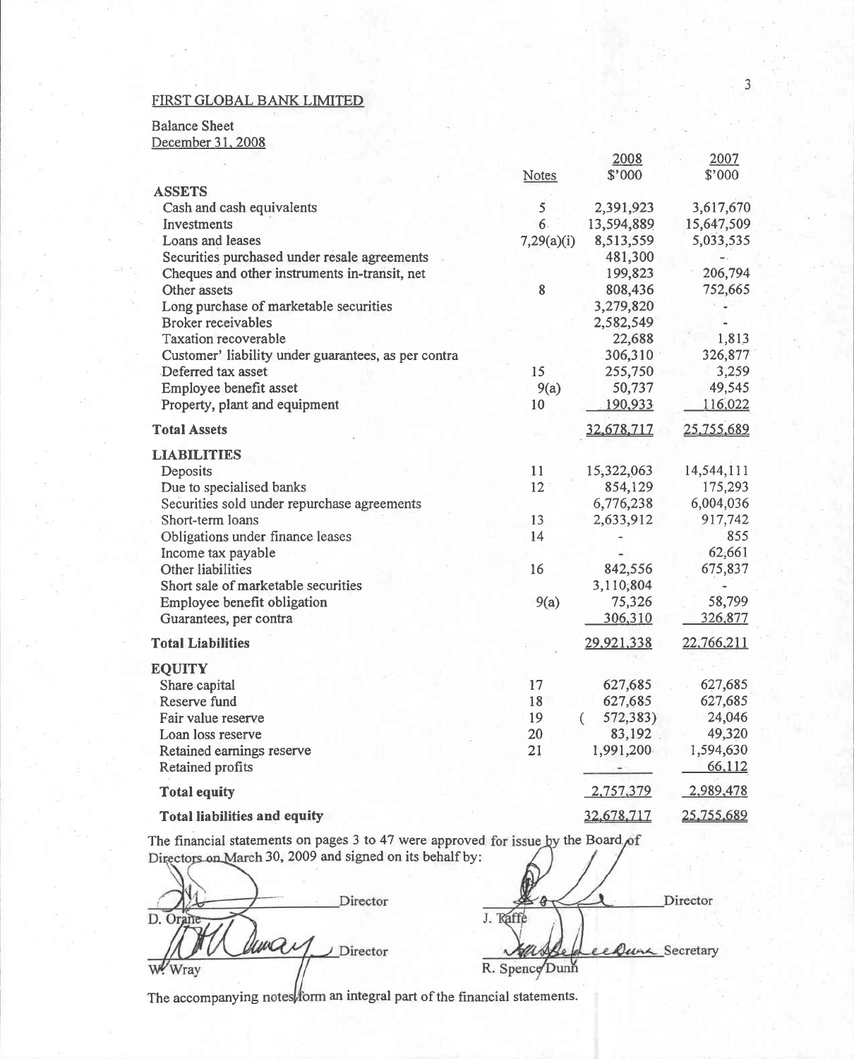FIRST GLOBAL BANK LIMITED

Balance Sheet
December 31, 2008

| | Notes | 2008 $'000 | 2007 $'000 |
|---|---|---|---|
| **ASSETS** | | | |
| Cash and cash equivalents | 5 | 2,391,923 | 3,617,670 |
| Investments | 6 | 13,594,889 | 15,647,509 |
| Loans and leases | 7,29(a)(i) | 8,513,559 | 5,033,535 |
| Securities purchased under resale agreements | | 481,300 | - |
| Cheques and other instruments in-transit, net | | 199,823 | 206,794 |
| Other assets | 8 | 808,436 | 752,665 |
| Long purchase of marketable securities | | 3,279,820 | - |
| Broker receivables | | 2,582,549 | - |
| Taxation recoverable | | 22,688 | 1,813 |
| Customer' liability under guarantees, as per contra | | 306,310 | 326,877 |
| Deferred tax asset | 15 | 255,750 | 3,259 |
| Employee benefit asset | 9(a) | 50,737 | 49,545 |
| Property, plant and equipment | 10 | 190,933 | 116,022 |
| **Total Assets** | | 32,678,717 | 25,755,689 |
| **LIABILITIES** | | | |
| Deposits | 11 | 15,322,063 | 14,544,111 |
| Due to specialised banks | 12 | 854,129 | 175,293 |
| Securities sold under repurchase agreements | | 6,776,238 | 6,004,036 |
| Short-term loans | 13 | 2,633,912 | 917,742 |
| Obligations under finance leases | 14 | - | 855 |
| Income tax payable | | - | 62,661 |
| Other liabilities | 16 | 842,556 | 675,837 |
| Short sale of marketable securities | | 3,110,804 | - |
| Employee benefit obligation | 9(a) | 75,326 | 58,799 |
| Guarantees, per contra | | 306,310 | 326,877 |
| **Total Liabilities** | | 29,921,338 | 22,766,211 |
| **EQUITY** | | | |
| Share capital | 17 | 627,685 | 627,685 |
| Reserve fund | 18 | 627,685 | 627,685 |
| Fair value reserve | 19 | ( 572,383) | 24,046 |
| Loan loss reserve | 20 | 83,192 | 49,320 |
| Retained earnings reserve | 21 | 1,991,200 | 1,594,630 |
| Retained profits | | - | 66,112 |
| **Total equity** | | 2,757,379 | 2,989,478 |
| **Total liabilities and equity** | | 32,678,717 | 25,755,689 |

The financial statements on pages 3 to 47 were approved for issue by the Board of Directors on March 30, 2009 and signed on its behalf by:

| | |
|---|---|
| Director<br>D. Orane | Director<br>J. Taffe |
| Director<br>W. Wray | Secretary<br>R. Spence Dunn |

The accompanying notes form an integral part of the financial statements.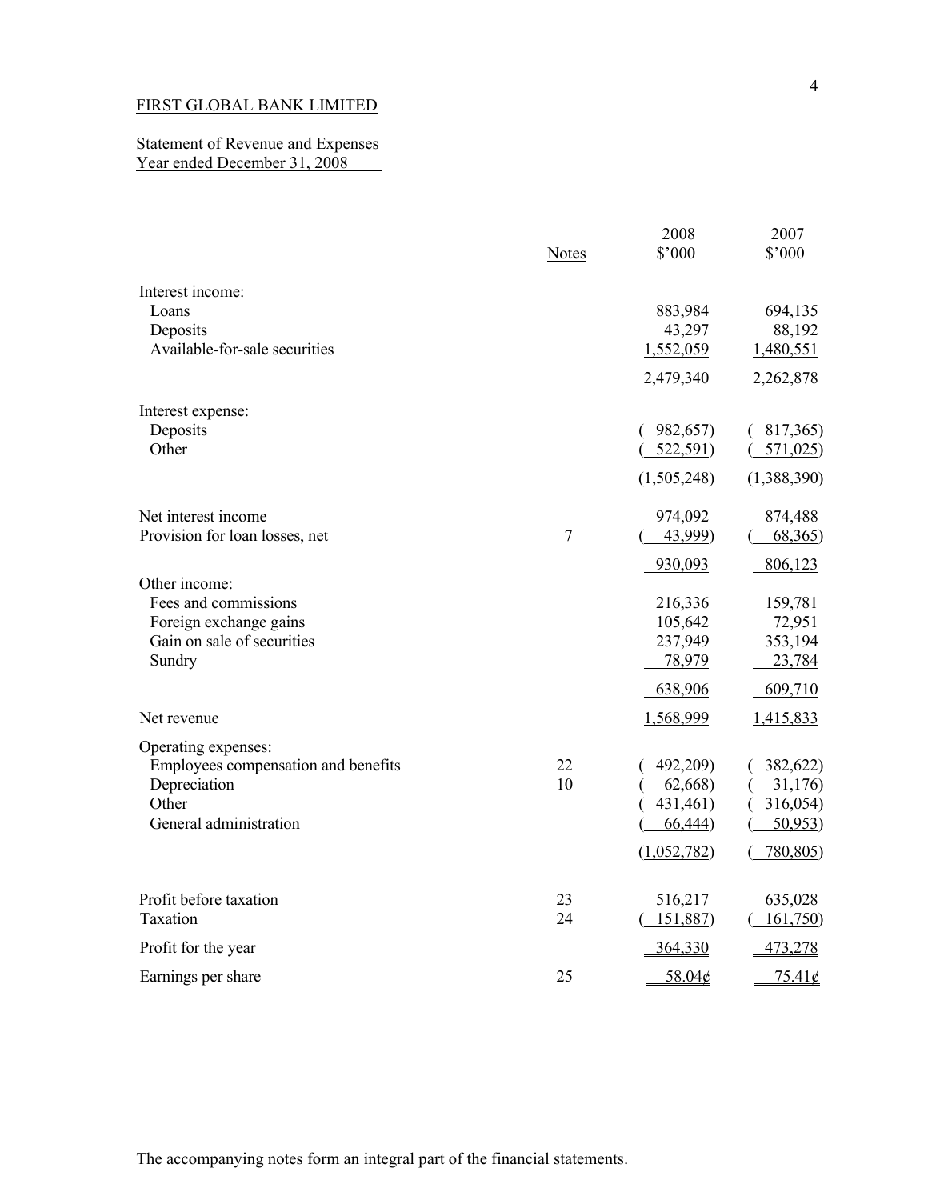FIRST GLOBAL BANK LIMITED

Statement of Revenue and Expenses
Year ended December 31, 2008

| | Notes | 2008 $'000 | 2007 $'000 |
|---|---|---|---|
| Interest income: | | | |
| Loans | | 883,984 | 694,135 |
| Deposits | | 43,297 | 88,192 |
| Available-for-sale securities | | 1,552,059 | 1,480,551 |
| | | 2,479,340 | 2,262,878 |
| Interest expense: | | | |
| Deposits | | ( 982,657) | ( 817,365) |
| Other | | ( 522,591) | ( 571,025) |
| | | (1,505,248) | (1,388,390) |
| Net interest income | | 974,092 | 874,488 |
| Provision for loan losses, net | 7 | ( 43,999) | ( 68,365) |
| | | 930,093 | 806,123 |
| Other income: | | | |
| Fees and commissions | | 216,336 | 159,781 |
| Foreign exchange gains | | 105,642 | 72,951 |
| Gain on sale of securities | | 237,949 | 353,194 |
| Sundry | | 78,979 | 23,784 |
| | | 638,906 | 609,710 |
| Net revenue | | 1,568,999 | 1,415,833 |
| Operating expenses: | | | |
| Employees compensation and benefits | 22 | ( 492,209) | ( 382,622) |
| Depreciation | 10 | ( 62,668) | ( 31,176) |
| Other | | ( 431,461) | ( 316,054) |
| General administration | | ( 66,444) | ( 50,953) |
| | | (1,052,782) | ( 780,805) |
| Profit before taxation | 23 | 516,217 | 635,028 |
| Taxation | 24 | ( 151,887) | ( 161,750) |
| Profit for the year | | 364,330 | 473,278 |
| Earnings per share | 25 | 58.04¢ | 75.41¢ |

The accompanying notes form an integral part of the financial statements.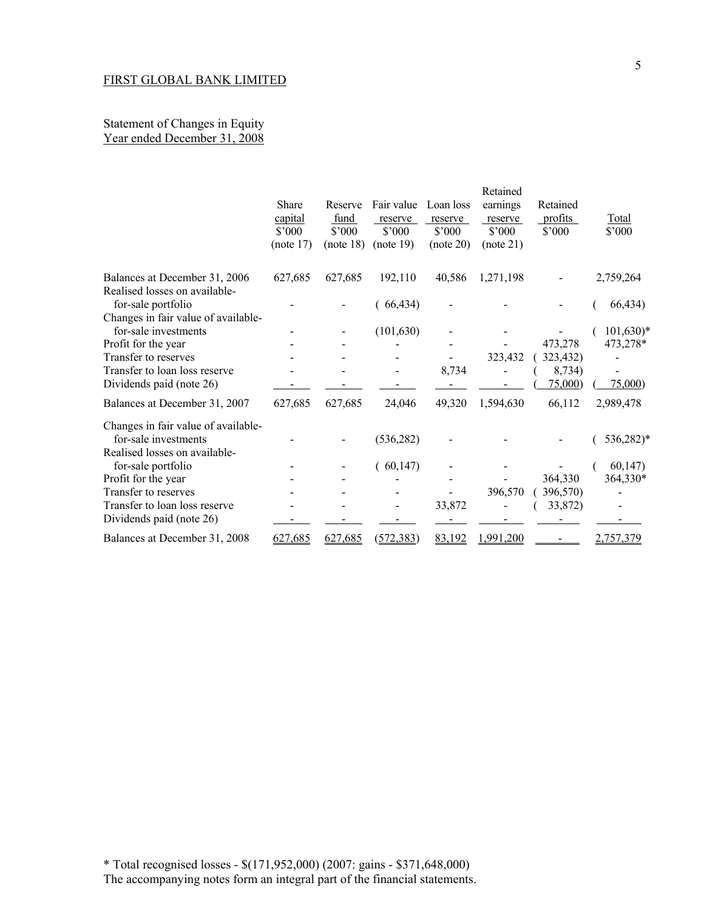FIRST GLOBAL BANK LIMITED

Statement of Changes in Equity
Year ended December 31, 2008

| | Share capital $'000 (note 17) | Reserve fund $'000 (note 18) | Fair value reserve $'000 (note 19) | Loan loss reserve $'000 (note 20) | Retained earnings reserve $'000 (note 21) | Retained profits $'000 | Total $'000 |
|---|---|---|---|---|---|---|---|
| Balances at December 31, 2006 | 627,685 | 627,685 | 192,110 | 40,586 | 1,271,198 | - | 2,759,264 |
| Realised losses on available-for-sale portfolio | - | - | ( 66,434) | - | - | - | ( 66,434) |
| Changes in fair value of available-for-sale investments | - | - | (101,630) | - | - | - | ( 101,630)* |
| Profit for the year | - | - | - | - | - | 473,278 | 473,278* |
| Transfer to reserves | - | - | - | - | 323,432 | ( 323,432) | - |
| Transfer to loan loss reserve | - | - | - | 8,734 | - | ( 8,734) | - |
| Dividends paid (note 26) | - | - | - | - | - | ( 75,000) | ( 75,000) |
| Balances at December 31, 2007 | 627,685 | 627,685 | 24,046 | 49,320 | 1,594,630 | 66,112 | 2,989,478 |
| Changes in fair value of available-for-sale investments | - | - | (536,282) | - | - | - | ( 536,282)* |
| Realised losses on available-for-sale portfolio | - | - | ( 60,147) | - | - | - | ( 60,147) |
| Profit for the year | - | - | - | - | - | 364,330 | 364,330* |
| Transfer to reserves | - | - | - | - | 396,570 | ( 396,570) | - |
| Transfer to loan loss reserve | - | - | - | 33,872 | - | ( 33,872) | - |
| Dividends paid (note 26) | - | - | - | - | - | - | - |
| Balances at December 31, 2008 | 627,685 | 627,685 | (572,383) | 83,192 | 1,991,200 | - | 2,757,379 |

\* Total recognised losses - $(171,952,000) (2007: gains - $371,648,000)

The accompanying notes form an integral part of the financial statements.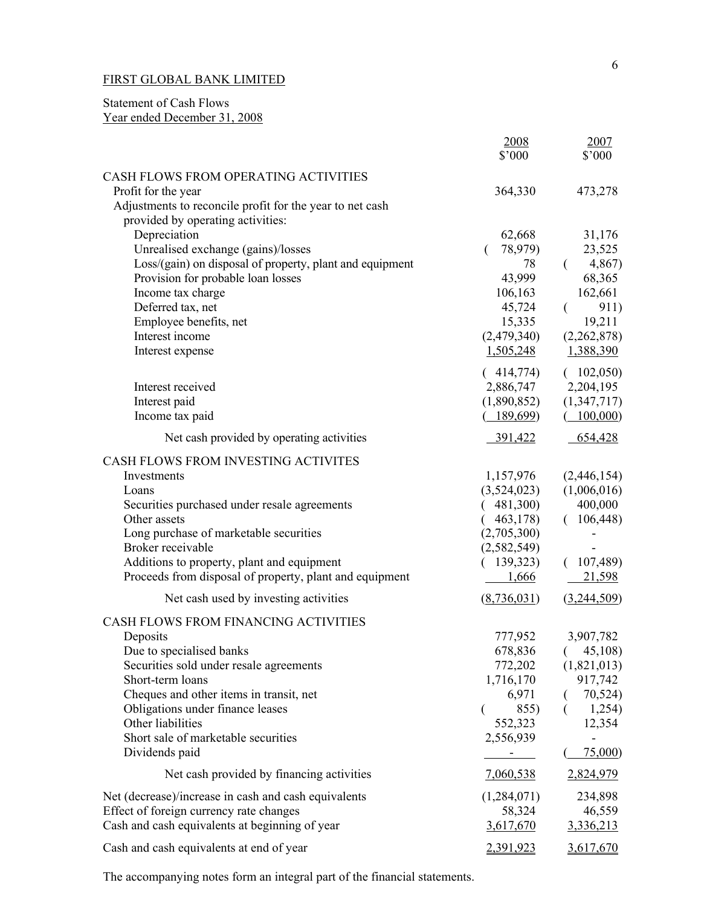FIRST GLOBAL BANK LIMITED

Statement of Cash Flows
Year ended December 31, 2008

| | 2008<br>$'000 | 2007<br>$'000 |
|---|---|---|
| CASH FLOWS FROM OPERATING ACTIVITIES | | |
| Profit for the year | 364,330 | 473,278 |
| Adjustments to reconcile profit for the year to net cash provided by operating activities: | | |
| Depreciation | 62,668 | 31,176 |
| Unrealised exchange (gains)/losses | ( 78,979) | 23,525 |
| Loss/(gain) on disposal of property, plant and equipment | 78 | ( 4,867) |
| Provision for probable loan losses | 43,999 | 68,365 |
| Income tax charge | 106,163 | 162,661 |
| Deferred tax, net | 45,724 | ( 911) |
| Employee benefits, net | 15,335 | 19,211 |
| Interest income | (2,479,340) | (2,262,878) |
| Interest expense | 1,505,248 | 1,388,390 |
| | ( 414,774) | ( 102,050) |
| Interest received | 2,886,747 | 2,204,195 |
| Interest paid | (1,890,852) | (1,347,717) |
| Income tax paid | ( 189,699) | ( 100,000) |
| Net cash provided by operating activities | 391,422 | 654,428 |
| CASH FLOWS FROM INVESTING ACTIVITES | | |
| Investments | 1,157,976 | (2,446,154) |
| Loans | (3,524,023) | (1,006,016) |
| Securities purchased under resale agreements | ( 481,300) | 400,000 |
| Other assets | ( 463,178) | ( 106,448) |
| Long purchase of marketable securities | (2,705,300) | - |
| Broker receivable | (2,582,549) | - |
| Additions to property, plant and equipment | ( 139,323) | ( 107,489) |
| Proceeds from disposal of property, plant and equipment | 1,666 | 21,598 |
| Net cash used by investing activities | (8,736,031) | (3,244,509) |
| CASH FLOWS FROM FINANCING ACTIVITIES | | |
| Deposits | 777,952 | 3,907,782 |
| Due to specialised banks | 678,836 | ( 45,108) |
| Securities sold under resale agreements | 772,202 | (1,821,013) |
| Short-term loans | 1,716,170 | 917,742 |
| Cheques and other items in transit, net | 6,971 | ( 70,524) |
| Obligations under finance leases | ( 855) | ( 1,254) |
| Other liabilities | 552,323 | 12,354 |
| Short sale of marketable securities | 2,556,939 | - |
| Dividends paid | - | ( 75,000) |
| Net cash provided by financing activities | 7,060,538 | 2,824,979 |
| Net (decrease)/increase in cash and cash equivalents | (1,284,071) | 234,898 |
| Effect of foreign currency rate changes | 58,324 | 46,559 |
| Cash and cash equivalents at beginning of year | 3,617,670 | 3,336,213 |
| Cash and cash equivalents at end of year | 2,391,923 | 3,617,670 |

The accompanying notes form an integral part of the financial statements.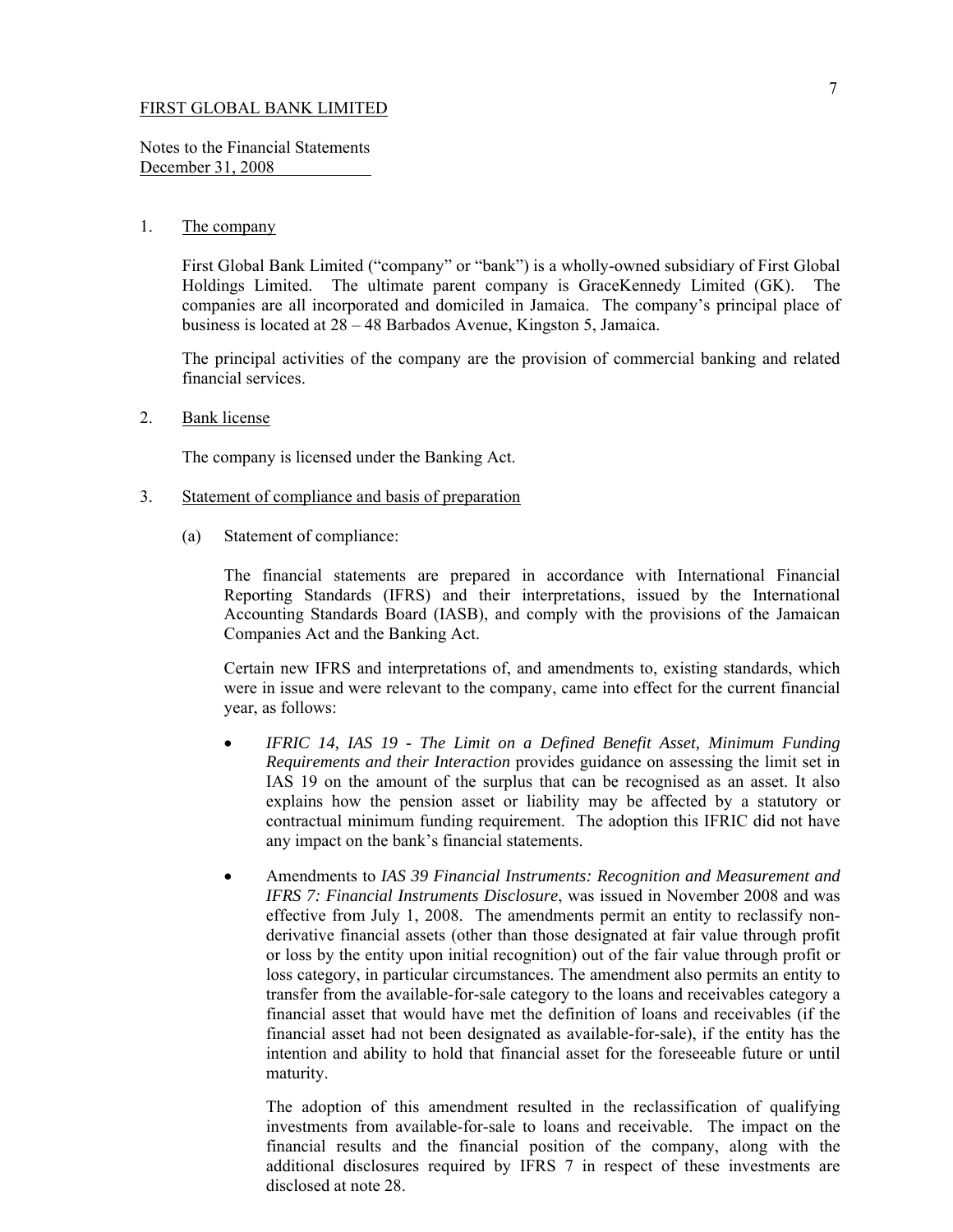FIRST GLOBAL BANK LIMITED

Notes to the Financial Statements
December 31, 2008

1. The company

   First Global Bank Limited ("company" or "bank") is a wholly-owned subsidiary of First Global Holdings Limited. The ultimate parent company is GraceKennedy Limited (GK). The companies are all incorporated and domiciled in Jamaica. The company's principal place of business is located at 28 – 48 Barbados Avenue, Kingston 5, Jamaica.

   The principal activities of the company are the provision of commercial banking and related financial services.

2. Bank license

   The company is licensed under the Banking Act.

3. Statement of compliance and basis of preparation

   (a) Statement of compliance:

   The financial statements are prepared in accordance with International Financial Reporting Standards (IFRS) and their interpretations, issued by the International Accounting Standards Board (IASB), and comply with the provisions of the Jamaican Companies Act and the Banking Act.

   Certain new IFRS and interpretations of, and amendments to, existing standards, which were in issue and were relevant to the company, came into effect for the current financial year, as follows:

   - *IFRIC 14, IAS 19 - The Limit on a Defined Benefit Asset, Minimum Funding Requirements and their Interaction* provides guidance on assessing the limit set in IAS 19 on the amount of the surplus that can be recognised as an asset. It also explains how the pension asset or liability may be affected by a statutory or contractual minimum funding requirement. The adoption this IFRIC did not have any impact on the bank's financial statements.

   - Amendments to *IAS 39 Financial Instruments: Recognition and Measurement and IFRS 7: Financial Instruments Disclosure*, was issued in November 2008 and was effective from July 1, 2008. The amendments permit an entity to reclassify non-derivative financial assets (other than those designated at fair value through profit or loss by the entity upon initial recognition) out of the fair value through profit or loss category, in particular circumstances. The amendment also permits an entity to transfer from the available-for-sale category to the loans and receivables category a financial asset that would have met the definition of loans and receivables (if the financial asset had not been designated as available-for-sale), if the entity has the intention and ability to hold that financial asset for the foreseeable future or until maturity.

     The adoption of this amendment resulted in the reclassification of qualifying investments from available-for-sale to loans and receivable. The impact on the financial results and the financial position of the company, along with the additional disclosures required by IFRS 7 in respect of these investments are disclosed at note 28.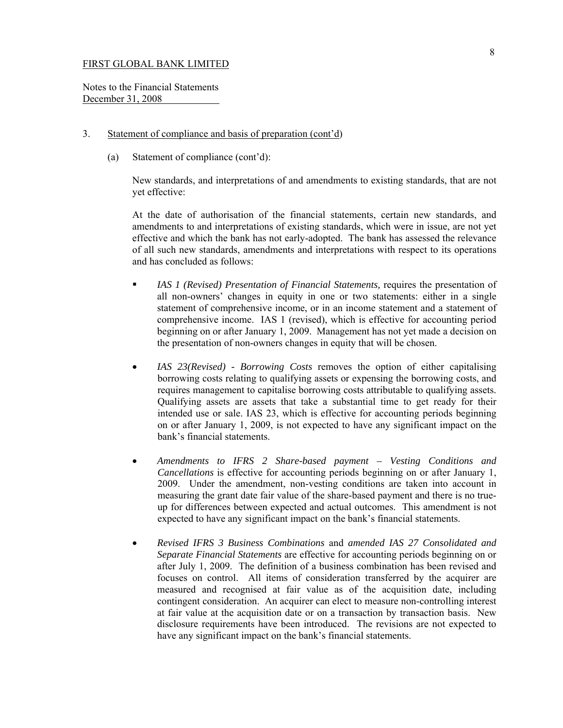FIRST GLOBAL BANK LIMITED

Notes to the Financial Statements
December 31, 2008

3. Statement of compliance and basis of preparation (cont'd)

   (a) Statement of compliance (cont'd):

   New standards, and interpretations of and amendments to existing standards, that are not yet effective:

   At the date of authorisation of the financial statements, certain new standards, and amendments to and interpretations of existing standards, which were in issue, are not yet effective and which the bank has not early-adopted. The bank has assessed the relevance of all such new standards, amendments and interpretations with respect to its operations and has concluded as follows:

   - *IAS 1 (Revised) Presentation of Financial Statements,* requires the presentation of all non-owners' changes in equity in one or two statements: either in a single statement of comprehensive income, or in an income statement and a statement of comprehensive income. IAS 1 (revised), which is effective for accounting period beginning on or after January 1, 2009. Management has not yet made a decision on the presentation of non-owners changes in equity that will be chosen.

   - *IAS 23(Revised) - Borrowing Costs* removes the option of either capitalising borrowing costs relating to qualifying assets or expensing the borrowing costs, and requires management to capitalise borrowing costs attributable to qualifying assets. Qualifying assets are assets that take a substantial time to get ready for their intended use or sale. IAS 23, which is effective for accounting periods beginning on or after January 1, 2009, is not expected to have any significant impact on the bank's financial statements.

   - *Amendments to IFRS 2 Share-based payment – Vesting Conditions and Cancellations* is effective for accounting periods beginning on or after January 1, 2009. Under the amendment, non-vesting conditions are taken into account in measuring the grant date fair value of the share-based payment and there is no true-up for differences between expected and actual outcomes. This amendment is not expected to have any significant impact on the bank's financial statements.

   - *Revised IFRS 3 Business Combinations* and *amended IAS 27 Consolidated and Separate Financial Statements* are effective for accounting periods beginning on or after July 1, 2009. The definition of a business combination has been revised and focuses on control. All items of consideration transferred by the acquirer are measured and recognised at fair value as of the acquisition date, including contingent consideration. An acquirer can elect to measure non-controlling interest at fair value at the acquisition date or on a transaction by transaction basis. New disclosure requirements have been introduced. The revisions are not expected to have any significant impact on the bank's financial statements.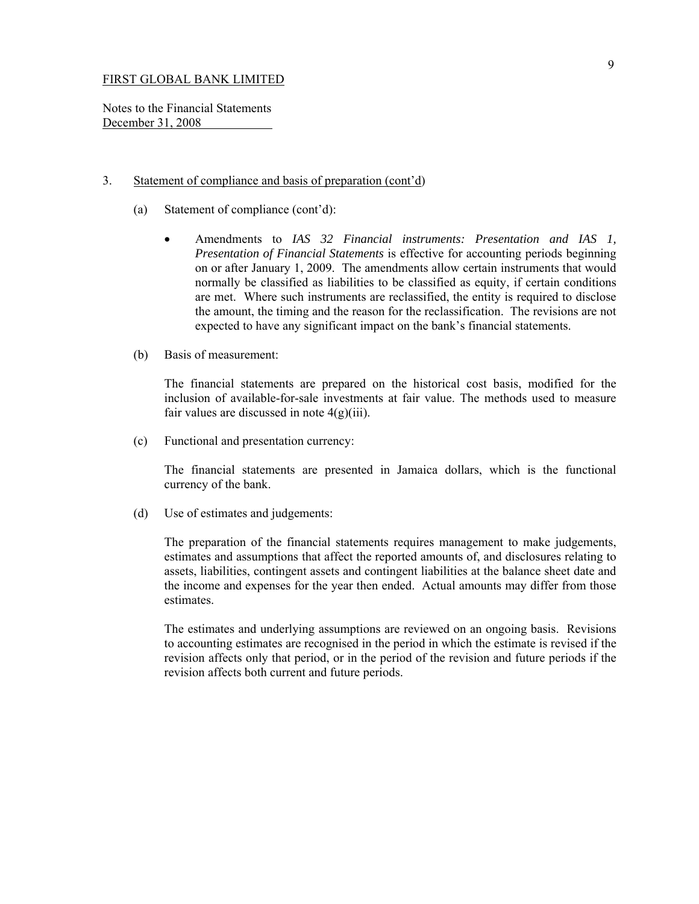FIRST GLOBAL BANK LIMITED

Notes to the Financial Statements
December 31, 2008

3. Statement of compliance and basis of preparation (cont'd)

(a) Statement of compliance (cont'd):

- Amendments to *IAS 32 Financial instruments: Presentation and IAS 1, Presentation of Financial Statements* is effective for accounting periods beginning on or after January 1, 2009. The amendments allow certain instruments that would normally be classified as liabilities to be classified as equity, if certain conditions are met. Where such instruments are reclassified, the entity is required to disclose the amount, the timing and the reason for the reclassification. The revisions are not expected to have any significant impact on the bank's financial statements.

(b) Basis of measurement:

The financial statements are prepared on the historical cost basis, modified for the inclusion of available-for-sale investments at fair value. The methods used to measure fair values are discussed in note 4(g)(iii).

(c) Functional and presentation currency:

The financial statements are presented in Jamaica dollars, which is the functional currency of the bank.

(d) Use of estimates and judgements:

The preparation of the financial statements requires management to make judgements, estimates and assumptions that affect the reported amounts of, and disclosures relating to assets, liabilities, contingent assets and contingent liabilities at the balance sheet date and the income and expenses for the year then ended. Actual amounts may differ from those estimates.

The estimates and underlying assumptions are reviewed on an ongoing basis. Revisions to accounting estimates are recognised in the period in which the estimate is revised if the revision affects only that period, or in the period of the revision and future periods if the revision affects both current and future periods.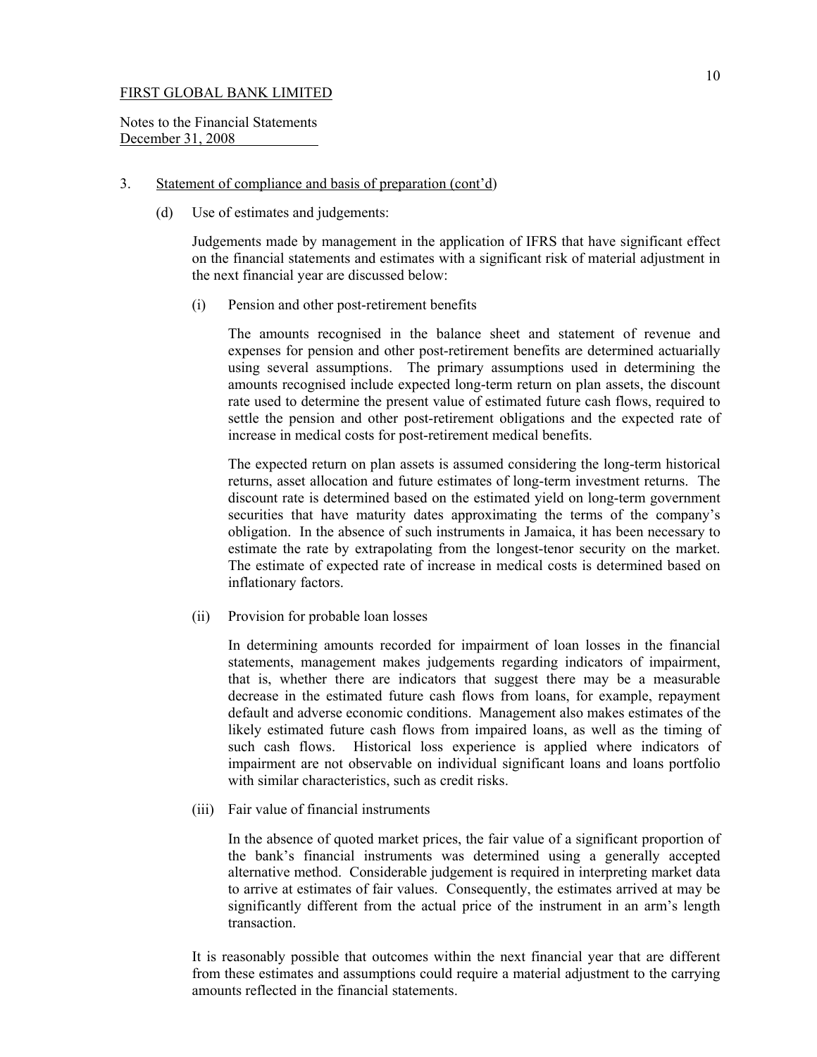3. Statement of compliance and basis of preparation (cont'd)

(d) Use of estimates and judgements:

Judgements made by management in the application of IFRS that have significant effect on the financial statements and estimates with a significant risk of material adjustment in the next financial year are discussed below:

(i) Pension and other post-retirement benefits

The amounts recognised in the balance sheet and statement of revenue and expenses for pension and other post-retirement benefits are determined actuarially using several assumptions. The primary assumptions used in determining the amounts recognised include expected long-term return on plan assets, the discount rate used to determine the present value of estimated future cash flows, required to settle the pension and other post-retirement obligations and the expected rate of increase in medical costs for post-retirement medical benefits.

The expected return on plan assets is assumed considering the long-term historical returns, asset allocation and future estimates of long-term investment returns. The discount rate is determined based on the estimated yield on long-term government securities that have maturity dates approximating the terms of the company's obligation. In the absence of such instruments in Jamaica, it has been necessary to estimate the rate by extrapolating from the longest-tenor security on the market. The estimate of expected rate of increase in medical costs is determined based on inflationary factors.

(ii) Provision for probable loan losses

In determining amounts recorded for impairment of loan losses in the financial statements, management makes judgements regarding indicators of impairment, that is, whether there are indicators that suggest there may be a measurable decrease in the estimated future cash flows from loans, for example, repayment default and adverse economic conditions. Management also makes estimates of the likely estimated future cash flows from impaired loans, as well as the timing of such cash flows. Historical loss experience is applied where indicators of impairment are not observable on individual significant loans and loans portfolio with similar characteristics, such as credit risks.

(iii) Fair value of financial instruments

In the absence of quoted market prices, the fair value of a significant proportion of the bank's financial instruments was determined using a generally accepted alternative method. Considerable judgement is required in interpreting market data to arrive at estimates of fair values. Consequently, the estimates arrived at may be significantly different from the actual price of the instrument in an arm's length transaction.

It is reasonably possible that outcomes within the next financial year that are different from these estimates and assumptions could require a material adjustment to the carrying amounts reflected in the financial statements.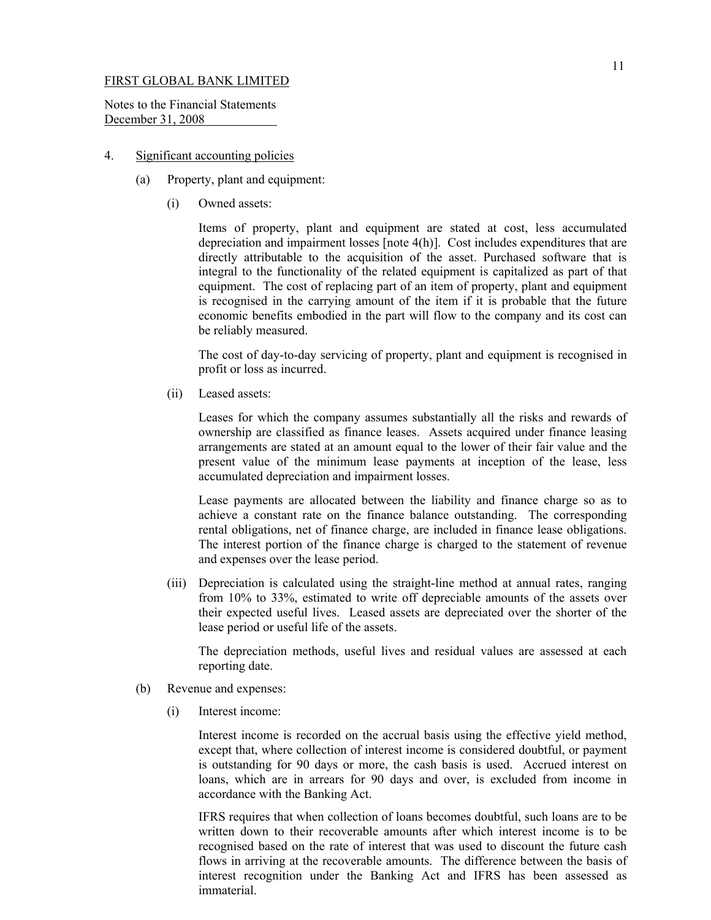FIRST GLOBAL BANK LIMITED

Notes to the Financial Statements
December 31, 2008

4. Significant accounting policies

(a) Property, plant and equipment:

(i) Owned assets:

Items of property, plant and equipment are stated at cost, less accumulated depreciation and impairment losses [note 4(h)]. Cost includes expenditures that are directly attributable to the acquisition of the asset. Purchased software that is integral to the functionality of the related equipment is capitalized as part of that equipment. The cost of replacing part of an item of property, plant and equipment is recognised in the carrying amount of the item if it is probable that the future economic benefits embodied in the part will flow to the company and its cost can be reliably measured.

The cost of day-to-day servicing of property, plant and equipment is recognised in profit or loss as incurred.

(ii) Leased assets:

Leases for which the company assumes substantially all the risks and rewards of ownership are classified as finance leases. Assets acquired under finance leasing arrangements are stated at an amount equal to the lower of their fair value and the present value of the minimum lease payments at inception of the lease, less accumulated depreciation and impairment losses.

Lease payments are allocated between the liability and finance charge so as to achieve a constant rate on the finance balance outstanding. The corresponding rental obligations, net of finance charge, are included in finance lease obligations. The interest portion of the finance charge is charged to the statement of revenue and expenses over the lease period.

(iii) Depreciation is calculated using the straight-line method at annual rates, ranging from 10% to 33%, estimated to write off depreciable amounts of the assets over their expected useful lives. Leased assets are depreciated over the shorter of the lease period or useful life of the assets.

The depreciation methods, useful lives and residual values are assessed at each reporting date.

(b) Revenue and expenses:

(i) Interest income:

Interest income is recorded on the accrual basis using the effective yield method, except that, where collection of interest income is considered doubtful, or payment is outstanding for 90 days or more, the cash basis is used. Accrued interest on loans, which are in arrears for 90 days and over, is excluded from income in accordance with the Banking Act.

IFRS requires that when collection of loans becomes doubtful, such loans are to be written down to their recoverable amounts after which interest income is to be recognised based on the rate of interest that was used to discount the future cash flows in arriving at the recoverable amounts. The difference between the basis of interest recognition under the Banking Act and IFRS has been assessed as immaterial.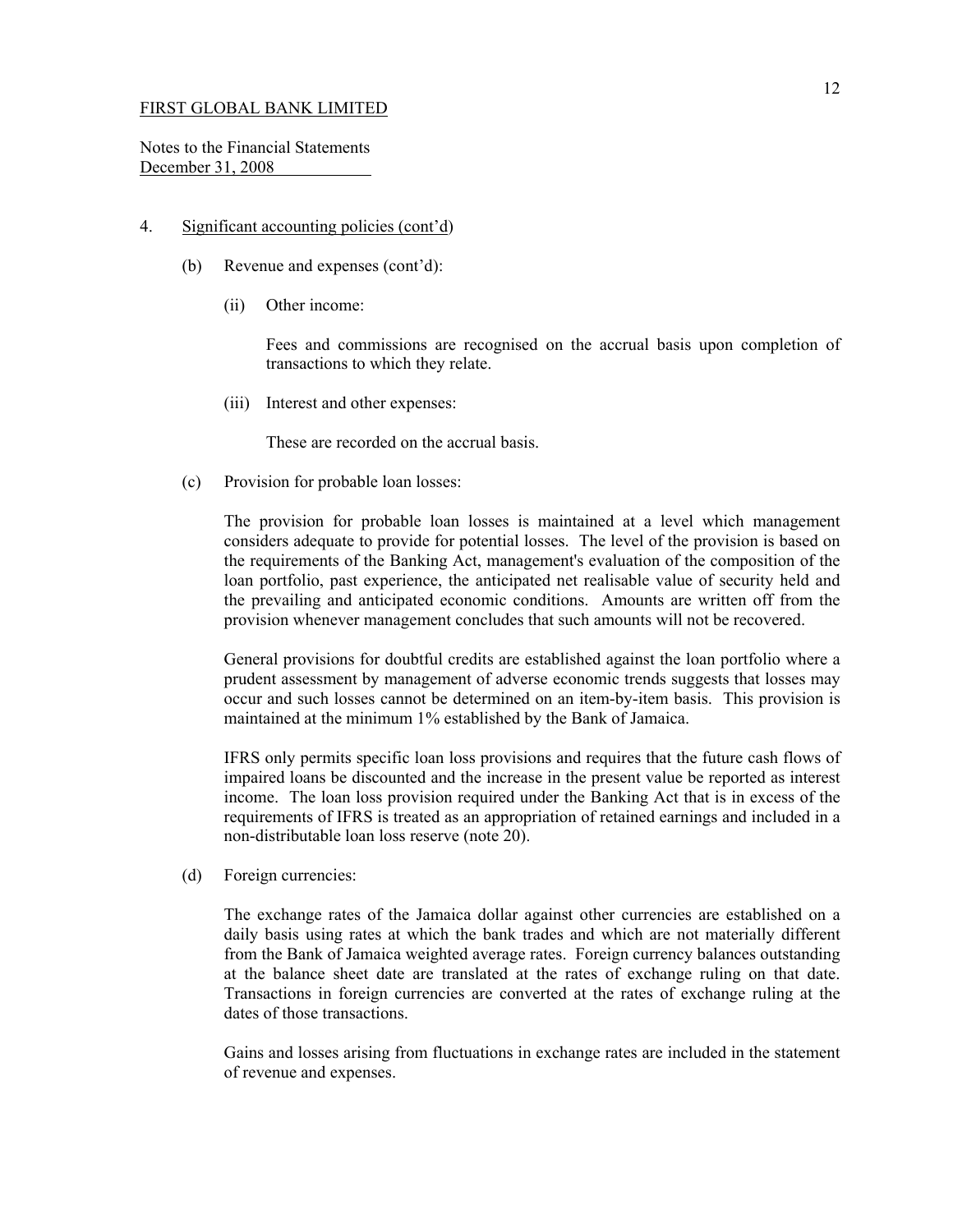FIRST GLOBAL BANK LIMITED

Notes to the Financial Statements
December 31, 2008

4. Significant accounting policies (cont'd)

(b) Revenue and expenses (cont'd):

(ii) Other income:

Fees and commissions are recognised on the accrual basis upon completion of transactions to which they relate.

(iii) Interest and other expenses:

These are recorded on the accrual basis.

(c) Provision for probable loan losses:

The provision for probable loan losses is maintained at a level which management considers adequate to provide for potential losses. The level of the provision is based on the requirements of the Banking Act, management's evaluation of the composition of the loan portfolio, past experience, the anticipated net realisable value of security held and the prevailing and anticipated economic conditions. Amounts are written off from the provision whenever management concludes that such amounts will not be recovered.

General provisions for doubtful credits are established against the loan portfolio where a prudent assessment by management of adverse economic trends suggests that losses may occur and such losses cannot be determined on an item-by-item basis. This provision is maintained at the minimum 1% established by the Bank of Jamaica.

IFRS only permits specific loan loss provisions and requires that the future cash flows of impaired loans be discounted and the increase in the present value be reported as interest income. The loan loss provision required under the Banking Act that is in excess of the requirements of IFRS is treated as an appropriation of retained earnings and included in a non-distributable loan loss reserve (note 20).

(d) Foreign currencies:

The exchange rates of the Jamaica dollar against other currencies are established on a daily basis using rates at which the bank trades and which are not materially different from the Bank of Jamaica weighted average rates. Foreign currency balances outstanding at the balance sheet date are translated at the rates of exchange ruling on that date. Transactions in foreign currencies are converted at the rates of exchange ruling at the dates of those transactions.

Gains and losses arising from fluctuations in exchange rates are included in the statement of revenue and expenses.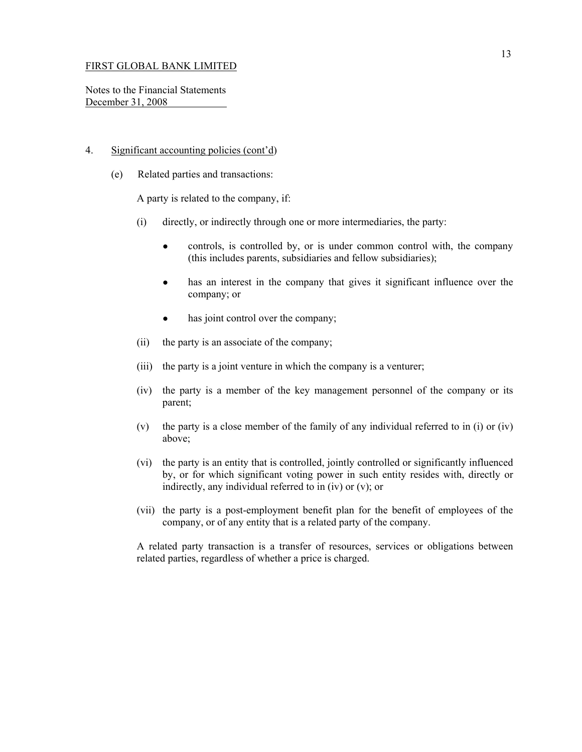FIRST GLOBAL BANK LIMITED

Notes to the Financial Statements
December 31, 2008

4. Significant accounting policies (cont'd)

(e) Related parties and transactions:

A party is related to the company, if:

(i) directly, or indirectly through one or more intermediaries, the party:

- controls, is controlled by, or is under common control with, the company (this includes parents, subsidiaries and fellow subsidiaries);
- has an interest in the company that gives it significant influence over the company; or
- has joint control over the company;

(ii) the party is an associate of the company;

(iii) the party is a joint venture in which the company is a venturer;

(iv) the party is a member of the key management personnel of the company or its parent;

(v) the party is a close member of the family of any individual referred to in (i) or (iv) above;

(vi) the party is an entity that is controlled, jointly controlled or significantly influenced by, or for which significant voting power in such entity resides with, directly or indirectly, any individual referred to in (iv) or (v); or

(vii) the party is a post-employment benefit plan for the benefit of employees of the company, or of any entity that is a related party of the company.

A related party transaction is a transfer of resources, services or obligations between related parties, regardless of whether a price is charged.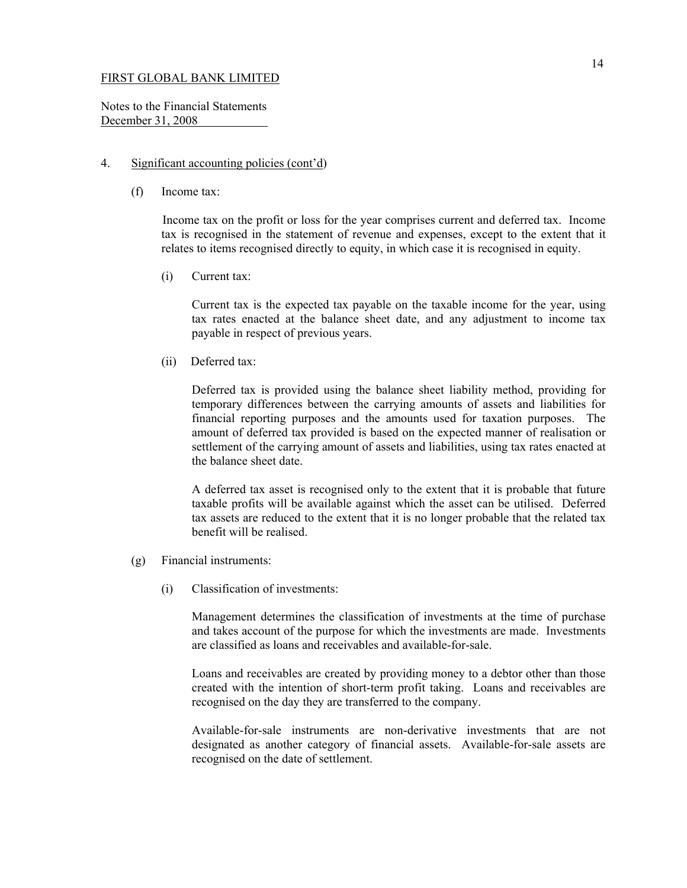FIRST GLOBAL BANK LIMITED

Notes to the Financial Statements
December 31, 2008

4. Significant accounting policies (cont'd)

(f) Income tax:

Income tax on the profit or loss for the year comprises current and deferred tax. Income tax is recognised in the statement of revenue and expenses, except to the extent that it relates to items recognised directly to equity, in which case it is recognised in equity.

(i) Current tax:

Current tax is the expected tax payable on the taxable income for the year, using tax rates enacted at the balance sheet date, and any adjustment to income tax payable in respect of previous years.

(ii) Deferred tax:

Deferred tax is provided using the balance sheet liability method, providing for temporary differences between the carrying amounts of assets and liabilities for financial reporting purposes and the amounts used for taxation purposes. The amount of deferred tax provided is based on the expected manner of realisation or settlement of the carrying amount of assets and liabilities, using tax rates enacted at the balance sheet date.

A deferred tax asset is recognised only to the extent that it is probable that future taxable profits will be available against which the asset can be utilised. Deferred tax assets are reduced to the extent that it is no longer probable that the related tax benefit will be realised.

(g) Financial instruments:

(i) Classification of investments:

Management determines the classification of investments at the time of purchase and takes account of the purpose for which the investments are made. Investments are classified as loans and receivables and available-for-sale.

Loans and receivables are created by providing money to a debtor other than those created with the intention of short-term profit taking. Loans and receivables are recognised on the day they are transferred to the company.

Available-for-sale instruments are non-derivative investments that are not designated as another category of financial assets. Available-for-sale assets are recognised on the date of settlement.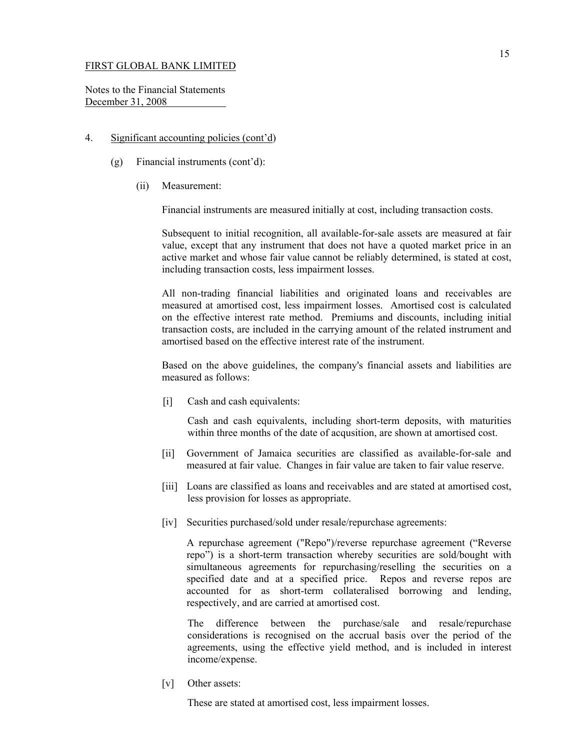FIRST GLOBAL BANK LIMITED

Notes to the Financial Statements
December 31, 2008

4. Significant accounting policies (cont'd)

(g) Financial instruments (cont'd):

(ii) Measurement:

Financial instruments are measured initially at cost, including transaction costs.

Subsequent to initial recognition, all available-for-sale assets are measured at fair value, except that any instrument that does not have a quoted market price in an active market and whose fair value cannot be reliably determined, is stated at cost, including transaction costs, less impairment losses.

All non-trading financial liabilities and originated loans and receivables are measured at amortised cost, less impairment losses. Amortised cost is calculated on the effective interest rate method. Premiums and discounts, including initial transaction costs, are included in the carrying amount of the related instrument and amortised based on the effective interest rate of the instrument.

Based on the above guidelines, the company's financial assets and liabilities are measured as follows:

[i] Cash and cash equivalents:

Cash and cash equivalents, including short-term deposits, with maturities within three months of the date of acqusition, are shown at amortised cost.

[ii] Government of Jamaica securities are classified as available-for-sale and measured at fair value. Changes in fair value are taken to fair value reserve.

[iii] Loans are classified as loans and receivables and are stated at amortised cost, less provision for losses as appropriate.

[iv] Securities purchased/sold under resale/repurchase agreements:

A repurchase agreement ("Repo")/reverse repurchase agreement ("Reverse repo") is a short-term transaction whereby securities are sold/bought with simultaneous agreements for repurchasing/reselling the securities on a specified date and at a specified price. Repos and reverse repos are accounted for as short-term collateralised borrowing and lending, respectively, and are carried at amortised cost.

The difference between the purchase/sale and resale/repurchase considerations is recognised on the accrual basis over the period of the agreements, using the effective yield method, and is included in interest income/expense.

[v] Other assets:

These are stated at amortised cost, less impairment losses.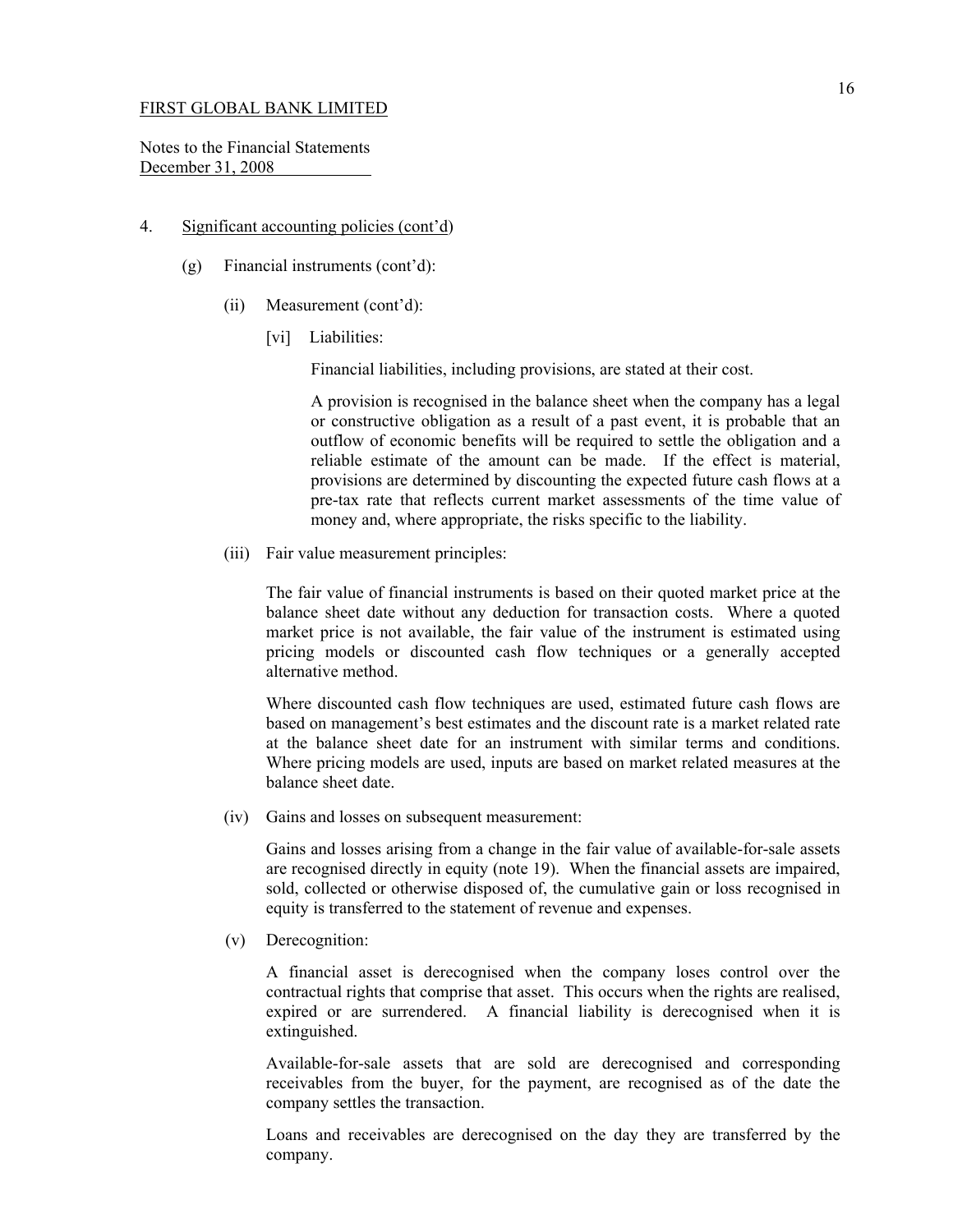FIRST GLOBAL BANK LIMITED

Notes to the Financial Statements
December 31, 2008

4. Significant accounting policies (cont'd)

(g) Financial instruments (cont'd):

(ii) Measurement (cont'd):

[vi] Liabilities:

Financial liabilities, including provisions, are stated at their cost.

A provision is recognised in the balance sheet when the company has a legal or constructive obligation as a result of a past event, it is probable that an outflow of economic benefits will be required to settle the obligation and a reliable estimate of the amount can be made. If the effect is material, provisions are determined by discounting the expected future cash flows at a pre-tax rate that reflects current market assessments of the time value of money and, where appropriate, the risks specific to the liability.

(iii) Fair value measurement principles:

The fair value of financial instruments is based on their quoted market price at the balance sheet date without any deduction for transaction costs. Where a quoted market price is not available, the fair value of the instrument is estimated using pricing models or discounted cash flow techniques or a generally accepted alternative method.

Where discounted cash flow techniques are used, estimated future cash flows are based on management's best estimates and the discount rate is a market related rate at the balance sheet date for an instrument with similar terms and conditions. Where pricing models are used, inputs are based on market related measures at the balance sheet date.

(iv) Gains and losses on subsequent measurement:

Gains and losses arising from a change in the fair value of available-for-sale assets are recognised directly in equity (note 19). When the financial assets are impaired, sold, collected or otherwise disposed of, the cumulative gain or loss recognised in equity is transferred to the statement of revenue and expenses.

(v) Derecognition:

A financial asset is derecognised when the company loses control over the contractual rights that comprise that asset. This occurs when the rights are realised, expired or are surrendered. A financial liability is derecognised when it is extinguished.

Available-for-sale assets that are sold are derecognised and corresponding receivables from the buyer, for the payment, are recognised as of the date the company settles the transaction.

Loans and receivables are derecognised on the day they are transferred by the company.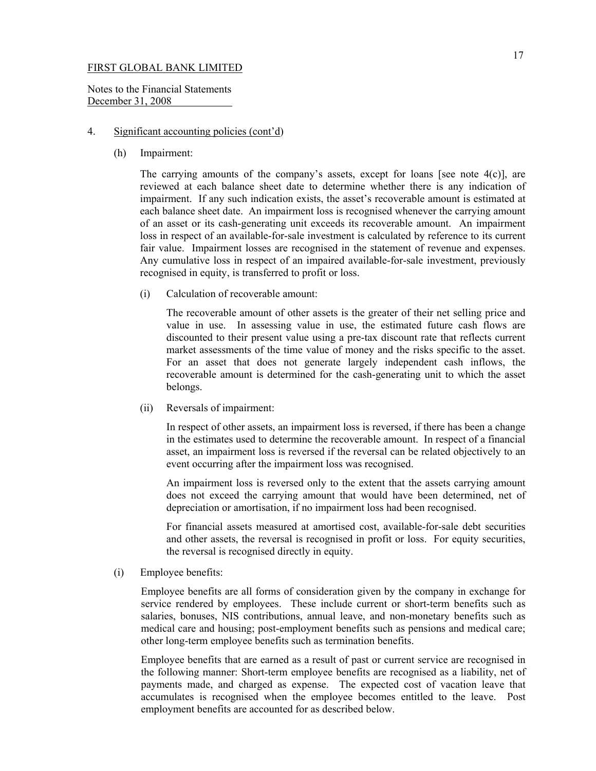FIRST GLOBAL BANK LIMITED

Notes to the Financial Statements
December 31, 2008

4. Significant accounting policies (cont'd)

(h) Impairment:

The carrying amounts of the company's assets, except for loans [see note 4(c)], are reviewed at each balance sheet date to determine whether there is any indication of impairment. If any such indication exists, the asset's recoverable amount is estimated at each balance sheet date. An impairment loss is recognised whenever the carrying amount of an asset or its cash-generating unit exceeds its recoverable amount. An impairment loss in respect of an available-for-sale investment is calculated by reference to its current fair value. Impairment losses are recognised in the statement of revenue and expenses. Any cumulative loss in respect of an impaired available-for-sale investment, previously recognised in equity, is transferred to profit or loss.

(i) Calculation of recoverable amount:

The recoverable amount of other assets is the greater of their net selling price and value in use. In assessing value in use, the estimated future cash flows are discounted to their present value using a pre-tax discount rate that reflects current market assessments of the time value of money and the risks specific to the asset. For an asset that does not generate largely independent cash inflows, the recoverable amount is determined for the cash-generating unit to which the asset belongs.

(ii) Reversals of impairment:

In respect of other assets, an impairment loss is reversed, if there has been a change in the estimates used to determine the recoverable amount. In respect of a financial asset, an impairment loss is reversed if the reversal can be related objectively to an event occurring after the impairment loss was recognised.

An impairment loss is reversed only to the extent that the assets carrying amount does not exceed the carrying amount that would have been determined, net of depreciation or amortisation, if no impairment loss had been recognised.

For financial assets measured at amortised cost, available-for-sale debt securities and other assets, the reversal is recognised in profit or loss. For equity securities, the reversal is recognised directly in equity.

(i) Employee benefits:

Employee benefits are all forms of consideration given by the company in exchange for service rendered by employees. These include current or short-term benefits such as salaries, bonuses, NIS contributions, annual leave, and non-monetary benefits such as medical care and housing; post-employment benefits such as pensions and medical care; other long-term employee benefits such as termination benefits.

Employee benefits that are earned as a result of past or current service are recognised in the following manner: Short-term employee benefits are recognised as a liability, net of payments made, and charged as expense. The expected cost of vacation leave that accumulates is recognised when the employee becomes entitled to the leave. Post employment benefits are accounted for as described below.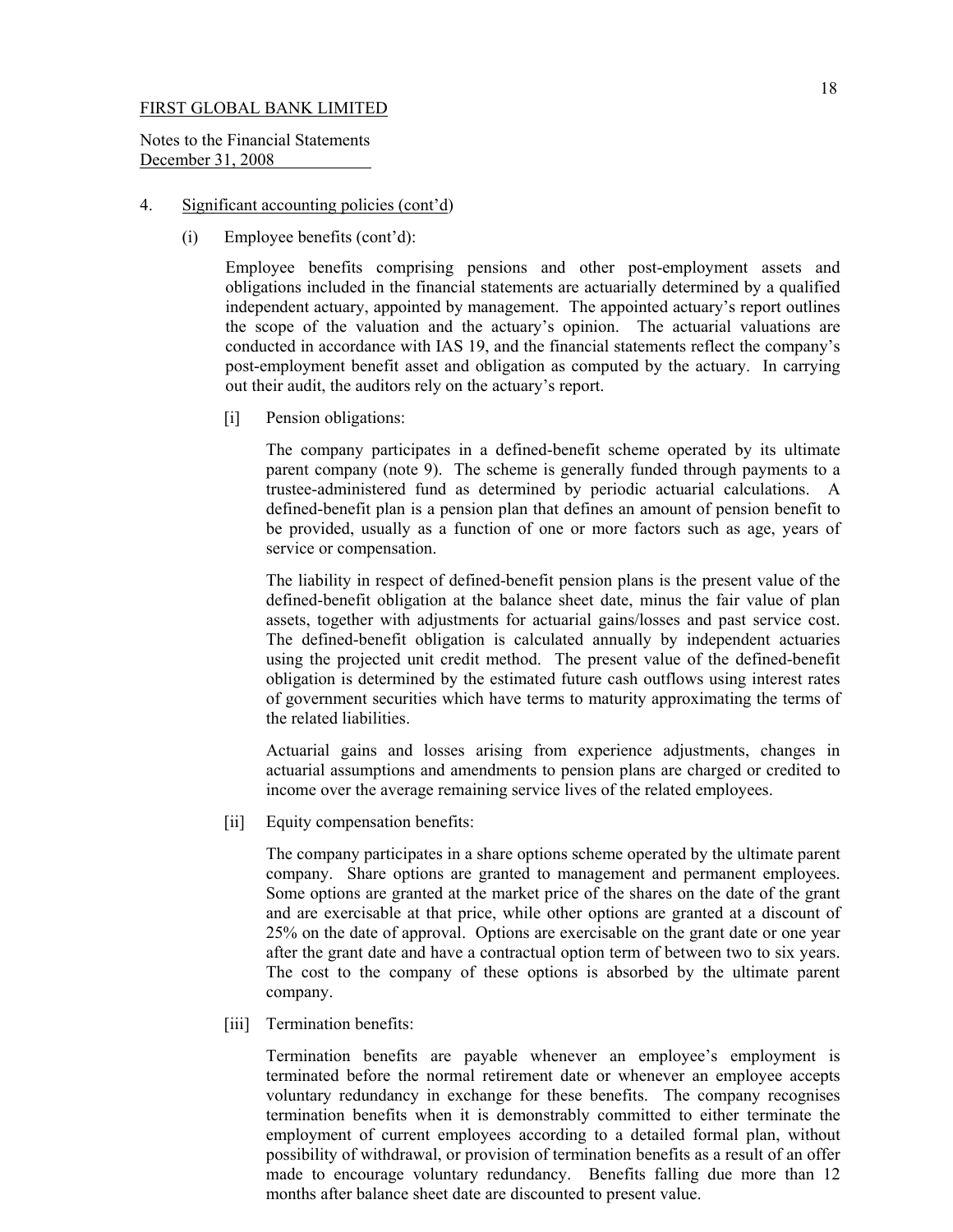FIRST GLOBAL BANK LIMITED

Notes to the Financial Statements
December 31, 2008

4. Significant accounting policies (cont'd)

(i) Employee benefits (cont'd):

Employee benefits comprising pensions and other post-employment assets and obligations included in the financial statements are actuarially determined by a qualified independent actuary, appointed by management. The appointed actuary's report outlines the scope of the valuation and the actuary's opinion. The actuarial valuations are conducted in accordance with IAS 19, and the financial statements reflect the company's post-employment benefit asset and obligation as computed by the actuary. In carrying out their audit, the auditors rely on the actuary's report.

[i] Pension obligations:

The company participates in a defined-benefit scheme operated by its ultimate parent company (note 9). The scheme is generally funded through payments to a trustee-administered fund as determined by periodic actuarial calculations. A defined-benefit plan is a pension plan that defines an amount of pension benefit to be provided, usually as a function of one or more factors such as age, years of service or compensation.

The liability in respect of defined-benefit pension plans is the present value of the defined-benefit obligation at the balance sheet date, minus the fair value of plan assets, together with adjustments for actuarial gains/losses and past service cost. The defined-benefit obligation is calculated annually by independent actuaries using the projected unit credit method. The present value of the defined-benefit obligation is determined by the estimated future cash outflows using interest rates of government securities which have terms to maturity approximating the terms of the related liabilities.

Actuarial gains and losses arising from experience adjustments, changes in actuarial assumptions and amendments to pension plans are charged or credited to income over the average remaining service lives of the related employees.

[ii] Equity compensation benefits:

The company participates in a share options scheme operated by the ultimate parent company. Share options are granted to management and permanent employees. Some options are granted at the market price of the shares on the date of the grant and are exercisable at that price, while other options are granted at a discount of 25% on the date of approval. Options are exercisable on the grant date or one year after the grant date and have a contractual option term of between two to six years. The cost to the company of these options is absorbed by the ultimate parent company.

[iii] Termination benefits:

Termination benefits are payable whenever an employee's employment is terminated before the normal retirement date or whenever an employee accepts voluntary redundancy in exchange for these benefits. The company recognises termination benefits when it is demonstrably committed to either terminate the employment of current employees according to a detailed formal plan, without possibility of withdrawal, or provision of termination benefits as a result of an offer made to encourage voluntary redundancy. Benefits falling due more than 12 months after balance sheet date are discounted to present value.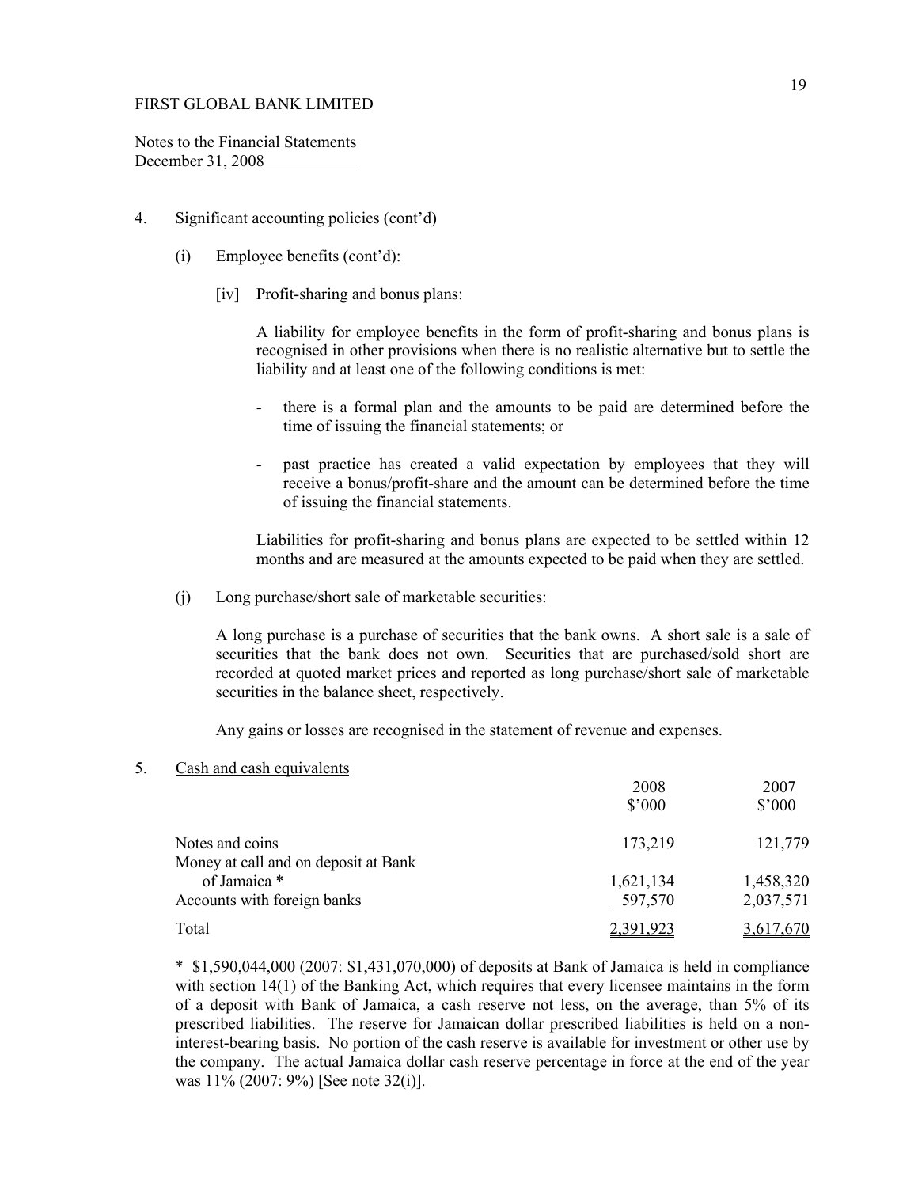FIRST GLOBAL BANK LIMITED

Notes to the Financial Statements
December 31, 2008

4. Significant accounting policies (cont'd)

(i) Employee benefits (cont'd):

[iv] Profit-sharing and bonus plans:

A liability for employee benefits in the form of profit-sharing and bonus plans is recognised in other provisions when there is no realistic alternative but to settle the liability and at least one of the following conditions is met:

- there is a formal plan and the amounts to be paid are determined before the time of issuing the financial statements; or

- past practice has created a valid expectation by employees that they will receive a bonus/profit-share and the amount can be determined before the time of issuing the financial statements.

Liabilities for profit-sharing and bonus plans are expected to be settled within 12 months and are measured at the amounts expected to be paid when they are settled.

(j) Long purchase/short sale of marketable securities:

A long purchase is a purchase of securities that the bank owns. A short sale is a sale of securities that the bank does not own. Securities that are purchased/sold short are recorded at quoted market prices and reported as long purchase/short sale of marketable securities in the balance sheet, respectively.

Any gains or losses are recognised in the statement of revenue and expenses.

5. Cash and cash equivalents

| | 2008 $'000 | 2007 $'000 |
|---|---|---|
| Notes and coins | 173,219 | 121,779 |
| Money at call and on deposit at Bank of Jamaica * | 1,621,134 | 1,458,320 |
| Accounts with foreign banks | 597,570 | 2,037,571 |
| Total | 2,391,923 | 3,617,670 |

* $1,590,044,000 (2007: $1,431,070,000) of deposits at Bank of Jamaica is held in compliance with section 14(1) of the Banking Act, which requires that every licensee maintains in the form of a deposit with Bank of Jamaica, a cash reserve not less, on the average, than 5% of its prescribed liabilities. The reserve for Jamaican dollar prescribed liabilities is held on a non-interest-bearing basis. No portion of the cash reserve is available for investment or other use by the company. The actual Jamaica dollar cash reserve percentage in force at the end of the year was 11% (2007: 9%) [See note 32(i)].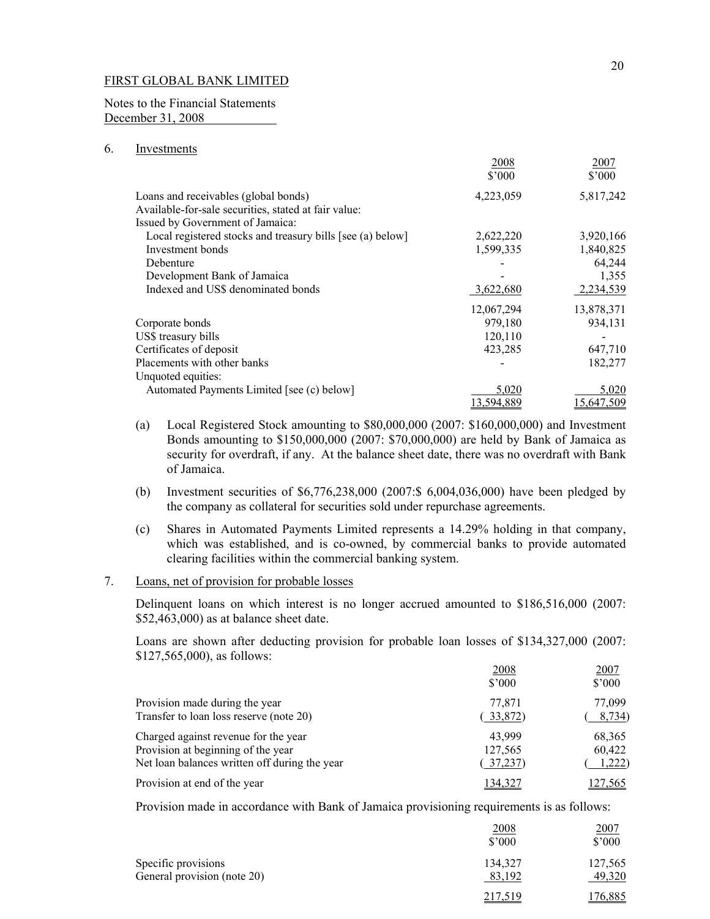FIRST GLOBAL BANK LIMITED

Notes to the Financial Statements
December 31, 2008

## 6. Investments

| | 2008<br>$'000 | 2007<br>$'000 |
|---|---|---|
| Loans and receivables (global bonds) | 4,223,059 | 5,817,242 |
| Available-for-sale securities, stated at fair value: | | |
| Issued by Government of Jamaica: | | |
| Local registered stocks and treasury bills [see (a) below] | 2,622,220 | 3,920,166 |
| Investment bonds | 1,599,335 | 1,840,825 |
| Debenture | - | 64,244 |
| Development Bank of Jamaica | - | 1,355 |
| Indexed and US$ denominated bonds | 3,622,680 | 2,234,539 |
| | 12,067,294 | 13,878,371 |
| Corporate bonds | 979,180 | 934,131 |
| US$ treasury bills | 120,110 | - |
| Certificates of deposit | 423,285 | 647,710 |
| Placements with other banks | - | 182,277 |
| Unquoted equities: | | |
| Automated Payments Limited [see (c) below] | 5,020 | 5,020 |
| | 13,594,889 | 15,647,509 |

(a) Local Registered Stock amounting to $80,000,000 (2007: $160,000,000) and Investment Bonds amounting to $150,000,000 (2007: $70,000,000) are held by Bank of Jamaica as security for overdraft, if any. At the balance sheet date, there was no overdraft with Bank of Jamaica.

(b) Investment securities of $6,776,238,000 (2007:$ 6,004,036,000) have been pledged by the company as collateral for securities sold under repurchase agreements.

(c) Shares in Automated Payments Limited represents a 14.29% holding in that company, which was established, and is co-owned, by commercial banks to provide automated clearing facilities within the commercial banking system.

## 7. Loans, net of provision for probable losses

Delinquent loans on which interest is no longer accrued amounted to $186,516,000 (2007: $52,463,000) as at balance sheet date.

Loans are shown after deducting provision for probable loan losses of $134,327,000 (2007: $127,565,000), as follows:

| | 2008<br>$'000 | 2007<br>$'000 |
|---|---|---|
| Provision made during the year | 77,871 | 77,099 |
| Transfer to loan loss reserve (note 20) | (33,872) | (8,734) |
| Charged against revenue for the year | 43,999 | 68,365 |
| Provision at beginning of the year | 127,565 | 60,422 |
| Net loan balances written off during the year | (37,237) | (1,222) |
| Provision at end of the year | 134,327 | 127,565 |

Provision made in accordance with Bank of Jamaica provisioning requirements is as follows:

| | 2008<br>$'000 | 2007<br>$'000 |
|---|---|---|
| Specific provisions | 134,327 | 127,565 |
| General provision (note 20) | 83,192 | 49,320 |
| | 217,519 | 176,885 |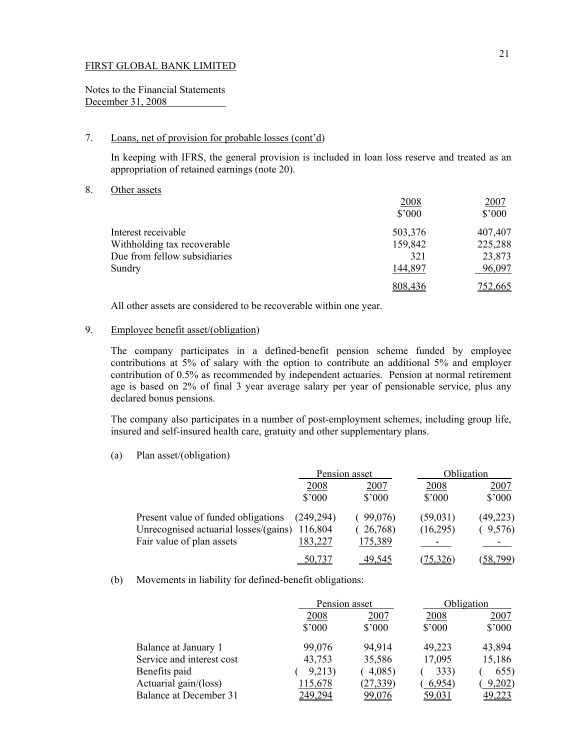FIRST GLOBAL BANK LIMITED

Notes to the Financial Statements
December 31, 2008

7. Loans, net of provision for probable losses (cont'd)

   In keeping with IFRS, the general provision is included in loan loss reserve and treated as an appropriation of retained earnings (note 20).

8. Other assets

| | 2008 | 2007 |
|---|---|---|
| | $'000 | $'000 |
| Interest receivable | 503,376 | 407,407 |
| Withholding tax recoverable | 159,842 | 225,288 |
| Due from fellow subsidiaries | 321 | 23,873 |
| Sundry | 144,897 | 96,097 |
| | 808,436 | 752,665 |

   All other assets are considered to be recoverable within one year.

9. Employee benefit asset/(obligation)

   The company participates in a defined-benefit pension scheme funded by employee contributions at 5% of salary with the option to contribute an additional 5% and employer contribution of 0.5% as recommended by independent actuaries. Pension at normal retirement age is based on 2% of final 3 year average salary per year of pensionable service, plus any declared bonus pensions.

   The company also participates in a number of post-employment schemes, including group life, insured and self-insured health care, gratuity and other supplementary plans.

   (a) Plan asset/(obligation)

| | Pension asset | | Obligation | |
|---|---|---|---|---|
| | 2008 | 2007 | 2008 | 2007 |
| | $'000 | $'000 | $'000 | $'000 |
| Present value of funded obligations | (249,294) | ( 99,076) | (59,031) | (49,223) |
| Unrecognised actuarial losses/(gains) | 116,804 | ( 26,768) | (16,295) | ( 9,576) |
| Fair value of plan assets | 183,227 | 175,389 | - | - |
| | 50,737 | 49,545 | (75,326) | (58,799) |

   (b) Movements in liability for defined-benefit obligations:

| | Pension asset | | Obligation | |
|---|---|---|---|---|
| | 2008 | 2007 | 2008 | 2007 |
| | $'000 | $'000 | $'000 | $'000 |
| Balance at January 1 | 99,076 | 94,914 | 49,223 | 43,894 |
| Service and interest cost | 43,753 | 35,586 | 17,095 | 15,186 |
| Benefits paid | ( 9,213) | ( 4,085) | ( 333) | ( 655) |
| Actuarial gain/(loss) | 115,678 | (27,339) | ( 6,954) | ( 9,202) |
| Balance at December 31 | 249,294 | 99,076 | 59,031 | 49,223 |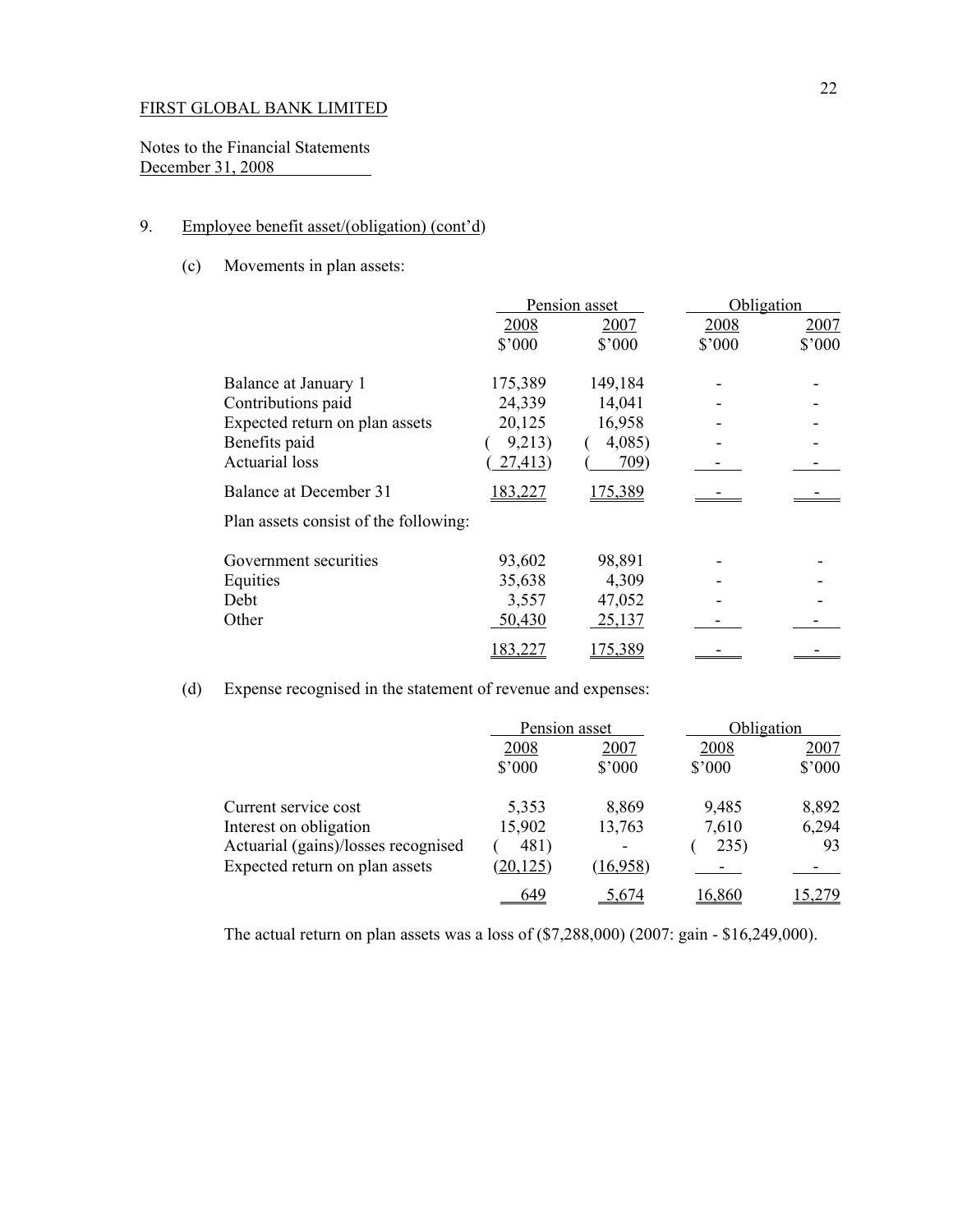FIRST GLOBAL BANK LIMITED

Notes to the Financial Statements
December 31, 2008

9. Employee benefit asset/(obligation) (cont'd)

(c) Movements in plan assets:

| | Pension asset | | Obligation | |
|---|---|---|---|---|
| | 2008 | 2007 | 2008 | 2007 |
| | $'000 | $'000 | $'000 | $'000 |
| Balance at January 1 | 175,389 | 149,184 | - | - |
| Contributions paid | 24,339 | 14,041 | - | - |
| Expected return on plan assets | 20,125 | 16,958 | - | - |
| Benefits paid | ( 9,213) | ( 4,085) | - | - |
| Actuarial loss | ( 27,413) | ( 709) | - | - |
| Balance at December 31 | 183,227 | 175,389 | - | - |
| Plan assets consist of the following: | | | | |
| Government securities | 93,602 | 98,891 | - | - |
| Equities | 35,638 | 4,309 | - | - |
| Debt | 3,557 | 47,052 | - | - |
| Other | 50,430 | 25,137 | - | - |
| | 183,227 | 175,389 | - | - |

(d) Expense recognised in the statement of revenue and expenses:

| | Pension asset | | Obligation | |
|---|---|---|---|---|
| | 2008 | 2007 | 2008 | 2007 |
| | $'000 | $'000 | $'000 | $'000 |
| Current service cost | 5,353 | 8,869 | 9,485 | 8,892 |
| Interest on obligation | 15,902 | 13,763 | 7,610 | 6,294 |
| Actuarial (gains)/losses recognised | ( 481) | - | ( 235) | 93 |
| Expected return on plan assets | (20,125) | (16,958) | - | - |
| | 649 | 5,674 | 16,860 | 15,279 |

The actual return on plan assets was a loss of ($7,288,000) (2007: gain - $16,249,000).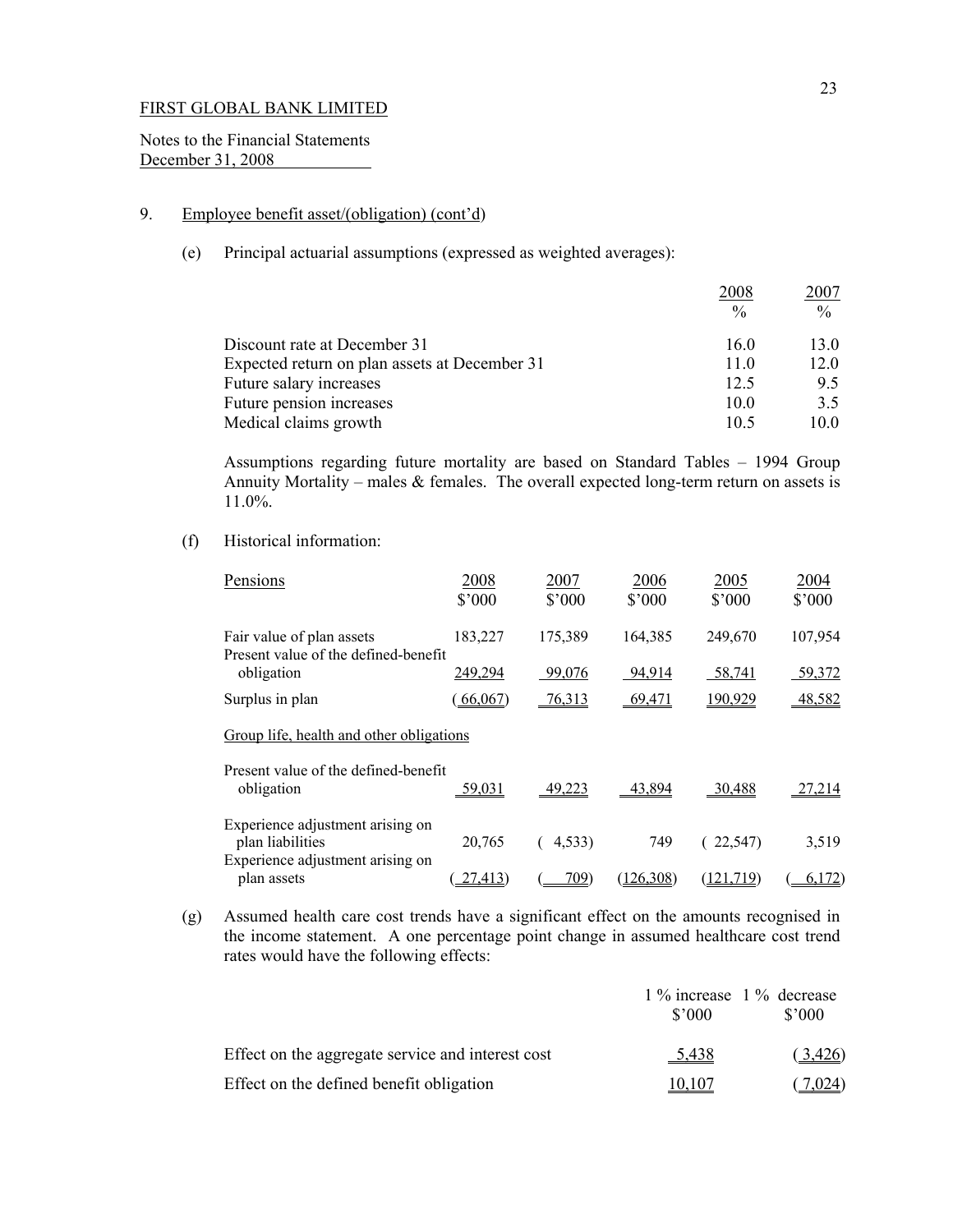FIRST GLOBAL BANK LIMITED

Notes to the Financial Statements
December 31, 2008

9. Employee benefit asset/(obligation) (cont'd)

(e) Principal actuarial assumptions (expressed as weighted averages):

| | 2008 % | 2007 % |
|---|---|---|
| Discount rate at December 31 | 16.0 | 13.0 |
| Expected return on plan assets at December 31 | 11.0 | 12.0 |
| Future salary increases | 12.5 | 9.5 |
| Future pension increases | 10.0 | 3.5 |
| Medical claims growth | 10.5 | 10.0 |

Assumptions regarding future mortality are based on Standard Tables – 1994 Group Annuity Mortality – males & females. The overall expected long-term return on assets is 11.0%.

(f) Historical information:

| Pensions | 2008 \$'000 | 2007 \$'000 | 2006 \$'000 | 2005 \$'000 | 2004 \$'000 |
|---|---|---|---|---|---|
| Fair value of plan assets | 183,227 | 175,389 | 164,385 | 249,670 | 107,954 |
| Present value of the defined-benefit obligation | 249,294 | 99,076 | 94,914 | 58,741 | 59,372 |
| Surplus in plan | (66,067) | 76,313 | 69,471 | 190,929 | 48,582 |
| Group life, health and other obligations | | | | | |
| Present value of the defined-benefit obligation | 59,031 | 49,223 | 43,894 | 30,488 | 27,214 |
| Experience adjustment arising on plan liabilities | 20,765 | ( 4,533) | 749 | ( 22,547) | 3,519 |
| Experience adjustment arising on plan assets | ( 27,413) | ( 709) | (126,308) | (121,719) | ( 6,172) |

(g) Assumed health care cost trends have a significant effect on the amounts recognised in the income statement. A one percentage point change in assumed healthcare cost trend rates would have the following effects:

| | 1 % increase \$'000 | 1 % decrease \$'000 |
|---|---|---|
| Effect on the aggregate service and interest cost | 5,438 | (3,426) |
| Effect on the defined benefit obligation | 10,107 | (7,024) |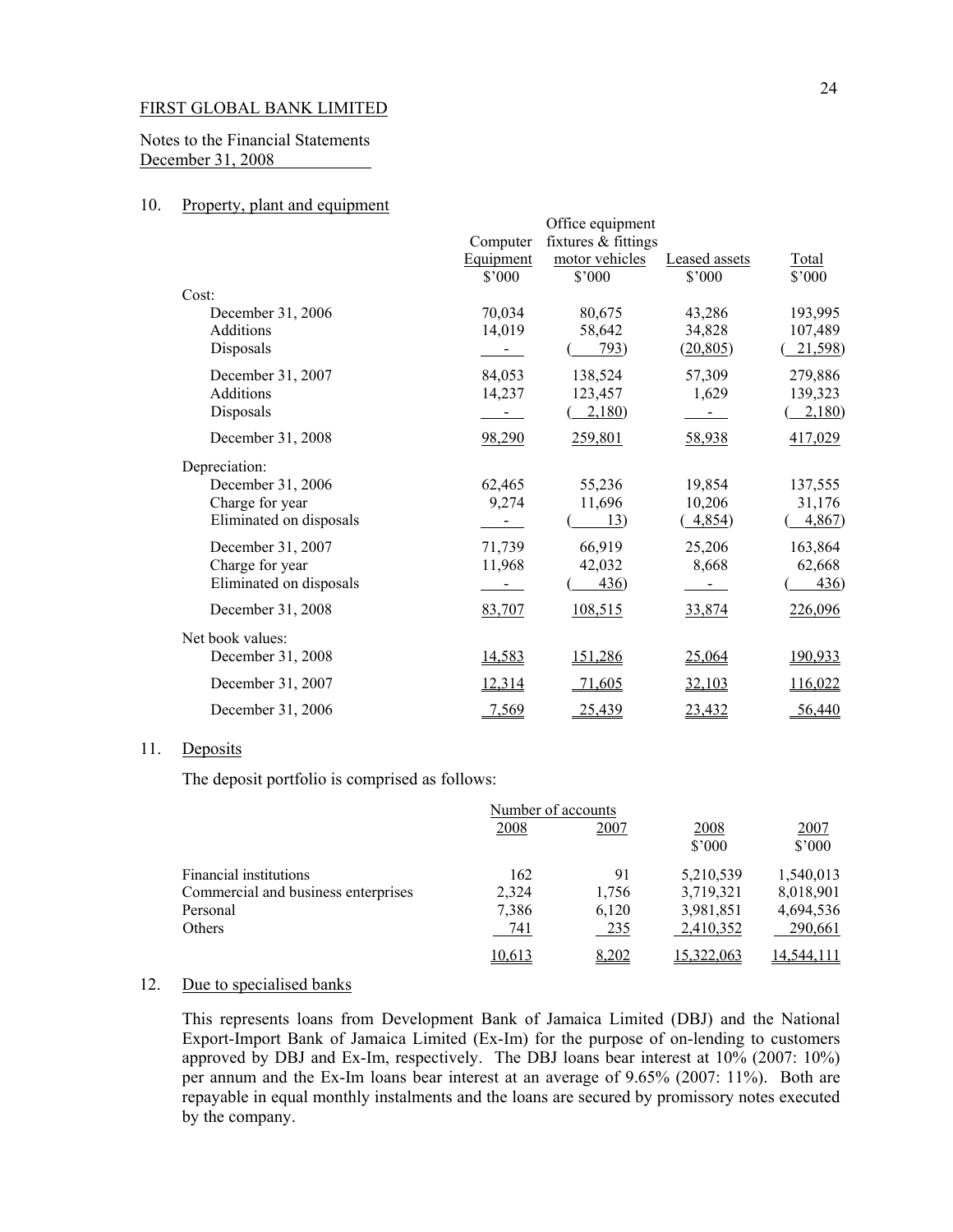FIRST GLOBAL BANK LIMITED

Notes to the Financial Statements
December 31, 2008

## 10. Property, plant and equipment

| | Computer Equipment $'000 | Office equipment fixtures & fittings motor vehicles $'000 | Leased assets $'000 | Total $'000 |
|---|---|---|---|---|
| **Cost:** | | | | |
| December 31, 2006 | 70,034 | 80,675 | 43,286 | 193,995 |
| Additions | 14,019 | 58,642 | 34,828 | 107,489 |
| Disposals | - | ( 793) | (20,805) | ( 21,598) |
| December 31, 2007 | 84,053 | 138,524 | 57,309 | 279,886 |
| Additions | 14,237 | 123,457 | 1,629 | 139,323 |
| Disposals | - | ( 2,180) | - | ( 2,180) |
| December 31, 2008 | 98,290 | 259,801 | 58,938 | 417,029 |
| **Depreciation:** | | | | |
| December 31, 2006 | 62,465 | 55,236 | 19,854 | 137,555 |
| Charge for year | 9,274 | 11,696 | 10,206 | 31,176 |
| Eliminated on disposals | - | ( 13) | ( 4,854) | ( 4,867) |
| December 31, 2007 | 71,739 | 66,919 | 25,206 | 163,864 |
| Charge for year | 11,968 | 42,032 | 8,668 | 62,668 |
| Eliminated on disposals | - | ( 436) | - | ( 436) |
| December 31, 2008 | 83,707 | 108,515 | 33,874 | 226,096 |
| **Net book values:** | | | | |
| December 31, 2008 | 14,583 | 151,286 | 25,064 | 190,933 |
| December 31, 2007 | 12,314 | 71,605 | 32,103 | 116,022 |
| December 31, 2006 | 7,569 | 25,439 | 23,432 | 56,440 |

## 11. Deposits

The deposit portfolio is comprised as follows:

| | Number of accounts | | | |
|---|---|---|---|---|
| | 2008 | 2007 | 2008 $'000 | 2007 $'000 |
| Financial institutions | 162 | 91 | 5,210,539 | 1,540,013 |
| Commercial and business enterprises | 2,324 | 1,756 | 3,719,321 | 8,018,901 |
| Personal | 7,386 | 6,120 | 3,981,851 | 4,694,536 |
| Others | 741 | 235 | 2,410,352 | 290,661 |
| | 10,613 | 8,202 | 15,322,063 | 14,544,111 |

## 12. Due to specialised banks

This represents loans from Development Bank of Jamaica Limited (DBJ) and the National Export-Import Bank of Jamaica Limited (Ex-Im) for the purpose of on-lending to customers approved by DBJ and Ex-Im, respectively. The DBJ loans bear interest at 10% (2007: 10%) per annum and the Ex-Im loans bear interest at an average of 9.65% (2007: 11%). Both are repayable in equal monthly instalments and the loans are secured by promissory notes executed by the company.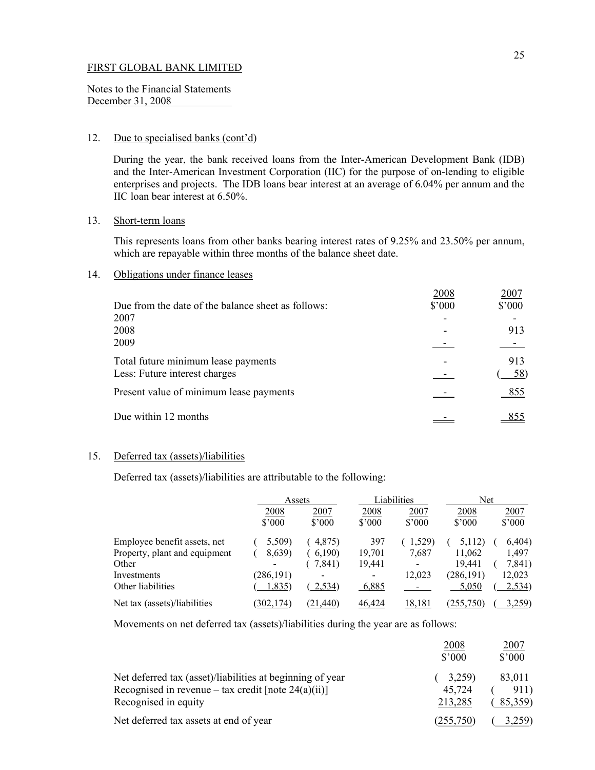FIRST GLOBAL BANK LIMITED

Notes to the Financial Statements
December 31, 2008

12. Due to specialised banks (cont'd)

During the year, the bank received loans from the Inter-American Development Bank (IDB) and the Inter-American Investment Corporation (IIC) for the purpose of on-lending to eligible enterprises and projects. The IDB loans bear interest at an average of 6.04% per annum and the IIC loan bear interest at 6.50%.

13. Short-term loans

This represents loans from other banks bearing interest rates of 9.25% and 23.50% per annum, which are repayable within three months of the balance sheet date.

14. Obligations under finance leases

| | 2008<br>$'000 | 2007<br>$'000 |
|---|---|---|
| Due from the date of the balance sheet as follows: | | |
| 2007 | - | - |
| 2008 | - | 913 |
| 2009 | - | - |
| Total future minimum lease payments | - | 913 |
| Less: Future interest charges | - | ( 58) |
| Present value of minimum lease payments | - | 855 |
| Due within 12 months | - | 855 |

15. Deferred tax (assets)/liabilities

Deferred tax (assets)/liabilities are attributable to the following:

| | Assets | | Liabilities | | Net | |
|---|---|---|---|---|---|---|
| | 2008<br>$'000 | 2007<br>$'000 | 2008<br>$'000 | 2007<br>$'000 | 2008<br>$'000 | 2007<br>$'000 |
| Employee benefit assets, net | ( 5,509) | ( 4,875) | 397 | ( 1,529) | ( 5,112) | ( 6,404) |
| Property, plant and equipment | ( 8,639) | ( 6,190) | 19,701 | 7,687 | 11,062 | 1,497 |
| Other | - | ( 7,841) | 19,441 | - | 19,441 | ( 7,841) |
| Investments | (286,191) | - | - | 12,023 | (286,191) | 12,023 |
| Other liabilities | ( 1,835) | ( 2,534) | 6,885 | - | 5,050 | ( 2,534) |
| Net tax (assets)/liabilities | (302,174) | (21,440) | 46,424 | 18,181 | (255,750) | ( 3,259) |

Movements on net deferred tax (assets)/liabilities during the year are as follows:

| | 2008<br>$'000 | 2007<br>$'000 |
|---|---|---|
| Net deferred tax (asset)/liabilities at beginning of year | ( 3,259) | 83,011 |
| Recognised in revenue – tax credit [note 24(a)(ii)] | 45,724 | ( 911) |
| Recognised in equity | 213,285 | ( 85,359) |
| Net deferred tax assets at end of year | (255,750) | ( 3,259) |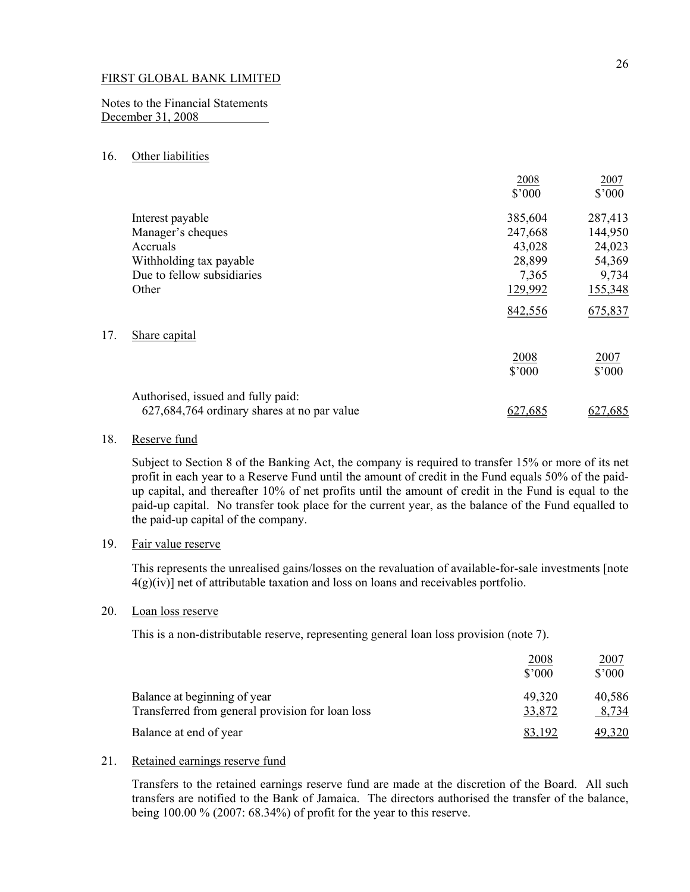FIRST GLOBAL BANK LIMITED

Notes to the Financial Statements
December 31, 2008

## 16. Other liabilities

| | 2008<br>$'000 | 2007<br>$'000 |
|---|---|---|
| Interest payable | 385,604 | 287,413 |
| Manager's cheques | 247,668 | 144,950 |
| Accruals | 43,028 | 24,023 |
| Withholding tax payable | 28,899 | 54,369 |
| Due to fellow subsidiaries | 7,365 | 9,734 |
| Other | 129,992 | 155,348 |
| | 842,556 | 675,837 |

## 17. Share capital

| | 2008<br>$'000 | 2007<br>$'000 |
|---|---|---|
| Authorised, issued and fully paid: | | |
| 627,684,764 ordinary shares at no par value | 627,685 | 627,685 |

## 18. Reserve fund

Subject to Section 8 of the Banking Act, the company is required to transfer 15% or more of its net profit in each year to a Reserve Fund until the amount of credit in the Fund equals 50% of the paid-up capital, and thereafter 10% of net profits until the amount of credit in the Fund is equal to the paid-up capital. No transfer took place for the current year, as the balance of the Fund equalled to the paid-up capital of the company.

## 19. Fair value reserve

This represents the unrealised gains/losses on the revaluation of available-for-sale investments [note 4(g)(iv)] net of attributable taxation and loss on loans and receivables portfolio.

## 20. Loan loss reserve

This is a non-distributable reserve, representing general loan loss provision (note 7).

| | 2008<br>$'000 | 2007<br>$'000 |
|---|---|---|
| Balance at beginning of year | 49,320 | 40,586 |
| Transferred from general provision for loan loss | 33,872 | 8,734 |
| Balance at end of year | 83,192 | 49,320 |

## 21. Retained earnings reserve fund

Transfers to the retained earnings reserve fund are made at the discretion of the Board. All such transfers are notified to the Bank of Jamaica. The directors authorised the transfer of the balance, being 100.00 % (2007: 68.34%) of profit for the year to this reserve.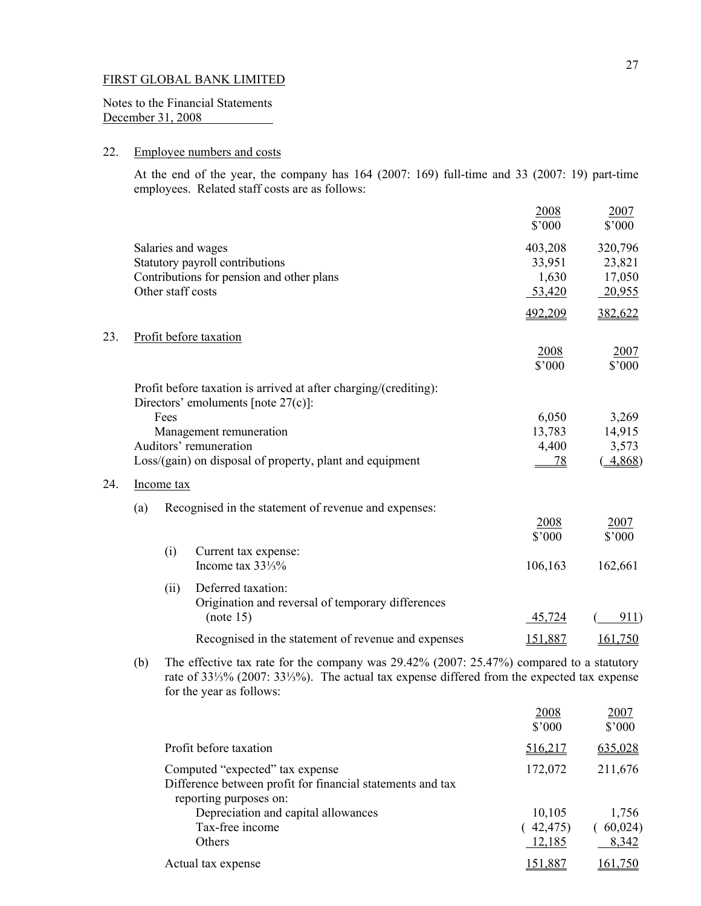FIRST GLOBAL BANK LIMITED

Notes to the Financial Statements
December 31, 2008

## 22. Employee numbers and costs

At the end of the year, the company has 164 (2007: 169) full-time and 33 (2007: 19) part-time employees. Related staff costs are as follows:

| | 2008 $'000 | 2007 $'000 |
|---|---|---|
| Salaries and wages | 403,208 | 320,796 |
| Statutory payroll contributions | 33,951 | 23,821 |
| Contributions for pension and other plans | 1,630 | 17,050 |
| Other staff costs | 53,420 | 20,955 |
| | 492,209 | 382,622 |

## 23. Profit before taxation

| | 2008 $'000 | 2007 $'000 |
|---|---|---|
| Profit before taxation is arrived at after charging/(crediting): | | |
| Directors' emoluments [note 27(c)]: | | |
| Fees | 6,050 | 3,269 |
| Management remuneration | 13,783 | 14,915 |
| Auditors' remuneration | 4,400 | 3,573 |
| Loss/(gain) on disposal of property, plant and equipment | 78 | (4,868) |

## 24. Income tax

(a) Recognised in the statement of revenue and expenses:

| | 2008 $'000 | 2007 $'000 |
|---|---|---|
| (i) Current tax expense: | | |
| Income tax 33⅓% | 106,163 | 162,661 |
| (ii) Deferred taxation: | | |
| Origination and reversal of temporary differences (note 15) | 45,724 | (911) |
| Recognised in the statement of revenue and expenses | 151,887 | 161,750 |

(b) The effective tax rate for the company was 29.42% (2007: 25.47%) compared to a statutory rate of 33⅓% (2007: 33⅓%). The actual tax expense differed from the expected tax expense for the year as follows:

| | 2008 $'000 | 2007 $'000 |
|---|---|---|
| Profit before taxation | 516,217 | 635,028 |
| Computed "expected" tax expense | 172,072 | 211,676 |
| Difference between profit for financial statements and tax reporting purposes on: | | |
| Depreciation and capital allowances | 10,105 | 1,756 |
| Tax-free income | (42,475) | (60,024) |
| Others | 12,185 | 8,342 |
| Actual tax expense | 151,887 | 161,750 |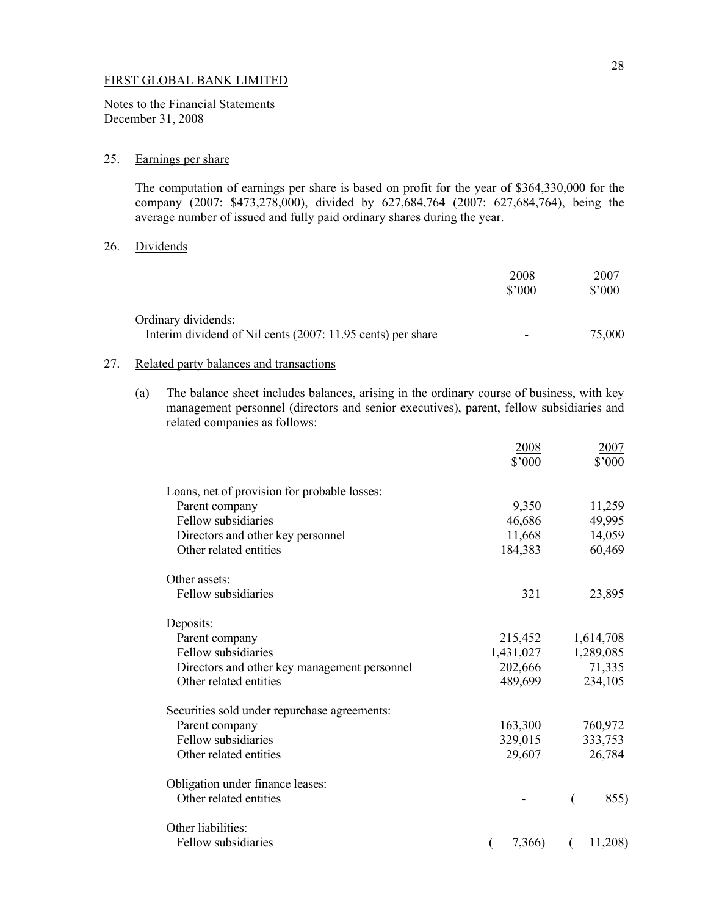FIRST GLOBAL BANK LIMITED

Notes to the Financial Statements
December 31, 2008

## 25. Earnings per share

The computation of earnings per share is based on profit for the year of $364,330,000 for the company (2007: $473,278,000), divided by 627,684,764 (2007: 627,684,764), being the average number of issued and fully paid ordinary shares during the year.

## 26. Dividends

| | 2008 $'000 | 2007 $'000 |
|---|---|---|
| Ordinary dividends: | | |
| Interim dividend of Nil cents (2007: 11.95 cents) per share | - | 75,000 |

## 27. Related party balances and transactions

(a) The balance sheet includes balances, arising in the ordinary course of business, with key management personnel (directors and senior executives), parent, fellow subsidiaries and related companies as follows:

| | 2008 $'000 | 2007 $'000 |
|---|---|---|
| Loans, net of provision for probable losses: | | |
| Parent company | 9,350 | 11,259 |
| Fellow subsidiaries | 46,686 | 49,995 |
| Directors and other key personnel | 11,668 | 14,059 |
| Other related entities | 184,383 | 60,469 |
| Other assets: | | |
| Fellow subsidiaries | 321 | 23,895 |
| Deposits: | | |
| Parent company | 215,452 | 1,614,708 |
| Fellow subsidiaries | 1,431,027 | 1,289,085 |
| Directors and other key management personnel | 202,666 | 71,335 |
| Other related entities | 489,699 | 234,105 |
| Securities sold under repurchase agreements: | | |
| Parent company | 163,300 | 760,972 |
| Fellow subsidiaries | 329,015 | 333,753 |
| Other related entities | 29,607 | 26,784 |
| Obligation under finance leases: | | |
| Other related entities | - | ( 855) |
| Other liabilities: | | |
| Fellow subsidiaries | ( 7,366) | ( 11,208) |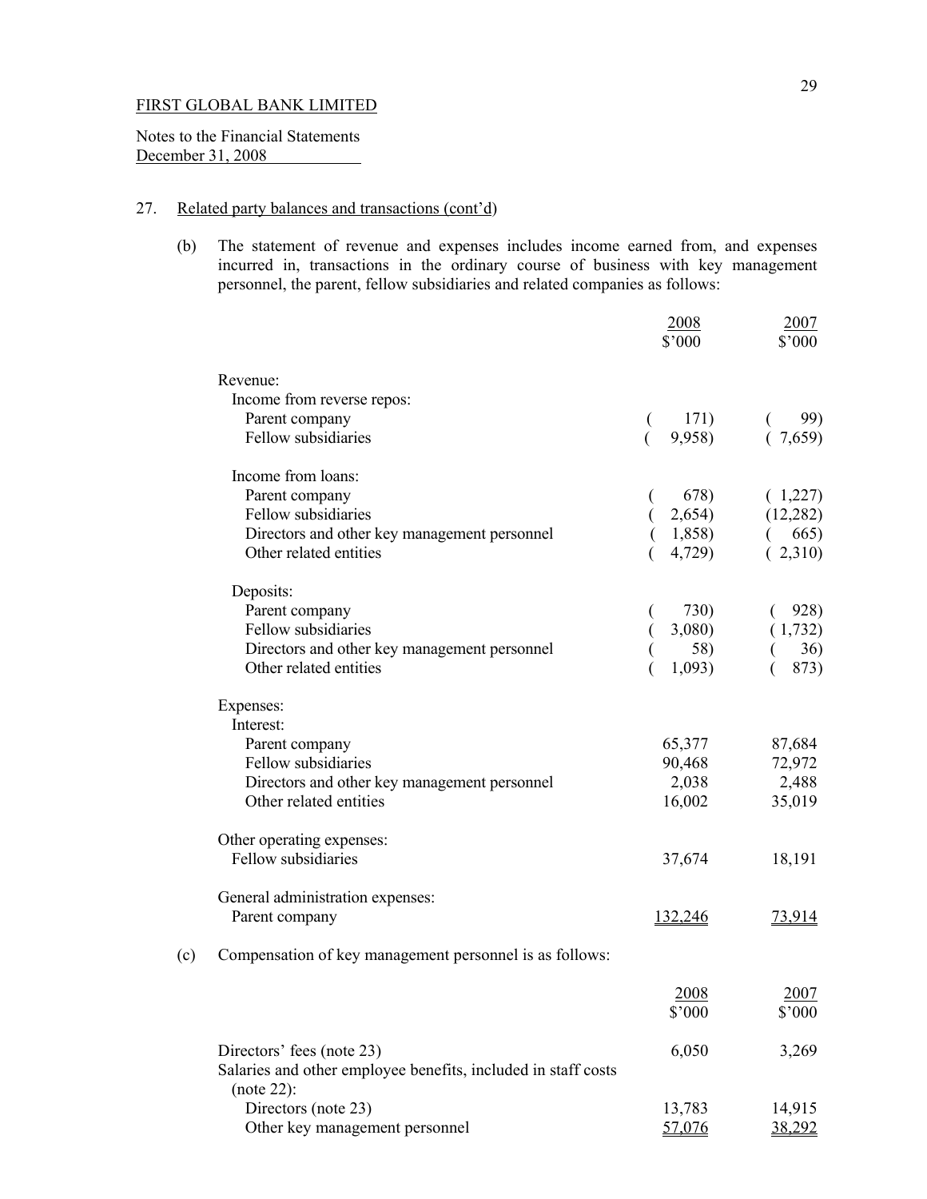FIRST GLOBAL BANK LIMITED

Notes to the Financial Statements
December 31, 2008

27. Related party balances and transactions (cont'd)

(b) The statement of revenue and expenses includes income earned from, and expenses incurred in, transactions in the ordinary course of business with key management personnel, the parent, fellow subsidiaries and related companies as follows:

| | 2008 $'000 | 2007 $'000 |
|---|---|---|
| Revenue: | | |
| Income from reverse repos: | | |
| Parent company | ( 171) | ( 99) |
| Fellow subsidiaries | ( 9,958) | ( 7,659) |
| Income from loans: | | |
| Parent company | ( 678) | ( 1,227) |
| Fellow subsidiaries | ( 2,654) | (12,282) |
| Directors and other key management personnel | ( 1,858) | ( 665) |
| Other related entities | ( 4,729) | ( 2,310) |
| Deposits: | | |
| Parent company | ( 730) | ( 928) |
| Fellow subsidiaries | ( 3,080) | ( 1,732) |
| Directors and other key management personnel | ( 58) | ( 36) |
| Other related entities | ( 1,093) | ( 873) |
| Expenses: | | |
| Interest: | | |
| Parent company | 65,377 | 87,684 |
| Fellow subsidiaries | 90,468 | 72,972 |
| Directors and other key management personnel | 2,038 | 2,488 |
| Other related entities | 16,002 | 35,019 |
| Other operating expenses: | | |
| Fellow subsidiaries | 37,674 | 18,191 |
| General administration expenses: | | |
| Parent company | 132,246 | 73,914 |

(c) Compensation of key management personnel is as follows:

| | 2008 $'000 | 2007 $'000 |
|---|---|---|
| Directors' fees (note 23) | 6,050 | 3,269 |
| Salaries and other employee benefits, included in staff costs (note 22): | | |
| Directors (note 23) | 13,783 | 14,915 |
| Other key management personnel | 57,076 | 38,292 |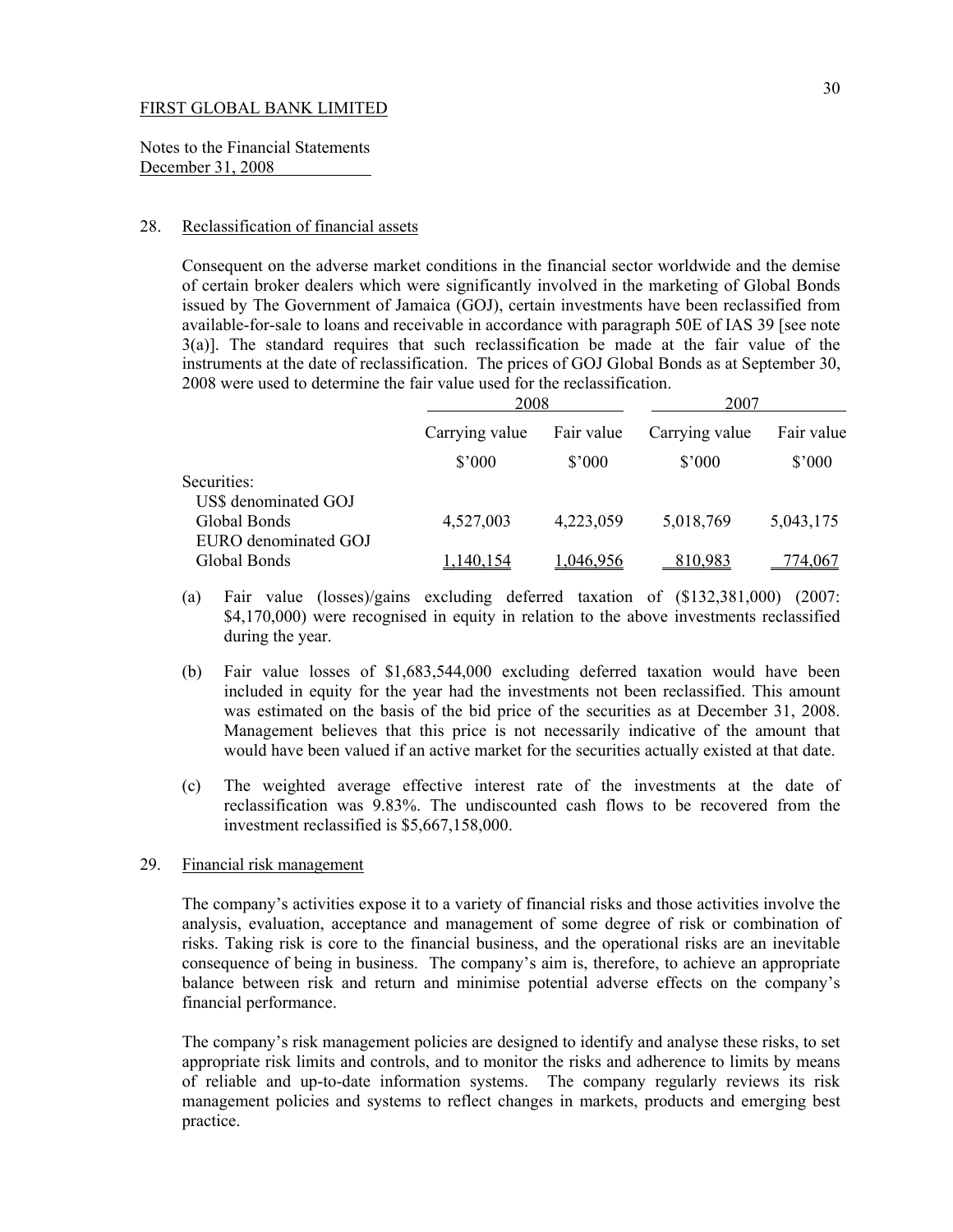FIRST GLOBAL BANK LIMITED

Notes to the Financial Statements
December 31, 2008

## 28. Reclassification of financial assets

Consequent on the adverse market conditions in the financial sector worldwide and the demise of certain broker dealers which were significantly involved in the marketing of Global Bonds issued by The Government of Jamaica (GOJ), certain investments have been reclassified from available-for-sale to loans and receivable in accordance with paragraph 50E of IAS 39 [see note 3(a)]. The standard requires that such reclassification be made at the fair value of the instruments at the date of reclassification. The prices of GOJ Global Bonds as at September 30, 2008 were used to determine the fair value used for the reclassification.

| | 2008 | | 2007 | |
|---|---|---|---|---|
| | Carrying value | Fair value | Carrying value | Fair value |
| | \$'000 | \$'000 | \$'000 | \$'000 |
| Securities: | | | | |
| US\$ denominated GOJ Global Bonds | 4,527,003 | 4,223,059 | 5,018,769 | 5,043,175 |
| EURO denominated GOJ Global Bonds | 1,140,154 | 1,046,956 | 810,983 | 774,067 |

(a) Fair value (losses)/gains excluding deferred taxation of (\$132,381,000) (2007: \$4,170,000) were recognised in equity in relation to the above investments reclassified during the year.

(b) Fair value losses of \$1,683,544,000 excluding deferred taxation would have been included in equity for the year had the investments not been reclassified. This amount was estimated on the basis of the bid price of the securities as at December 31, 2008. Management believes that this price is not necessarily indicative of the amount that would have been valued if an active market for the securities actually existed at that date.

(c) The weighted average effective interest rate of the investments at the date of reclassification was 9.83%. The undiscounted cash flows to be recovered from the investment reclassified is \$5,667,158,000.

## 29. Financial risk management

The company's activities expose it to a variety of financial risks and those activities involve the analysis, evaluation, acceptance and management of some degree of risk or combination of risks. Taking risk is core to the financial business, and the operational risks are an inevitable consequence of being in business. The company's aim is, therefore, to achieve an appropriate balance between risk and return and minimise potential adverse effects on the company's financial performance.

The company's risk management policies are designed to identify and analyse these risks, to set appropriate risk limits and controls, and to monitor the risks and adherence to limits by means of reliable and up-to-date information systems. The company regularly reviews its risk management policies and systems to reflect changes in markets, products and emerging best practice.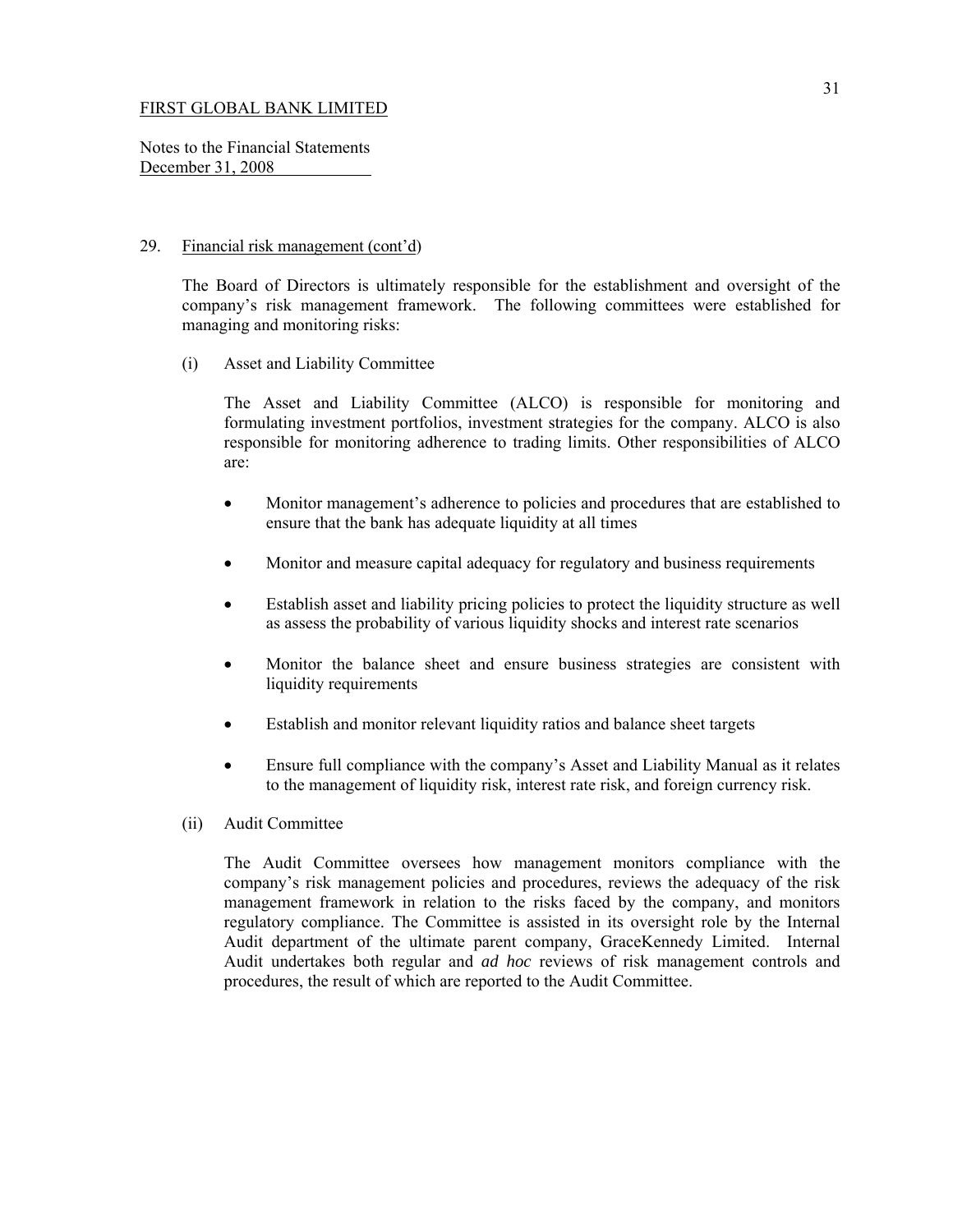29. Financial risk management (cont'd)

The Board of Directors is ultimately responsible for the establishment and oversight of the company's risk management framework. The following committees were established for managing and monitoring risks:

(i) Asset and Liability Committee

The Asset and Liability Committee (ALCO) is responsible for monitoring and formulating investment portfolios, investment strategies for the company. ALCO is also responsible for monitoring adherence to trading limits. Other responsibilities of ALCO are:

- Monitor management's adherence to policies and procedures that are established to ensure that the bank has adequate liquidity at all times
- Monitor and measure capital adequacy for regulatory and business requirements
- Establish asset and liability pricing policies to protect the liquidity structure as well as assess the probability of various liquidity shocks and interest rate scenarios
- Monitor the balance sheet and ensure business strategies are consistent with liquidity requirements
- Establish and monitor relevant liquidity ratios and balance sheet targets
- Ensure full compliance with the company's Asset and Liability Manual as it relates to the management of liquidity risk, interest rate risk, and foreign currency risk.

(ii) Audit Committee

The Audit Committee oversees how management monitors compliance with the company's risk management policies and procedures, reviews the adequacy of the risk management framework in relation to the risks faced by the company, and monitors regulatory compliance. The Committee is assisted in its oversight role by the Internal Audit department of the ultimate parent company, GraceKennedy Limited. Internal Audit undertakes both regular and *ad hoc* reviews of risk management controls and procedures, the result of which are reported to the Audit Committee.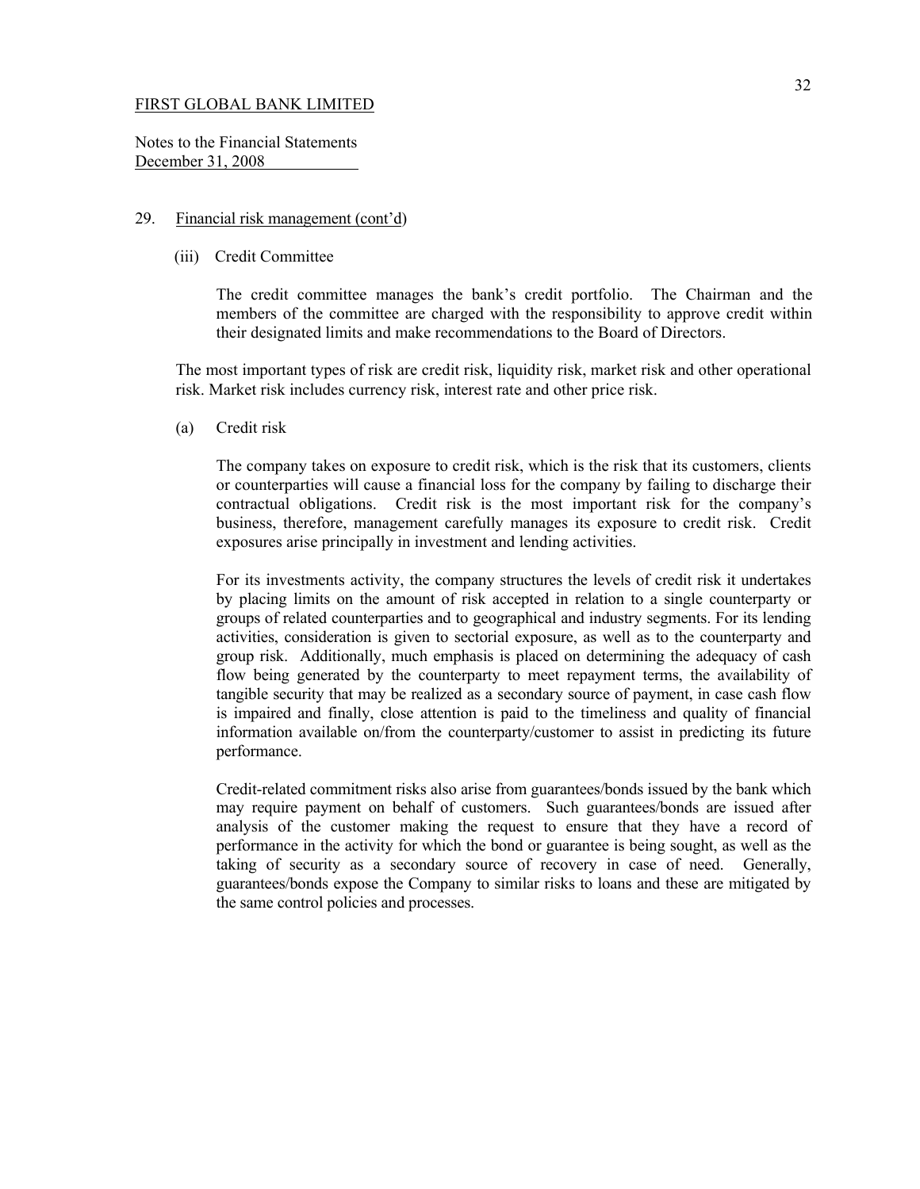29. Financial risk management (cont'd)

(iii) Credit Committee

The credit committee manages the bank's credit portfolio. The Chairman and the members of the committee are charged with the responsibility to approve credit within their designated limits and make recommendations to the Board of Directors.

The most important types of risk are credit risk, liquidity risk, market risk and other operational risk. Market risk includes currency risk, interest rate and other price risk.

(a) Credit risk

The company takes on exposure to credit risk, which is the risk that its customers, clients or counterparties will cause a financial loss for the company by failing to discharge their contractual obligations. Credit risk is the most important risk for the company's business, therefore, management carefully manages its exposure to credit risk. Credit exposures arise principally in investment and lending activities.

For its investments activity, the company structures the levels of credit risk it undertakes by placing limits on the amount of risk accepted in relation to a single counterparty or groups of related counterparties and to geographical and industry segments. For its lending activities, consideration is given to sectorial exposure, as well as to the counterparty and group risk. Additionally, much emphasis is placed on determining the adequacy of cash flow being generated by the counterparty to meet repayment terms, the availability of tangible security that may be realized as a secondary source of payment, in case cash flow is impaired and finally, close attention is paid to the timeliness and quality of financial information available on/from the counterparty/customer to assist in predicting its future performance.

Credit-related commitment risks also arise from guarantees/bonds issued by the bank which may require payment on behalf of customers. Such guarantees/bonds are issued after analysis of the customer making the request to ensure that they have a record of performance in the activity for which the bond or guarantee is being sought, as well as the taking of security as a secondary source of recovery in case of need. Generally, guarantees/bonds expose the Company to similar risks to loans and these are mitigated by the same control policies and processes.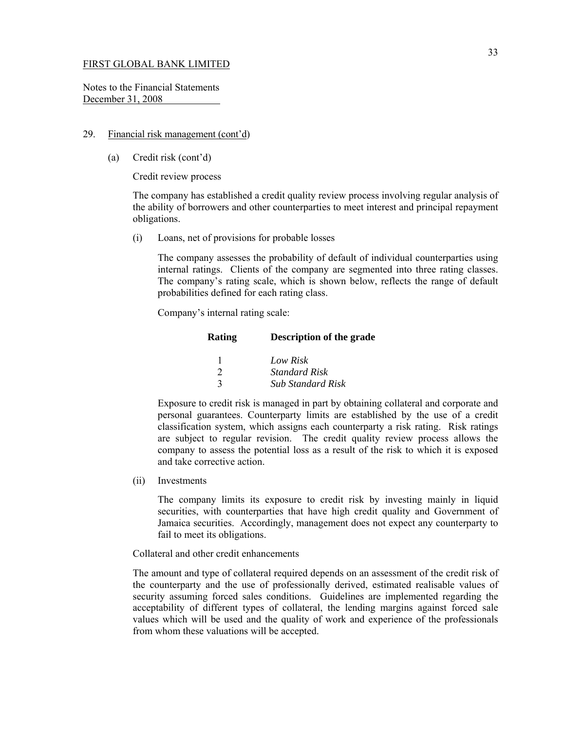FIRST GLOBAL BANK LIMITED

Notes to the Financial Statements
December 31, 2008

29. Financial risk management (cont'd)

(a) Credit risk (cont'd)

Credit review process

The company has established a credit quality review process involving regular analysis of the ability of borrowers and other counterparties to meet interest and principal repayment obligations.

(i) Loans, net of provisions for probable losses

The company assesses the probability of default of individual counterparties using internal ratings. Clients of the company are segmented into three rating classes. The company's rating scale, which is shown below, reflects the range of default probabilities defined for each rating class.

Company's internal rating scale:

| **Rating** | **Description of the grade** |
|---|---|
| 1 | *Low Risk* |
| 2 | *Standard Risk* |
| 3 | *Sub Standard Risk* |

Exposure to credit risk is managed in part by obtaining collateral and corporate and personal guarantees. Counterparty limits are established by the use of a credit classification system, which assigns each counterparty a risk rating. Risk ratings are subject to regular revision. The credit quality review process allows the company to assess the potential loss as a result of the risk to which it is exposed and take corrective action.

(ii) Investments

The company limits its exposure to credit risk by investing mainly in liquid securities, with counterparties that have high credit quality and Government of Jamaica securities. Accordingly, management does not expect any counterparty to fail to meet its obligations.

Collateral and other credit enhancements

The amount and type of collateral required depends on an assessment of the credit risk of the counterparty and the use of professionally derived, estimated realisable values of security assuming forced sales conditions. Guidelines are implemented regarding the acceptability of different types of collateral, the lending margins against forced sale values which will be used and the quality of work and experience of the professionals from whom these valuations will be accepted.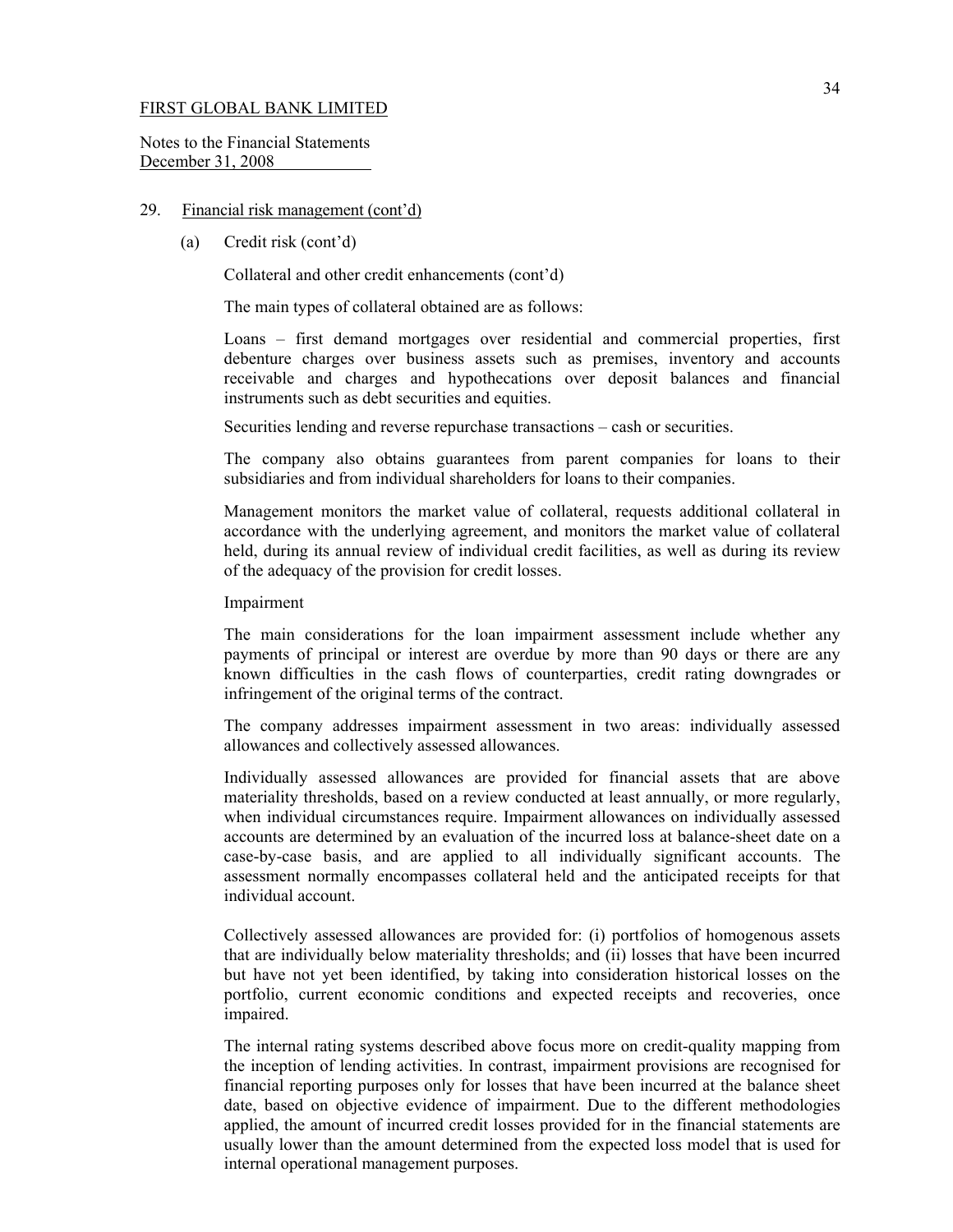FIRST GLOBAL BANK LIMITED

Notes to the Financial Statements
December 31, 2008

29. Financial risk management (cont'd)

(a) Credit risk (cont'd)

Collateral and other credit enhancements (cont'd)

The main types of collateral obtained are as follows:

Loans – first demand mortgages over residential and commercial properties, first debenture charges over business assets such as premises, inventory and accounts receivable and charges and hypothecations over deposit balances and financial instruments such as debt securities and equities.

Securities lending and reverse repurchase transactions – cash or securities.

The company also obtains guarantees from parent companies for loans to their subsidiaries and from individual shareholders for loans to their companies.

Management monitors the market value of collateral, requests additional collateral in accordance with the underlying agreement, and monitors the market value of collateral held, during its annual review of individual credit facilities, as well as during its review of the adequacy of the provision for credit losses.

Impairment

The main considerations for the loan impairment assessment include whether any payments of principal or interest are overdue by more than 90 days or there are any known difficulties in the cash flows of counterparties, credit rating downgrades or infringement of the original terms of the contract.

The company addresses impairment assessment in two areas: individually assessed allowances and collectively assessed allowances.

Individually assessed allowances are provided for financial assets that are above materiality thresholds, based on a review conducted at least annually, or more regularly, when individual circumstances require. Impairment allowances on individually assessed accounts are determined by an evaluation of the incurred loss at balance-sheet date on a case-by-case basis, and are applied to all individually significant accounts. The assessment normally encompasses collateral held and the anticipated receipts for that individual account.

Collectively assessed allowances are provided for: (i) portfolios of homogenous assets that are individually below materiality thresholds; and (ii) losses that have been incurred but have not yet been identified, by taking into consideration historical losses on the portfolio, current economic conditions and expected receipts and recoveries, once impaired.

The internal rating systems described above focus more on credit-quality mapping from the inception of lending activities. In contrast, impairment provisions are recognised for financial reporting purposes only for losses that have been incurred at the balance sheet date, based on objective evidence of impairment. Due to the different methodologies applied, the amount of incurred credit losses provided for in the financial statements are usually lower than the amount determined from the expected loss model that is used for internal operational management purposes.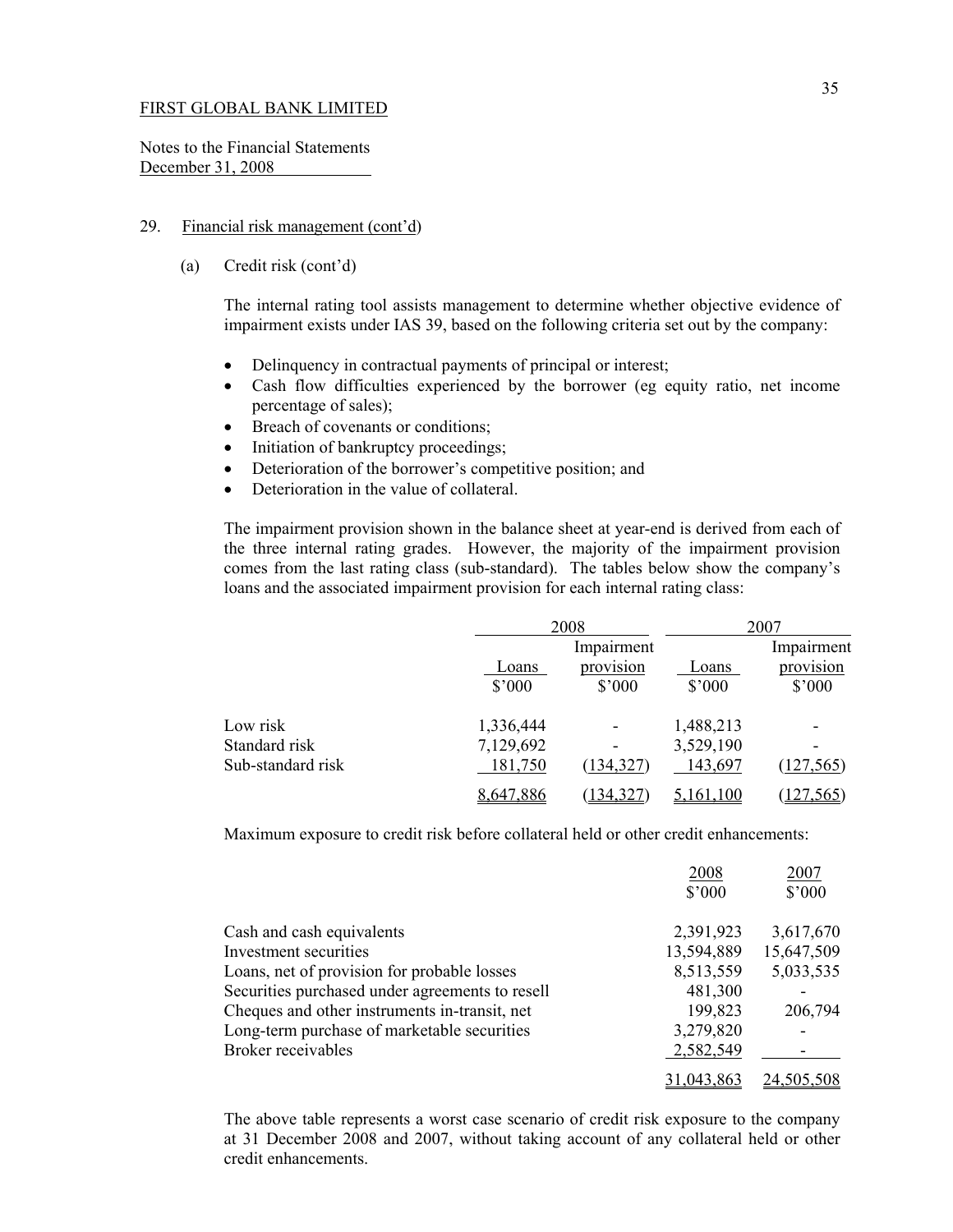FIRST GLOBAL BANK LIMITED

Notes to the Financial Statements
December 31, 2008

29. Financial risk management (cont'd)

(a) Credit risk (cont'd)

The internal rating tool assists management to determine whether objective evidence of impairment exists under IAS 39, based on the following criteria set out by the company:

- Delinquency in contractual payments of principal or interest;
- Cash flow difficulties experienced by the borrower (eg equity ratio, net income percentage of sales);
- Breach of covenants or conditions;
- Initiation of bankruptcy proceedings;
- Deterioration of the borrower's competitive position; and
- Deterioration in the value of collateral.

The impairment provision shown in the balance sheet at year-end is derived from each of the three internal rating grades. However, the majority of the impairment provision comes from the last rating class (sub-standard). The tables below show the company's loans and the associated impairment provision for each internal rating class:

| | 2008 | | 2007 | |
|---|---|---|---|---|
| | Loans | Impairment provision | Loans | Impairment provision |
| | $'000 | $'000 | $'000 | $'000 |
| Low risk | 1,336,444 | - | 1,488,213 | - |
| Standard risk | 7,129,692 | - | 3,529,190 | - |
| Sub-standard risk | 181,750 | (134,327) | 143,697 | (127,565) |
| | 8,647,886 | (134,327) | 5,161,100 | (127,565) |

Maximum exposure to credit risk before collateral held or other credit enhancements:

| | 2008 | 2007 |
|---|---|---|
| | $'000 | $'000 |
| Cash and cash equivalents | 2,391,923 | 3,617,670 |
| Investment securities | 13,594,889 | 15,647,509 |
| Loans, net of provision for probable losses | 8,513,559 | 5,033,535 |
| Securities purchased under agreements to resell | 481,300 | - |
| Cheques and other instruments in-transit, net | 199,823 | 206,794 |
| Long-term purchase of marketable securities | 3,279,820 | - |
| Broker receivables | 2,582,549 | - |
| | 31,043,863 | 24,505,508 |

The above table represents a worst case scenario of credit risk exposure to the company at 31 December 2008 and 2007, without taking account of any collateral held or other credit enhancements.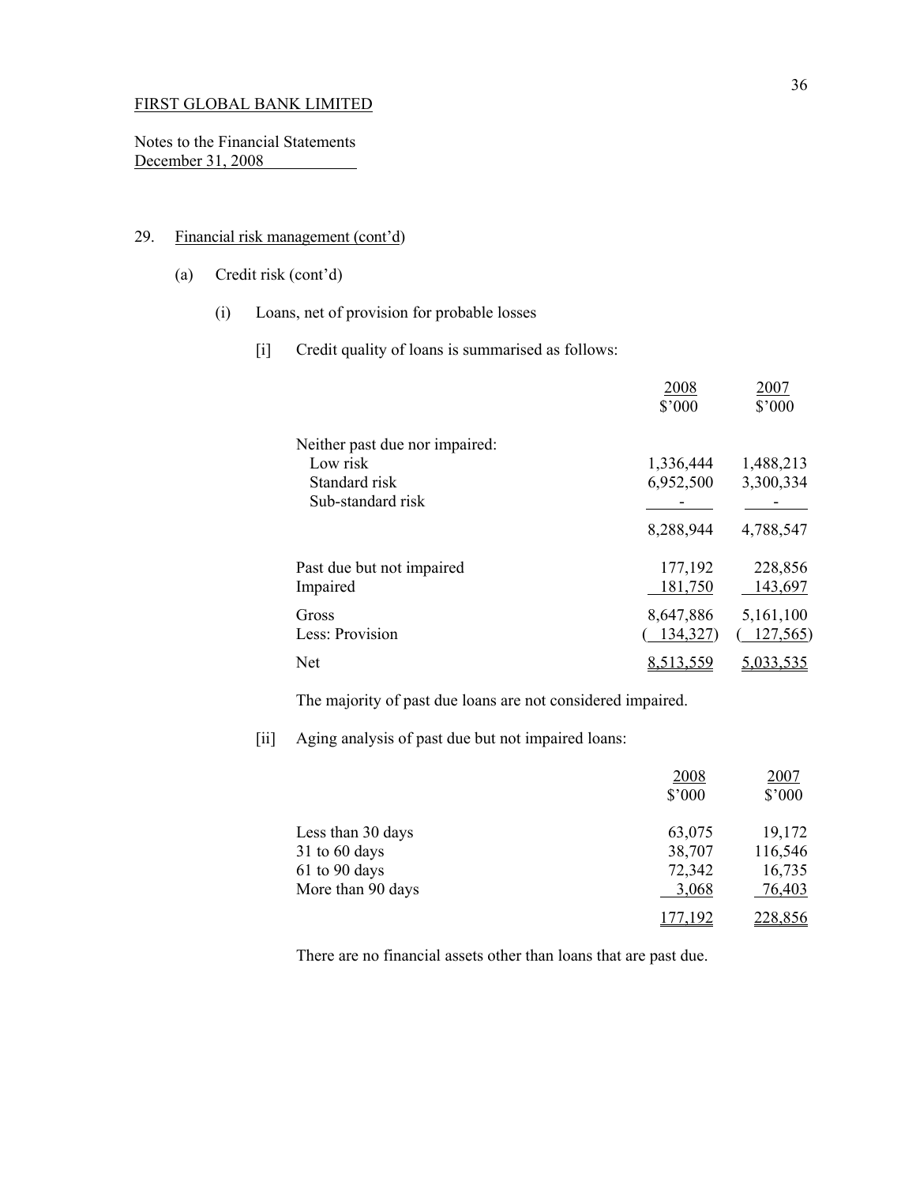FIRST GLOBAL BANK LIMITED

Notes to the Financial Statements
December 31, 2008

## 29. Financial risk management (cont'd)

### (a) Credit risk (cont'd)

#### (i) Loans, net of provision for probable losses

[i] Credit quality of loans is summarised as follows:

| | 2008<br>$'000 | 2007<br>$'000 |
|---|---|---|
| Neither past due nor impaired: | | |
| Low risk | 1,336,444 | 1,488,213 |
| Standard risk | 6,952,500 | 3,300,334 |
| Sub-standard risk | - | - |
| | 8,288,944 | 4,788,547 |
| Past due but not impaired | 177,192 | 228,856 |
| Impaired | 181,750 | 143,697 |
| Gross | 8,647,886 | 5,161,100 |
| Less: Provision | ( 134,327) | ( 127,565) |
| Net | 8,513,559 | 5,033,535 |

The majority of past due loans are not considered impaired.

[ii] Aging analysis of past due but not impaired loans:

| | 2008<br>$'000 | 2007<br>$'000 |
|---|---|---|
| Less than 30 days | 63,075 | 19,172 |
| 31 to 60 days | 38,707 | 116,546 |
| 61 to 90 days | 72,342 | 16,735 |
| More than 90 days | 3,068 | 76,403 |
| | 177,192 | 228,856 |

There are no financial assets other than loans that are past due.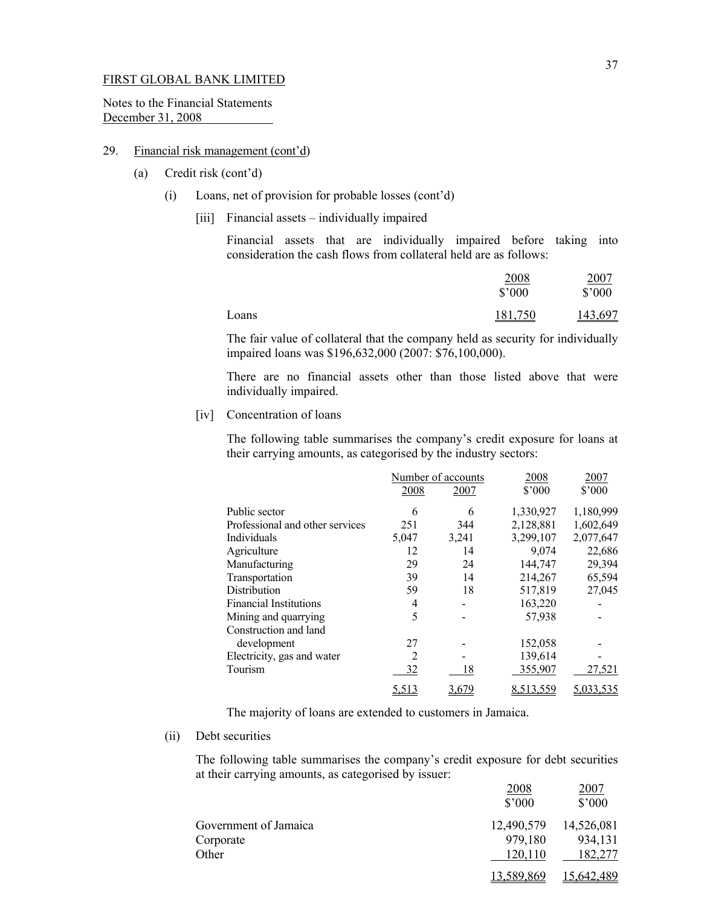FIRST GLOBAL BANK LIMITED

Notes to the Financial Statements
December 31, 2008

29. Financial risk management (cont'd)

(a) Credit risk (cont'd)

(i) Loans, net of provision for probable losses (cont'd)

[iii] Financial assets – individually impaired

Financial assets that are individually impaired before taking into consideration the cash flows from collateral held are as follows:

| | 2008 $'000 | 2007 $'000 |
|---|---|---|
| Loans | 181,750 | 143,697 |

The fair value of collateral that the company held as security for individually impaired loans was $196,632,000 (2007: $76,100,000).

There are no financial assets other than those listed above that were individually impaired.

[iv] Concentration of loans

The following table summarises the company's credit exposure for loans at their carrying amounts, as categorised by the industry sectors:

| | Number of accounts | | 2008 | 2007 |
|---|---|---|---|---|
| | 2008 | 2007 | $'000 | $'000 |
| Public sector | 6 | 6 | 1,330,927 | 1,180,999 |
| Professional and other services | 251 | 344 | 2,128,881 | 1,602,649 |
| Individuals | 5,047 | 3,241 | 3,299,107 | 2,077,647 |
| Agriculture | 12 | 14 | 9,074 | 22,686 |
| Manufacturing | 29 | 24 | 144,747 | 29,394 |
| Transportation | 39 | 14 | 214,267 | 65,594 |
| Distribution | 59 | 18 | 517,819 | 27,045 |
| Financial Institutions | 4 | - | 163,220 | - |
| Mining and quarrying | 5 | - | 57,938 | - |
| Construction and land development | 27 | - | 152,058 | - |
| Electricity, gas and water | 2 | - | 139,614 | - |
| Tourism | 32 | 18 | 355,907 | 27,521 |
| | 5,513 | 3,679 | 8,513,559 | 5,033,535 |

The majority of loans are extended to customers in Jamaica.

(ii) Debt securities

The following table summarises the company's credit exposure for debt securities at their carrying amounts, as categorised by issuer:

| | 2008 $'000 | 2007 $'000 |
|---|---|---|
| Government of Jamaica | 12,490,579 | 14,526,081 |
| Corporate | 979,180 | 934,131 |
| Other | 120,110 | 182,277 |
| | 13,589,869 | 15,642,489 |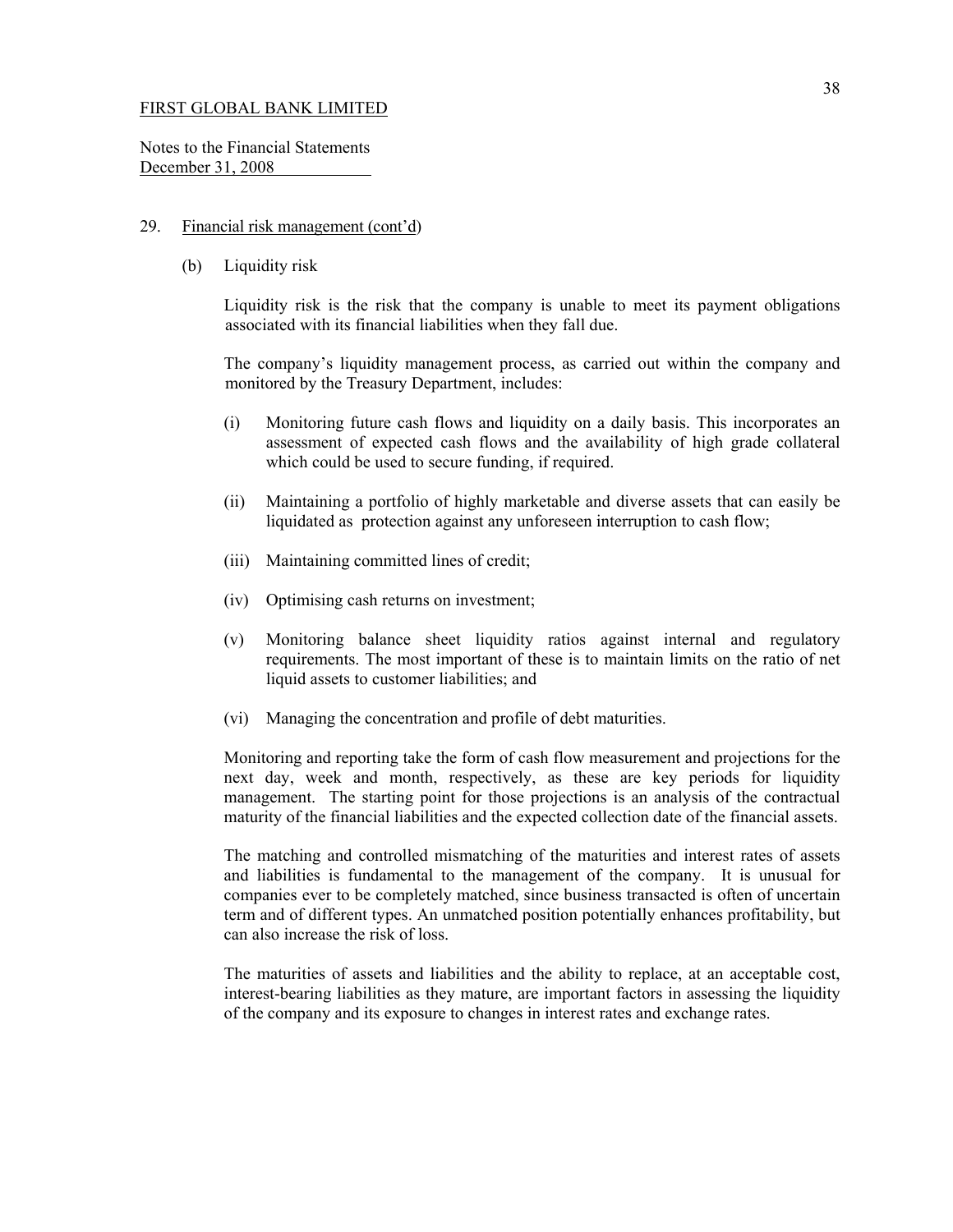FIRST GLOBAL BANK LIMITED

Notes to the Financial Statements
December 31, 2008

29. Financial risk management (cont'd)

(b) Liquidity risk

Liquidity risk is the risk that the company is unable to meet its payment obligations associated with its financial liabilities when they fall due.

The company's liquidity management process, as carried out within the company and monitored by the Treasury Department, includes:

(i) Monitoring future cash flows and liquidity on a daily basis. This incorporates an assessment of expected cash flows and the availability of high grade collateral which could be used to secure funding, if required.

(ii) Maintaining a portfolio of highly marketable and diverse assets that can easily be liquidated as protection against any unforeseen interruption to cash flow;

(iii) Maintaining committed lines of credit;

(iv) Optimising cash returns on investment;

(v) Monitoring balance sheet liquidity ratios against internal and regulatory requirements. The most important of these is to maintain limits on the ratio of net liquid assets to customer liabilities; and

(vi) Managing the concentration and profile of debt maturities.

Monitoring and reporting take the form of cash flow measurement and projections for the next day, week and month, respectively, as these are key periods for liquidity management. The starting point for those projections is an analysis of the contractual maturity of the financial liabilities and the expected collection date of the financial assets.

The matching and controlled mismatching of the maturities and interest rates of assets and liabilities is fundamental to the management of the company. It is unusual for companies ever to be completely matched, since business transacted is often of uncertain term and of different types. An unmatched position potentially enhances profitability, but can also increase the risk of loss.

The maturities of assets and liabilities and the ability to replace, at an acceptable cost, interest-bearing liabilities as they mature, are important factors in assessing the liquidity of the company and its exposure to changes in interest rates and exchange rates.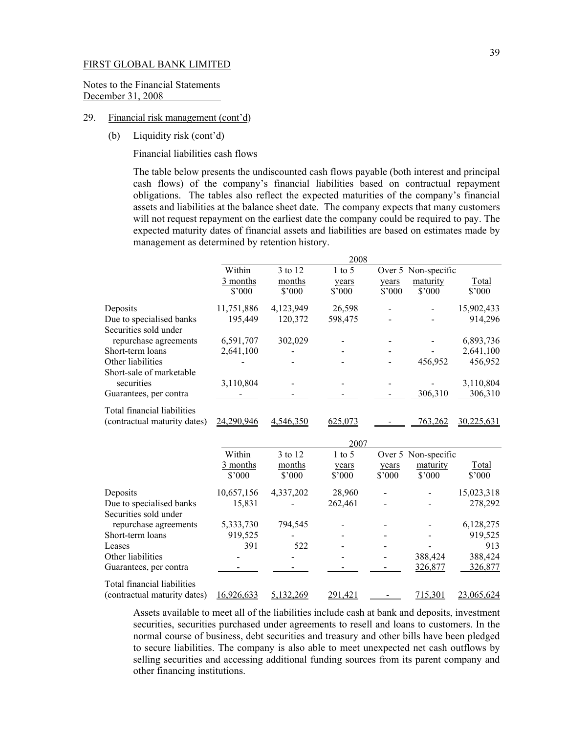FIRST GLOBAL BANK LIMITED

Notes to the Financial Statements
December 31, 2008

29. Financial risk management (cont'd)

(b) Liquidity risk (cont'd)

Financial liabilities cash flows

The table below presents the undiscounted cash flows payable (both interest and principal cash flows) of the company's financial liabilities based on contractual repayment obligations. The tables also reflect the expected maturities of the company's financial assets and liabilities at the balance sheet date. The company expects that many customers will not request repayment on the earliest date the company could be required to pay. The expected maturity dates of financial assets and liabilities are based on estimates made by management as determined by retention history.

| | 2008 | | | | | |
|---|---|---|---|---|---|---|
| | Within 3 months $'000 | 3 to 12 months $'000 | 1 to 5 years $'000 | Over 5 years $'000 | Non-specific maturity $'000 | Total $'000 |
| Deposits | 11,751,886 | 4,123,949 | 26,598 | - | - | 15,902,433 |
| Due to specialised banks | 195,449 | 120,372 | 598,475 | - | - | 914,296 |
| Securities sold under repurchase agreements | 6,591,707 | 302,029 | - | - | - | 6,893,736 |
| Short-term loans | 2,641,100 | - | - | - | - | 2,641,100 |
| Other liabilities | - | - | - | - | 456,952 | 456,952 |
| Short-sale of marketable securities | 3,110,804 | - | - | - | - | 3,110,804 |
| Guarantees, per contra | - | - | - | - | 306,310 | 306,310 |
| Total financial liabilities (contractual maturity dates) | 24,290,946 | 4,546,350 | 625,073 | - | 763,262 | 30,225,631 |

| | 2007 | | | | | |
|---|---|---|---|---|---|---|
| | Within 3 months $'000 | 3 to 12 months $'000 | 1 to 5 years $'000 | Over 5 years $'000 | Non-specific maturity $'000 | Total $'000 |
| Deposits | 10,657,156 | 4,337,202 | 28,960 | - | - | 15,023,318 |
| Due to specialised banks | 15,831 | - | 262,461 | - | - | 278,292 |
| Securities sold under repurchase agreements | 5,333,730 | 794,545 | - | - | - | 6,128,275 |
| Short-term loans | 919,525 | - | - | - | - | 919,525 |
| Leases | 391 | 522 | - | - | - | 913 |
| Other liabilities | - | - | - | - | 388,424 | 388,424 |
| Guarantees, per contra | - | - | - | - | 326,877 | 326,877 |
| Total financial liabilities (contractual maturity dates) | 16,926,633 | 5,132,269 | 291,421 | - | 715,301 | 23,065,624 |

Assets available to meet all of the liabilities include cash at bank and deposits, investment securities, securities purchased under agreements to resell and loans to customers. In the normal course of business, debt securities and treasury and other bills have been pledged to secure liabilities. The company is also able to meet unexpected net cash outflows by selling securities and accessing additional funding sources from its parent company and other financing institutions.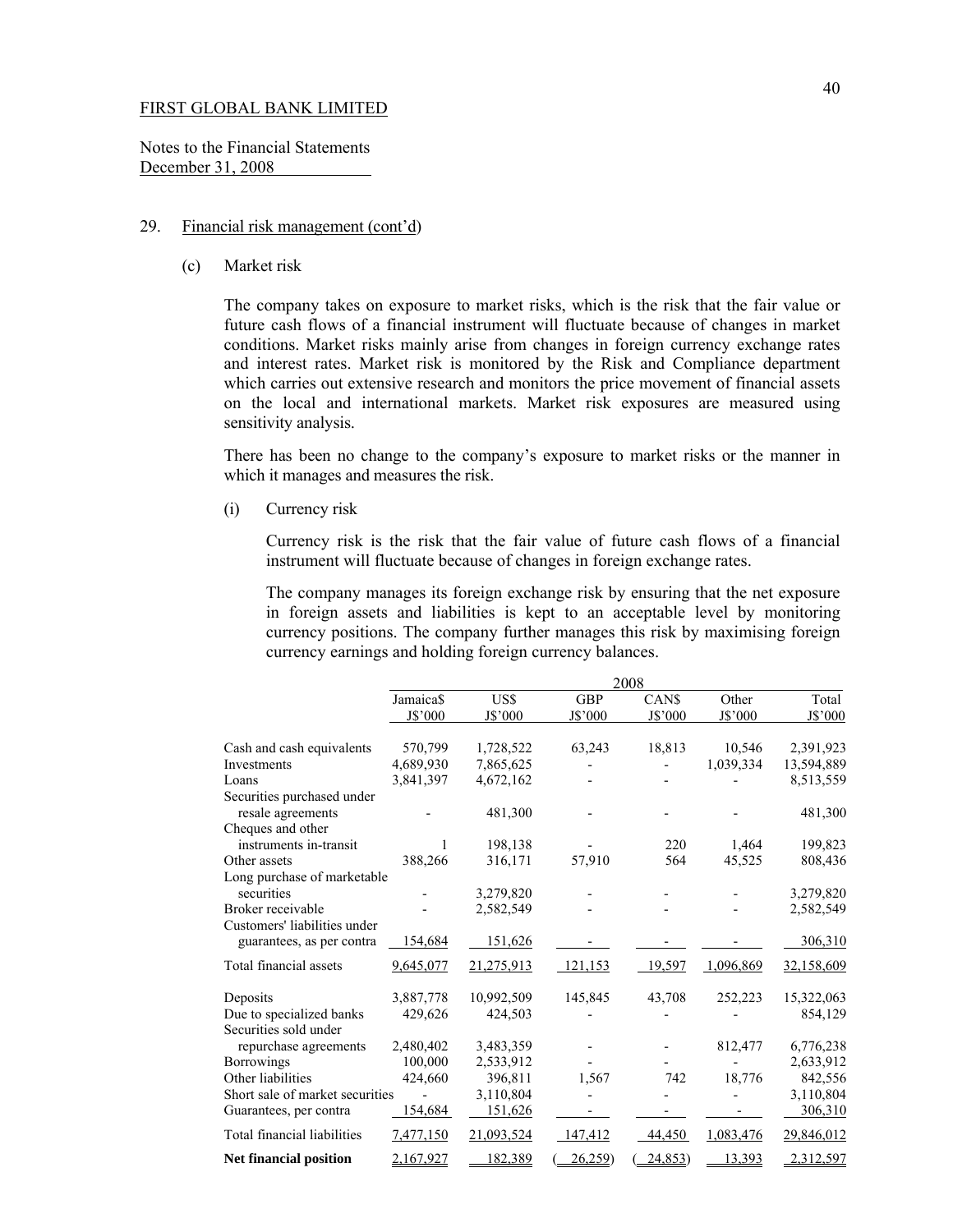FIRST GLOBAL BANK LIMITED

Notes to the Financial Statements
December 31, 2008

29. Financial risk management (cont'd)

(c) Market risk

The company takes on exposure to market risks, which is the risk that the fair value or future cash flows of a financial instrument will fluctuate because of changes in market conditions. Market risks mainly arise from changes in foreign currency exchange rates and interest rates. Market risk is monitored by the Risk and Compliance department which carries out extensive research and monitors the price movement of financial assets on the local and international markets. Market risk exposures are measured using sensitivity analysis.

There has been no change to the company's exposure to market risks or the manner in which it manages and measures the risk.

(i) Currency risk

Currency risk is the risk that the fair value of future cash flows of a financial instrument will fluctuate because of changes in foreign exchange rates.

The company manages its foreign exchange risk by ensuring that the net exposure in foreign assets and liabilities is kept to an acceptable level by monitoring currency positions. The company further manages this risk by maximising foreign currency earnings and holding foreign currency balances.

| | 2008 | | | | | |
|---|---|---|---|---|---|---|
| | Jamaica$ J$'000 | US$ J$'000 | GBP J$'000 | CAN$ J$'000 | Other J$'000 | Total J$'000 |
| Cash and cash equivalents | 570,799 | 1,728,522 | 63,243 | 18,813 | 10,546 | 2,391,923 |
| Investments | 4,689,930 | 7,865,625 | - | - | 1,039,334 | 13,594,889 |
| Loans | 3,841,397 | 4,672,162 | - | - | - | 8,513,559 |
| Securities purchased under resale agreements | - | 481,300 | - | - | - | 481,300 |
| Cheques and other instruments in-transit | 1 | 198,138 | - | 220 | 1,464 | 199,823 |
| Other assets | 388,266 | 316,171 | 57,910 | 564 | 45,525 | 808,436 |
| Long purchase of marketable securities | - | 3,279,820 | - | - | - | 3,279,820 |
| Broker receivable | - | 2,582,549 | - | - | - | 2,582,549 |
| Customers' liabilities under guarantees, as per contra | 154,684 | 151,626 | - | - | - | 306,310 |
| Total financial assets | 9,645,077 | 21,275,913 | 121,153 | 19,597 | 1,096,869 | 32,158,609 |
| Deposits | 3,887,778 | 10,992,509 | 145,845 | 43,708 | 252,223 | 15,322,063 |
| Due to specialized banks | 429,626 | 424,503 | - | - | - | 854,129 |
| Securities sold under repurchase agreements | 2,480,402 | 3,483,359 | - | - | 812,477 | 6,776,238 |
| Borrowings | 100,000 | 2,533,912 | - | - | - | 2,633,912 |
| Other liabilities | 424,660 | 396,811 | 1,567 | 742 | 18,776 | 842,556 |
| Short sale of market securities | - | 3,110,804 | - | - | - | 3,110,804 |
| Guarantees, per contra | 154,684 | 151,626 | - | - | - | 306,310 |
| Total financial liabilities | 7,477,150 | 21,093,524 | 147,412 | 44,450 | 1,083,476 | 29,846,012 |
| **Net financial position** | 2,167,927 | 182,389 | (26,259) | (24,853) | 13,393 | 2,312,597 |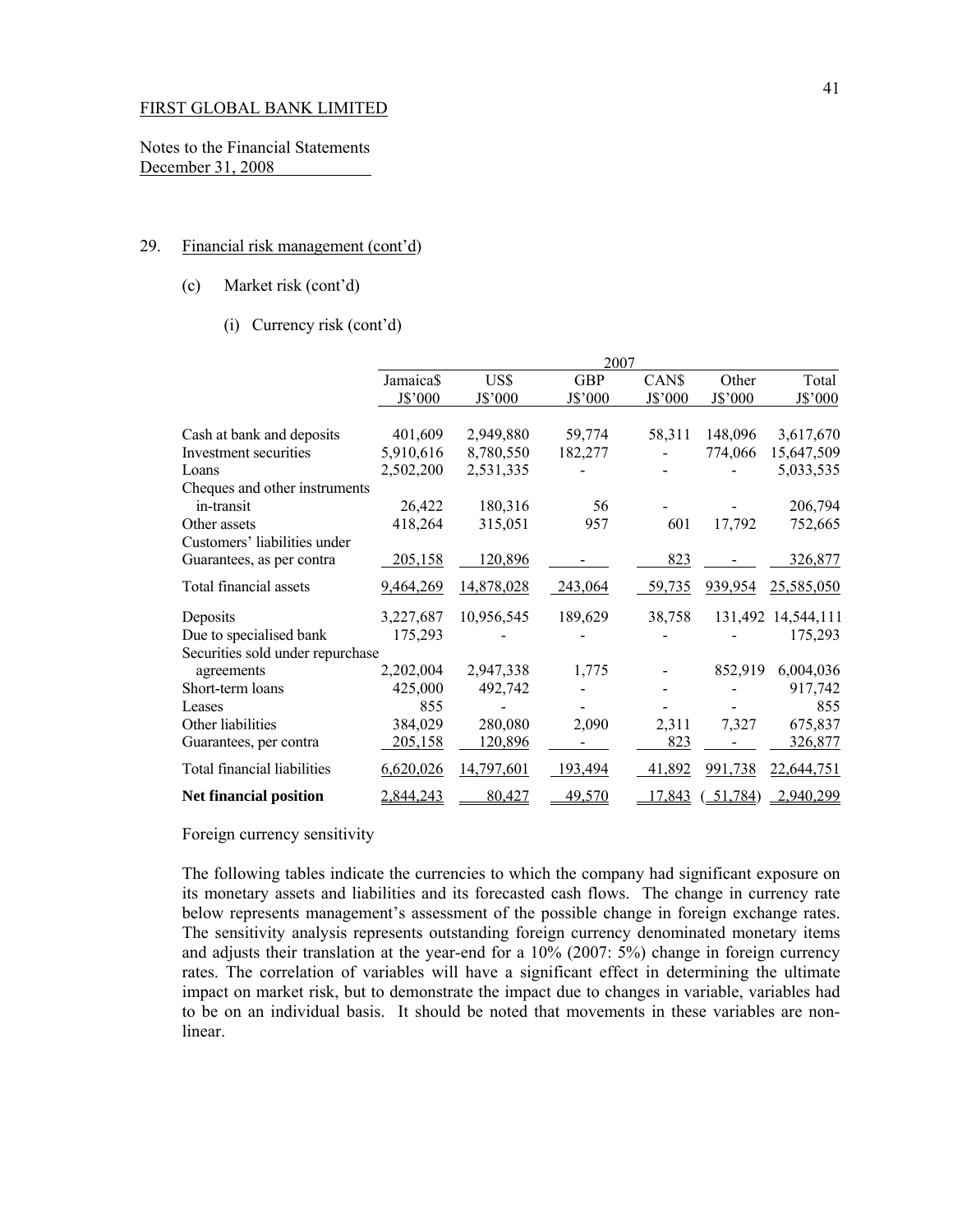FIRST GLOBAL BANK LIMITED

Notes to the Financial Statements
December 31, 2008

29. Financial risk management (cont'd)

(c) Market risk (cont'd)

(i) Currency risk (cont'd)

| | 2007 | | | | | |
|---|---|---|---|---|---|---|
| | Jamaica$ J$'000 | US$ J$'000 | GBP J$'000 | CAN$ J$'000 | Other J$'000 | Total J$'000 |
| Cash at bank and deposits | 401,609 | 2,949,880 | 59,774 | 58,311 | 148,096 | 3,617,670 |
| Investment securities | 5,910,616 | 8,780,550 | 182,277 | - | 774,066 | 15,647,509 |
| Loans | 2,502,200 | 2,531,335 | - | - | - | 5,033,535 |
| Cheques and other instruments in-transit | 26,422 | 180,316 | 56 | - | - | 206,794 |
| Other assets | 418,264 | 315,051 | 957 | 601 | 17,792 | 752,665 |
| Customers' liabilities under Guarantees, as per contra | 205,158 | 120,896 | - | 823 | - | 326,877 |
| Total financial assets | 9,464,269 | 14,878,028 | 243,064 | 59,735 | 939,954 | 25,585,050 |
| Deposits | 3,227,687 | 10,956,545 | 189,629 | 38,758 | 131,492 | 14,544,111 |
| Due to specialised bank | 175,293 | - | - | - | - | 175,293 |
| Securities sold under repurchase agreements | 2,202,004 | 2,947,338 | 1,775 | - | 852,919 | 6,004,036 |
| Short-term loans | 425,000 | 492,742 | - | - | - | 917,742 |
| Leases | 855 | - | - | - | - | 855 |
| Other liabilities | 384,029 | 280,080 | 2,090 | 2,311 | 7,327 | 675,837 |
| Guarantees, per contra | 205,158 | 120,896 | - | 823 | - | 326,877 |
| Total financial liabilities | 6,620,026 | 14,797,601 | 193,494 | 41,892 | 991,738 | 22,644,751 |
| **Net financial position** | 2,844,243 | 80,427 | 49,570 | 17,843 | (51,784) | 2,940,299 |

Foreign currency sensitivity

The following tables indicate the currencies to which the company had significant exposure on its monetary assets and liabilities and its forecasted cash flows. The change in currency rate below represents management's assessment of the possible change in foreign exchange rates. The sensitivity analysis represents outstanding foreign currency denominated monetary items and adjusts their translation at the year-end for a 10% (2007: 5%) change in foreign currency rates. The correlation of variables will have a significant effect in determining the ultimate impact on market risk, but to demonstrate the impact due to changes in variable, variables had to be on an individual basis. It should be noted that movements in these variables are non-linear.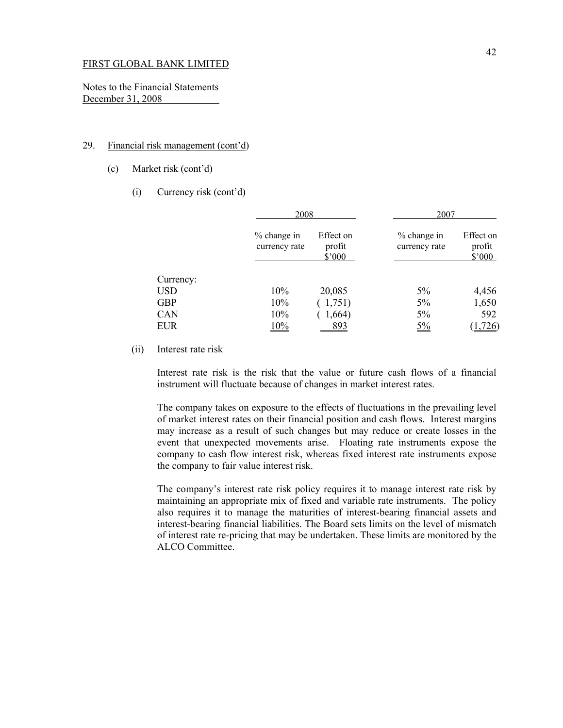FIRST GLOBAL BANK LIMITED

Notes to the Financial Statements
December 31, 2008

29. Financial risk management (cont'd)

(c) Market risk (cont'd)

(i) Currency risk (cont'd)

| | 2008 | | 2007 | |
|---|---|---|---|---|
| | % change in currency rate | Effect on profit $'000 | % change in currency rate | Effect on profit $'000 |
| Currency: | | | | |
| USD | 10% | 20,085 | 5% | 4,456 |
| GBP | 10% | ( 1,751) | 5% | 1,650 |
| CAN | 10% | ( 1,664) | 5% | 592 |
| EUR | 10% | 893 | 5% | (1,726) |

(ii) Interest rate risk

Interest rate risk is the risk that the value or future cash flows of a financial instrument will fluctuate because of changes in market interest rates.

The company takes on exposure to the effects of fluctuations in the prevailing level of market interest rates on their financial position and cash flows. Interest margins may increase as a result of such changes but may reduce or create losses in the event that unexpected movements arise. Floating rate instruments expose the company to cash flow interest risk, whereas fixed interest rate instruments expose the company to fair value interest risk.

The company's interest rate risk policy requires it to manage interest rate risk by maintaining an appropriate mix of fixed and variable rate instruments. The policy also requires it to manage the maturities of interest-bearing financial assets and interest-bearing financial liabilities. The Board sets limits on the level of mismatch of interest rate re-pricing that may be undertaken. These limits are monitored by the ALCO Committee.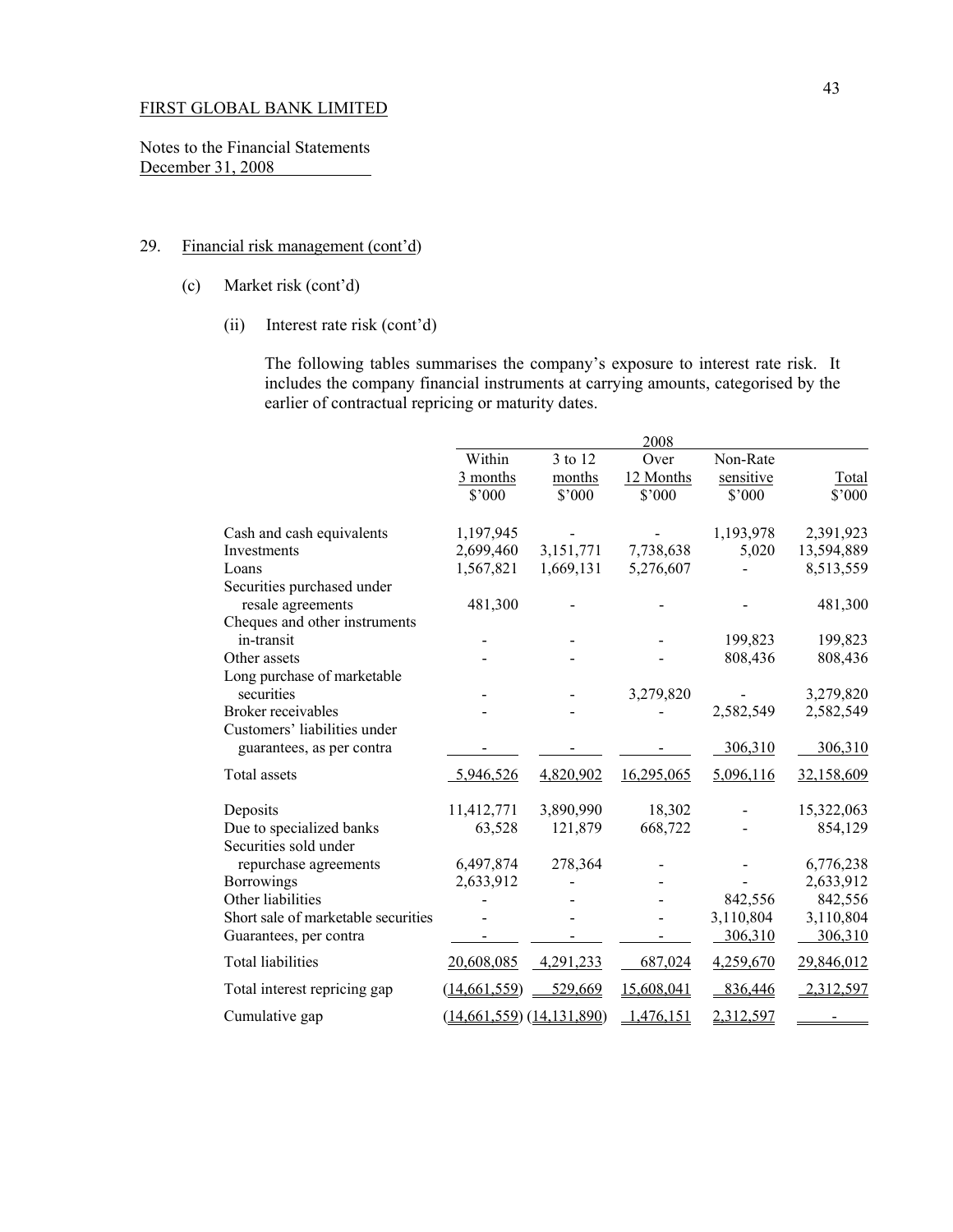FIRST GLOBAL BANK LIMITED

Notes to the Financial Statements
December 31, 2008

29. Financial risk management (cont'd)

(c) Market risk (cont'd)

(ii) Interest rate risk (cont'd)

The following tables summarises the company's exposure to interest rate risk. It includes the company financial instruments at carrying amounts, categorised by the earlier of contractual repricing or maturity dates.

| | 2008 | | | | |
|---|---|---|---|---|---|
| | Within 3 months $'000 | 3 to 12 months $'000 | Over 12 Months $'000 | Non-Rate sensitive $'000 | Total $'000 |
| Cash and cash equivalents | 1,197,945 | - | - | 1,193,978 | 2,391,923 |
| Investments | 2,699,460 | 3,151,771 | 7,738,638 | 5,020 | 13,594,889 |
| Loans | 1,567,821 | 1,669,131 | 5,276,607 | - | 8,513,559 |
| Securities purchased under resale agreements | 481,300 | - | - | - | 481,300 |
| Cheques and other instruments in-transit | - | - | - | 199,823 | 199,823 |
| Other assets | - | - | - | 808,436 | 808,436 |
| Long purchase of marketable securities | - | - | 3,279,820 | - | 3,279,820 |
| Broker receivables | - | - | - | 2,582,549 | 2,582,549 |
| Customers' liabilities under guarantees, as per contra | - | - | - | 306,310 | 306,310 |
| Total assets | 5,946,526 | 4,820,902 | 16,295,065 | 5,096,116 | 32,158,609 |
| Deposits | 11,412,771 | 3,890,990 | 18,302 | - | 15,322,063 |
| Due to specialized banks | 63,528 | 121,879 | 668,722 | - | 854,129 |
| Securities sold under repurchase agreements | 6,497,874 | 278,364 | - | - | 6,776,238 |
| Borrowings | 2,633,912 | - | - | - | 2,633,912 |
| Other liabilities | - | - | - | 842,556 | 842,556 |
| Short sale of marketable securities | - | - | - | 3,110,804 | 3,110,804 |
| Guarantees, per contra | - | - | - | 306,310 | 306,310 |
| Total liabilities | 20,608,085 | 4,291,233 | 687,024 | 4,259,670 | 29,846,012 |
| Total interest repricing gap | (14,661,559) | 529,669 | 15,608,041 | 836,446 | 2,312,597 |
| Cumulative gap | (14,661,559) | (14,131,890) | 1,476,151 | 2,312,597 | - |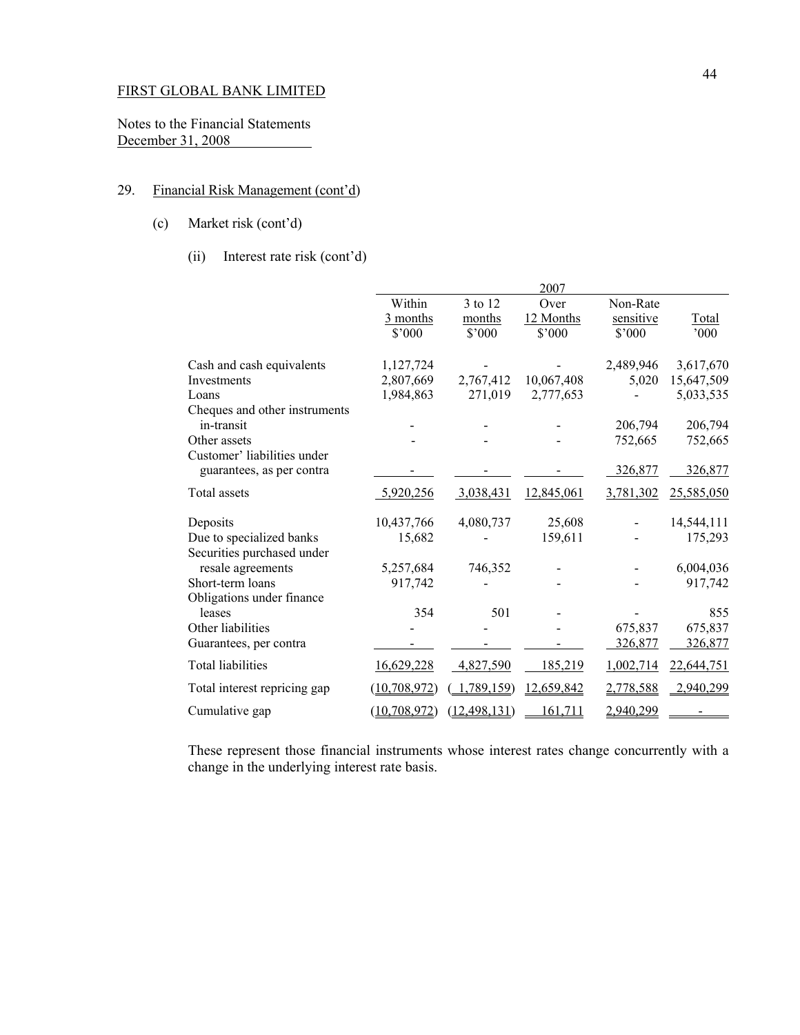FIRST GLOBAL BANK LIMITED

Notes to the Financial Statements
December 31, 2008

## 29. Financial Risk Management (cont'd)

### (c) Market risk (cont'd)

#### (ii) Interest rate risk (cont'd)

| | 2007 | | | | |
|---|---|---|---|---|---|
| | Within 3 months $'000 | 3 to 12 months $'000 | Over 12 Months $'000 | Non-Rate sensitive $'000 | Total '000 |
| Cash and cash equivalents | 1,127,724 | - | - | 2,489,946 | 3,617,670 |
| Investments | 2,807,669 | 2,767,412 | 10,067,408 | 5,020 | 15,647,509 |
| Loans | 1,984,863 | 271,019 | 2,777,653 | - | 5,033,535 |
| Cheques and other instruments in-transit | - | - | - | 206,794 | 206,794 |
| Other assets | - | - | - | 752,665 | 752,665 |
| Customer' liabilities under guarantees, as per contra | - | - | - | 326,877 | 326,877 |
| Total assets | 5,920,256 | 3,038,431 | 12,845,061 | 3,781,302 | 25,585,050 |
| Deposits | 10,437,766 | 4,080,737 | 25,608 | - | 14,544,111 |
| Due to specialized banks | 15,682 | - | 159,611 | - | 175,293 |
| Securities purchased under resale agreements | 5,257,684 | 746,352 | - | - | 6,004,036 |
| Short-term loans | 917,742 | - | - | - | 917,742 |
| Obligations under finance leases | 354 | 501 | - | - | 855 |
| Other liabilities | - | - | - | 675,837 | 675,837 |
| Guarantees, per contra | - | - | - | 326,877 | 326,877 |
| Total liabilities | 16,629,228 | 4,827,590 | 185,219 | 1,002,714 | 22,644,751 |
| Total interest repricing gap | (10,708,972) | (1,789,159) | 12,659,842 | 2,778,588 | 2,940,299 |
| Cumulative gap | (10,708,972) | (12,498,131) | 161,711 | 2,940,299 | - |

These represent those financial instruments whose interest rates change concurrently with a change in the underlying interest rate basis.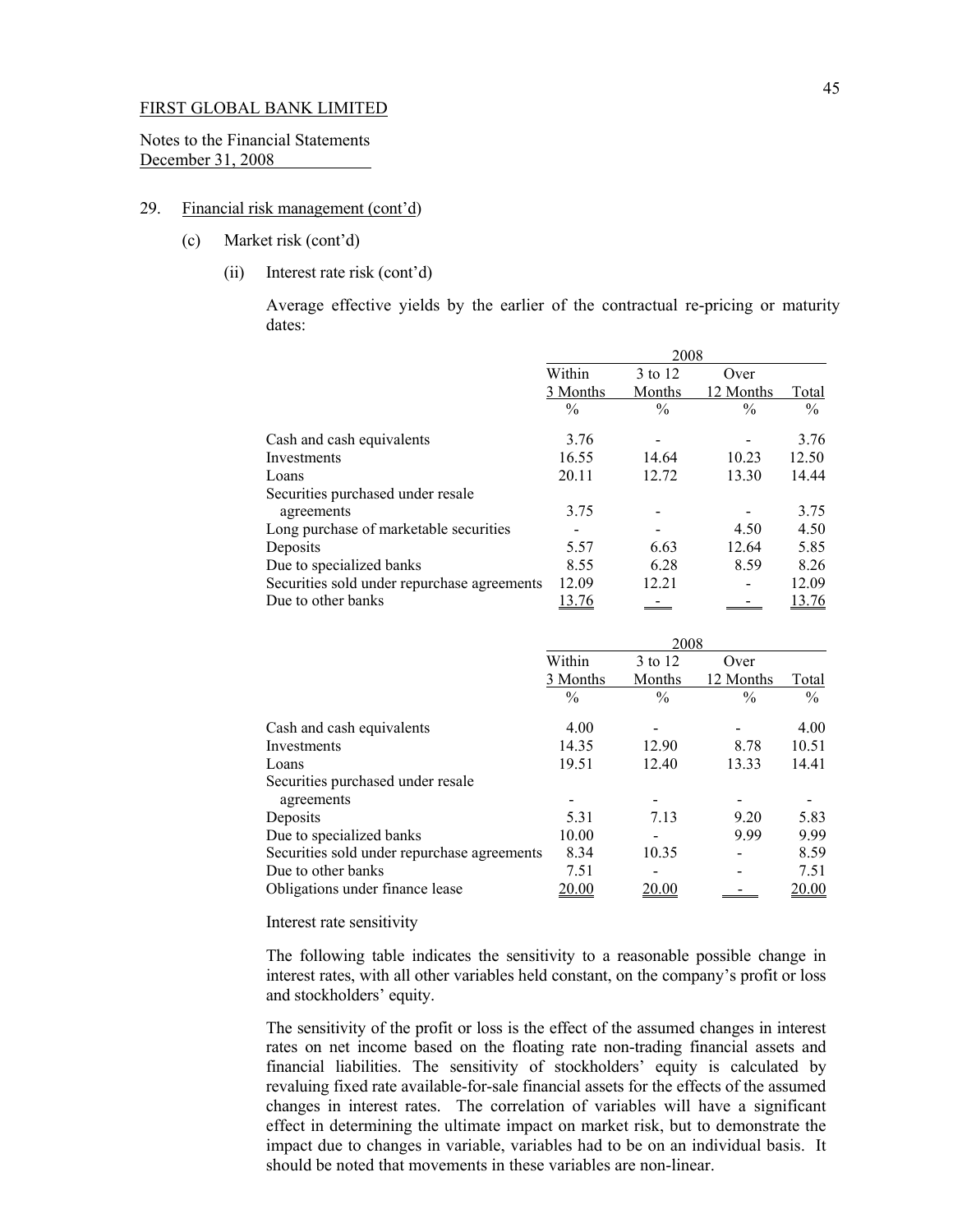FIRST GLOBAL BANK LIMITED

Notes to the Financial Statements
December 31, 2008

29. Financial risk management (cont'd)

(c) Market risk (cont'd)

(ii) Interest rate risk (cont'd)

Average effective yields by the earlier of the contractual re-pricing or maturity dates:

| | 2008 | | | |
|---|---|---|---|---|
| | Within 3 Months | 3 to 12 Months | Over 12 Months | Total |
| | % | % | % | % |
| Cash and cash equivalents | 3.76 | - | - | 3.76 |
| Investments | 16.55 | 14.64 | 10.23 | 12.50 |
| Loans | 20.11 | 12.72 | 13.30 | 14.44 |
| Securities purchased under resale agreements | 3.75 | - | - | 3.75 |
| Long purchase of marketable securities | - | - | 4.50 | 4.50 |
| Deposits | 5.57 | 6.63 | 12.64 | 5.85 |
| Due to specialized banks | 8.55 | 6.28 | 8.59 | 8.26 |
| Securities sold under repurchase agreements | 12.09 | 12.21 | - | 12.09 |
| Due to other banks | 13.76 | - | - | 13.76 |

| | 2008 | | | |
|---|---|---|---|---|
| | Within 3 Months | 3 to 12 Months | Over 12 Months | Total |
| | % | % | % | % |
| Cash and cash equivalents | 4.00 | - | - | 4.00 |
| Investments | 14.35 | 12.90 | 8.78 | 10.51 |
| Loans | 19.51 | 12.40 | 13.33 | 14.41 |
| Securities purchased under resale agreements | - | - | - | - |
| Deposits | 5.31 | 7.13 | 9.20 | 5.83 |
| Due to specialized banks | 10.00 | - | 9.99 | 9.99 |
| Securities sold under repurchase agreements | 8.34 | 10.35 | - | 8.59 |
| Due to other banks | 7.51 | - | - | 7.51 |
| Obligations under finance lease | 20.00 | 20.00 | - | 20.00 |

Interest rate sensitivity

The following table indicates the sensitivity to a reasonable possible change in interest rates, with all other variables held constant, on the company's profit or loss and stockholders' equity.

The sensitivity of the profit or loss is the effect of the assumed changes in interest rates on net income based on the floating rate non-trading financial assets and financial liabilities. The sensitivity of stockholders' equity is calculated by revaluing fixed rate available-for-sale financial assets for the effects of the assumed changes in interest rates. The correlation of variables will have a significant effect in determining the ultimate impact on market risk, but to demonstrate the impact due to changes in variable, variables had to be on an individual basis. It should be noted that movements in these variables are non-linear.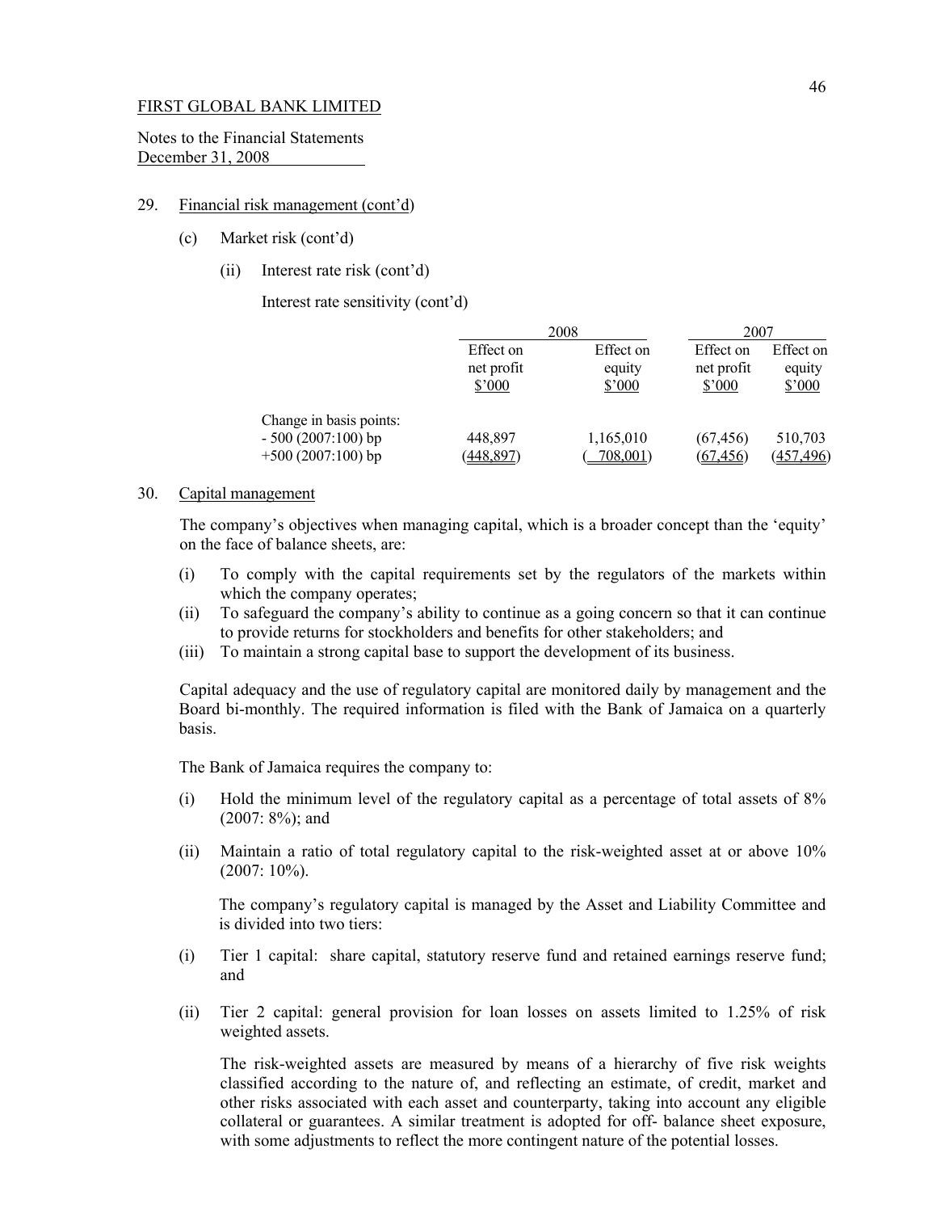FIRST GLOBAL BANK LIMITED

Notes to the Financial Statements
December 31, 2008

29. Financial risk management (cont'd)

(c) Market risk (cont'd)

(ii) Interest rate risk (cont'd)

Interest rate sensitivity (cont'd)

| | 2008 | | 2007 | |
|---|---|---|---|---|
| | Effect on net profit $'000 | Effect on equity $'000 | Effect on net profit $'000 | Effect on equity $'000 |
| Change in basis points: | | | | |
| - 500 (2007:100) bp | 448,897 | 1,165,010 | (67,456) | 510,703 |
| +500 (2007:100) bp | (448,897) | ( 708,001) | (67,456) | (457,496) |

30. Capital management

The company's objectives when managing capital, which is a broader concept than the 'equity' on the face of balance sheets, are:

(i) To comply with the capital requirements set by the regulators of the markets within which the company operates;
(ii) To safeguard the company's ability to continue as a going concern so that it can continue to provide returns for stockholders and benefits for other stakeholders; and
(iii) To maintain a strong capital base to support the development of its business.

Capital adequacy and the use of regulatory capital are monitored daily by management and the Board bi-monthly. The required information is filed with the Bank of Jamaica on a quarterly basis.

The Bank of Jamaica requires the company to:

(i) Hold the minimum level of the regulatory capital as a percentage of total assets of 8% (2007: 8%); and

(ii) Maintain a ratio of total regulatory capital to the risk-weighted asset at or above 10% (2007: 10%).

The company's regulatory capital is managed by the Asset and Liability Committee and is divided into two tiers:

(i) Tier 1 capital: share capital, statutory reserve fund and retained earnings reserve fund; and

(ii) Tier 2 capital: general provision for loan losses on assets limited to 1.25% of risk weighted assets.

The risk-weighted assets are measured by means of a hierarchy of five risk weights classified according to the nature of, and reflecting an estimate, of credit, market and other risks associated with each asset and counterparty, taking into account any eligible collateral or guarantees. A similar treatment is adopted for off- balance sheet exposure, with some adjustments to reflect the more contingent nature of the potential losses.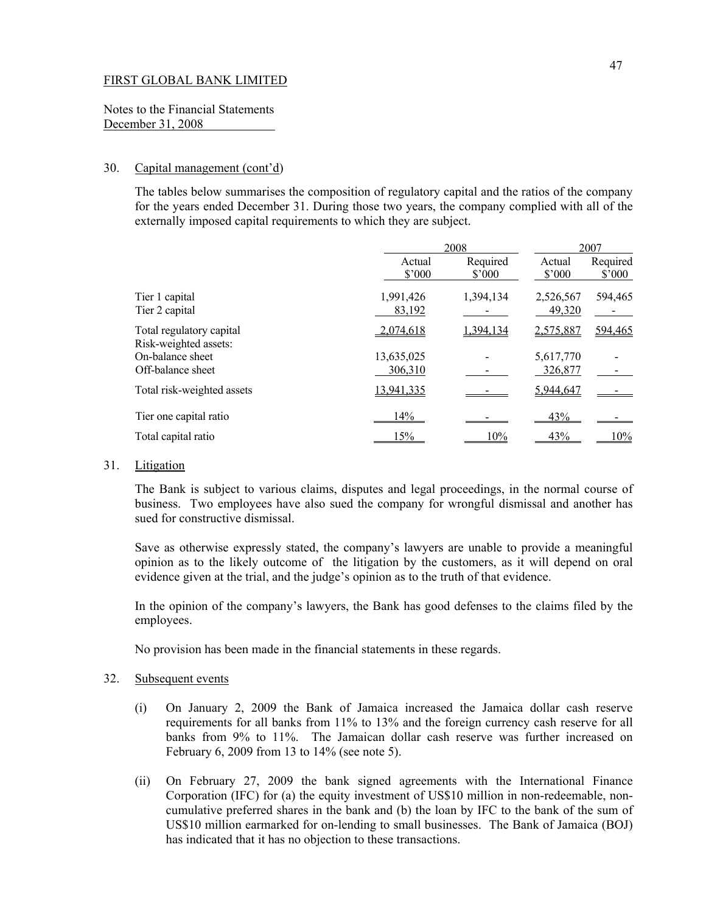FIRST GLOBAL BANK LIMITED

Notes to the Financial Statements
December 31, 2008

30. Capital management (cont'd)

The tables below summarises the composition of regulatory capital and the ratios of the company for the years ended December 31. During those two years, the company complied with all of the externally imposed capital requirements to which they are subject.

| | 2008 | | 2007 | |
|---|---|---|---|---|
| | Actual $'000 | Required $'000 | Actual $'000 | Required $'000 |
| Tier 1 capital | 1,991,426 | 1,394,134 | 2,526,567 | 594,465 |
| Tier 2 capital | 83,192 | - | 49,320 | - |
| Total regulatory capital | 2,074,618 | 1,394,134 | 2,575,887 | 594,465 |
| Risk-weighted assets: | | | | |
| On-balance sheet | 13,635,025 | - | 5,617,770 | - |
| Off-balance sheet | 306,310 | - | 326,877 | - |
| Total risk-weighted assets | 13,941,335 | - | 5,944,647 | - |
| Tier one capital ratio | 14% | - | 43% | - |
| Total capital ratio | 15% | 10% | 43% | 10% |

31. Litigation

The Bank is subject to various claims, disputes and legal proceedings, in the normal course of business. Two employees have also sued the company for wrongful dismissal and another has sued for constructive dismissal.

Save as otherwise expressly stated, the company's lawyers are unable to provide a meaningful opinion as to the likely outcome of the litigation by the customers, as it will depend on oral evidence given at the trial, and the judge's opinion as to the truth of that evidence.

In the opinion of the company's lawyers, the Bank has good defenses to the claims filed by the employees.

No provision has been made in the financial statements in these regards.

32. Subsequent events

(i) On January 2, 2009 the Bank of Jamaica increased the Jamaica dollar cash reserve requirements for all banks from 11% to 13% and the foreign currency cash reserve for all banks from 9% to 11%. The Jamaican dollar cash reserve was further increased on February 6, 2009 from 13 to 14% (see note 5).

(ii) On February 27, 2009 the bank signed agreements with the International Finance Corporation (IFC) for (a) the equity investment of US$10 million in non-redeemable, non-cumulative preferred shares in the bank and (b) the loan by IFC to the bank of the sum of US$10 million earmarked for on-lending to small businesses. The Bank of Jamaica (BOJ) has indicated that it has no objection to these transactions.